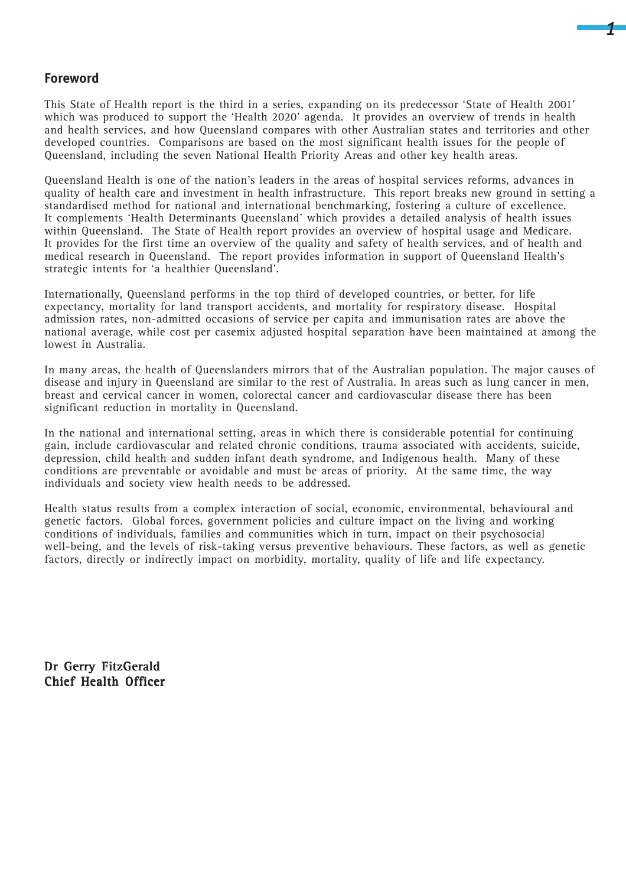## Foreword

This State of Health report is the third in a series, expanding on its predecessor 'State of Health 2001' which was produced to support the 'Health 2020' agenda. It provides an overview of trends in health and health services, and how Queensland compares with other Australian states and territories and other developed countries. Comparisons are based on the most significant health issues for the people of Queensland, including the seven National Health Priority Areas and other key health areas.

Queensland Health is one of the nation's leaders in the areas of hospital services reforms, advances in quality of health care and investment in health infrastructure. This report breaks new ground in setting a standardised method for national and international benchmarking, fostering a culture of excellence. It complements 'Health Determinants Queensland' which provides a detailed analysis of health issues within Queensland. The State of Health report provides an overview of hospital usage and Medicare. It provides for the first time an overview of the quality and safety of health services, and of health and medical research in Queensland. The report provides information in support of Queensland Health's strategic intents for 'a healthier Queensland'.

Internationally, Queensland performs in the top third of developed countries, or better, for life expectancy, mortality for land transport accidents, and mortality for respiratory disease. Hospital admission rates, non-admitted occasions of service per capita and immunisation rates are above the national average, while cost per casemix adjusted hospital separation have been maintained at among the lowest in Australia.

In many areas, the health of Queenslanders mirrors that of the Australian population. The major causes of disease and injury in Queensland are similar to the rest of Australia. In areas such as lung cancer in men, breast and cervical cancer in women, colorectal cancer and cardiovascular disease there has been significant reduction in mortality in Queensland.

In the national and international setting, areas in which there is considerable potential for continuing gain, include cardiovascular and related chronic conditions, trauma associated with accidents, suicide, depression, child health and sudden infant death syndrome, and Indigenous health. Many of these conditions are preventable or avoidable and must be areas of priority. At the same time, the way individuals and society view health needs to be addressed.

Health status results from a complex interaction of social, economic, environmental, behavioural and genetic factors. Global forces, government policies and culture impact on the living and working conditions of individuals, families and communities which in turn, impact on their psychosocial well-being, and the levels of risk-taking versus preventive behaviours. These factors, as well as genetic factors, directly or indirectly impact on morbidity, mortality, quality of life and life expectancy.

**Dr Gerry FitzGerald**
**Chief Health Officer**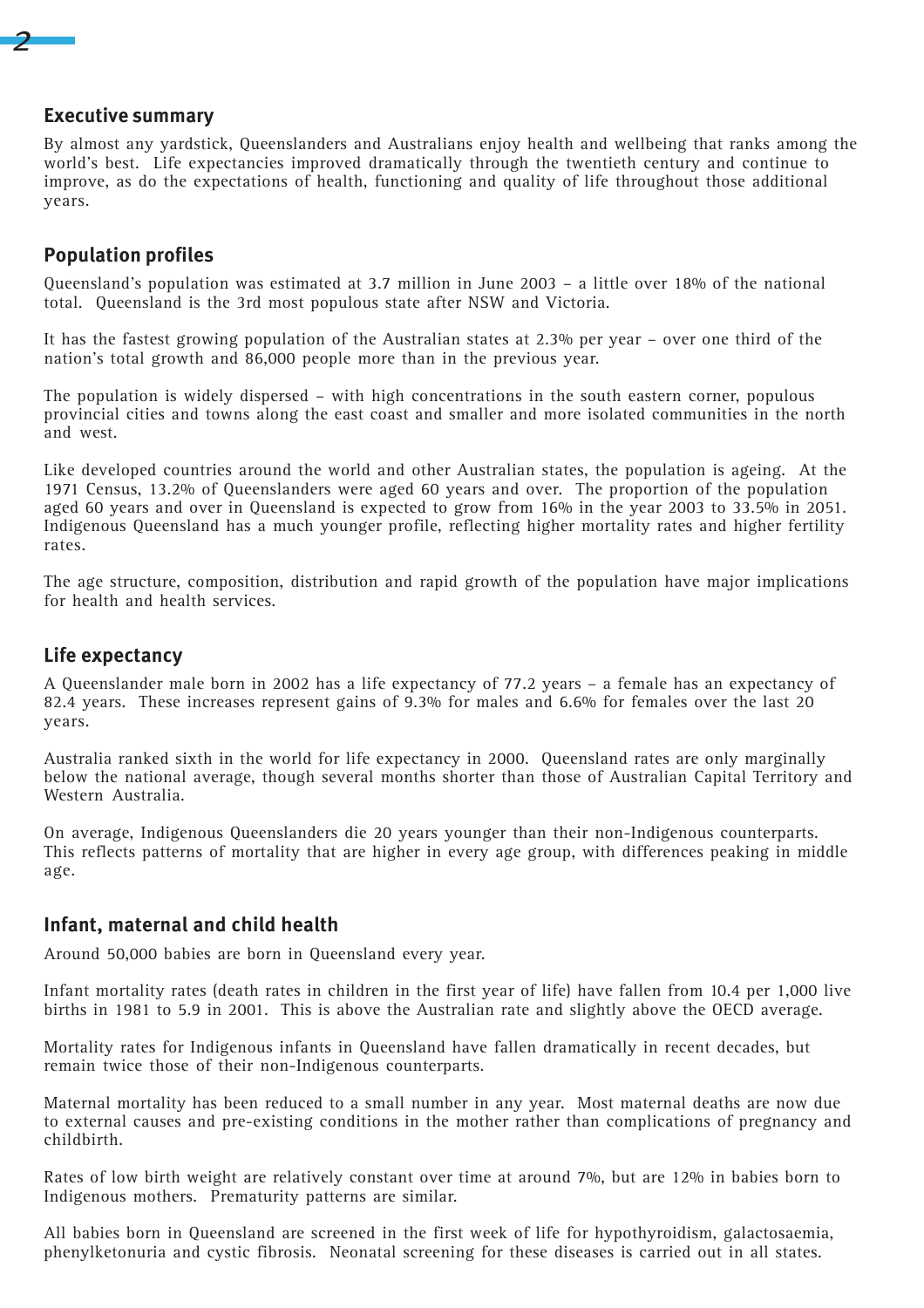## Executive summary

By almost any yardstick, Queenslanders and Australians enjoy health and wellbeing that ranks among the world's best. Life expectancies improved dramatically through the twentieth century and continue to improve, as do the expectations of health, functioning and quality of life throughout those additional years.

## Population profiles

Queensland's population was estimated at 3.7 million in June 2003 – a little over 18% of the national total. Queensland is the 3rd most populous state after NSW and Victoria.

It has the fastest growing population of the Australian states at 2.3% per year – over one third of the nation's total growth and 86,000 people more than in the previous year.

The population is widely dispersed – with high concentrations in the south eastern corner, populous provincial cities and towns along the east coast and smaller and more isolated communities in the north and west.

Like developed countries around the world and other Australian states, the population is ageing. At the 1971 Census, 13.2% of Queenslanders were aged 60 years and over. The proportion of the population aged 60 years and over in Queensland is expected to grow from 16% in the year 2003 to 33.5% in 2051. Indigenous Queensland has a much younger profile, reflecting higher mortality rates and higher fertility rates.

The age structure, composition, distribution and rapid growth of the population have major implications for health and health services.

## Life expectancy

A Queenslander male born in 2002 has a life expectancy of 77.2 years – a female has an expectancy of 82.4 years. These increases represent gains of 9.3% for males and 6.6% for females over the last 20 years.

Australia ranked sixth in the world for life expectancy in 2000. Queensland rates are only marginally below the national average, though several months shorter than those of Australian Capital Territory and Western Australia.

On average, Indigenous Queenslanders die 20 years younger than their non-Indigenous counterparts. This reflects patterns of mortality that are higher in every age group, with differences peaking in middle age.

## Infant, maternal and child health

Around 50,000 babies are born in Queensland every year.

Infant mortality rates (death rates in children in the first year of life) have fallen from 10.4 per 1,000 live births in 1981 to 5.9 in 2001. This is above the Australian rate and slightly above the OECD average.

Mortality rates for Indigenous infants in Queensland have fallen dramatically in recent decades, but remain twice those of their non-Indigenous counterparts.

Maternal mortality has been reduced to a small number in any year. Most maternal deaths are now due to external causes and pre-existing conditions in the mother rather than complications of pregnancy and childbirth.

Rates of low birth weight are relatively constant over time at around 7%, but are 12% in babies born to Indigenous mothers. Prematurity patterns are similar.

All babies born in Queensland are screened in the first week of life for hypothyroidism, galactosaemia, phenylketonuria and cystic fibrosis. Neonatal screening for these diseases is carried out in all states.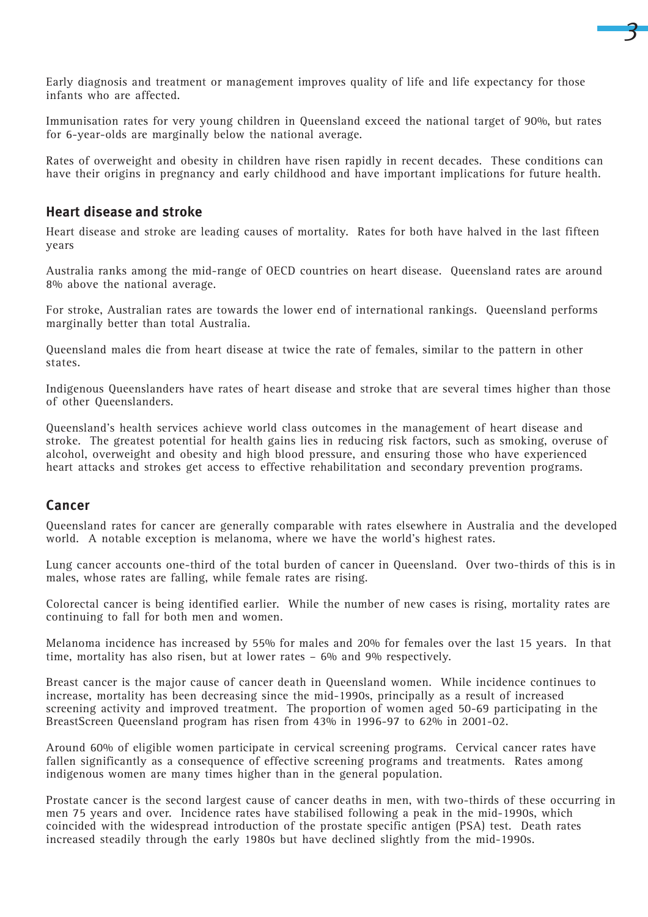Early diagnosis and treatment or management improves quality of life and life expectancy for those infants who are affected.

Immunisation rates for very young children in Queensland exceed the national target of 90%, but rates for 6-year-olds are marginally below the national average.

Rates of overweight and obesity in children have risen rapidly in recent decades. These conditions can have their origins in pregnancy and early childhood and have important implications for future health.

## Heart disease and stroke

Heart disease and stroke are leading causes of mortality. Rates for both have halved in the last fifteen years

Australia ranks among the mid-range of OECD countries on heart disease. Queensland rates are around 8% above the national average.

For stroke, Australian rates are towards the lower end of international rankings. Queensland performs marginally better than total Australia.

Queensland males die from heart disease at twice the rate of females, similar to the pattern in other states.

Indigenous Queenslanders have rates of heart disease and stroke that are several times higher than those of other Queenslanders.

Queensland's health services achieve world class outcomes in the management of heart disease and stroke. The greatest potential for health gains lies in reducing risk factors, such as smoking, overuse of alcohol, overweight and obesity and high blood pressure, and ensuring those who have experienced heart attacks and strokes get access to effective rehabilitation and secondary prevention programs.

## Cancer

Queensland rates for cancer are generally comparable with rates elsewhere in Australia and the developed world. A notable exception is melanoma, where we have the world's highest rates.

Lung cancer accounts one-third of the total burden of cancer in Queensland. Over two-thirds of this is in males, whose rates are falling, while female rates are rising.

Colorectal cancer is being identified earlier. While the number of new cases is rising, mortality rates are continuing to fall for both men and women.

Melanoma incidence has increased by 55% for males and 20% for females over the last 15 years. In that time, mortality has also risen, but at lower rates – 6% and 9% respectively.

Breast cancer is the major cause of cancer death in Queensland women. While incidence continues to increase, mortality has been decreasing since the mid-1990s, principally as a result of increased screening activity and improved treatment. The proportion of women aged 50-69 participating in the BreastScreen Queensland program has risen from 43% in 1996-97 to 62% in 2001-02.

Around 60% of eligible women participate in cervical screening programs. Cervical cancer rates have fallen significantly as a consequence of effective screening programs and treatments. Rates among indigenous women are many times higher than in the general population.

Prostate cancer is the second largest cause of cancer deaths in men, with two-thirds of these occurring in men 75 years and over. Incidence rates have stabilised following a peak in the mid-1990s, which coincided with the widespread introduction of the prostate specific antigen (PSA) test. Death rates increased steadily through the early 1980s but have declined slightly from the mid-1990s.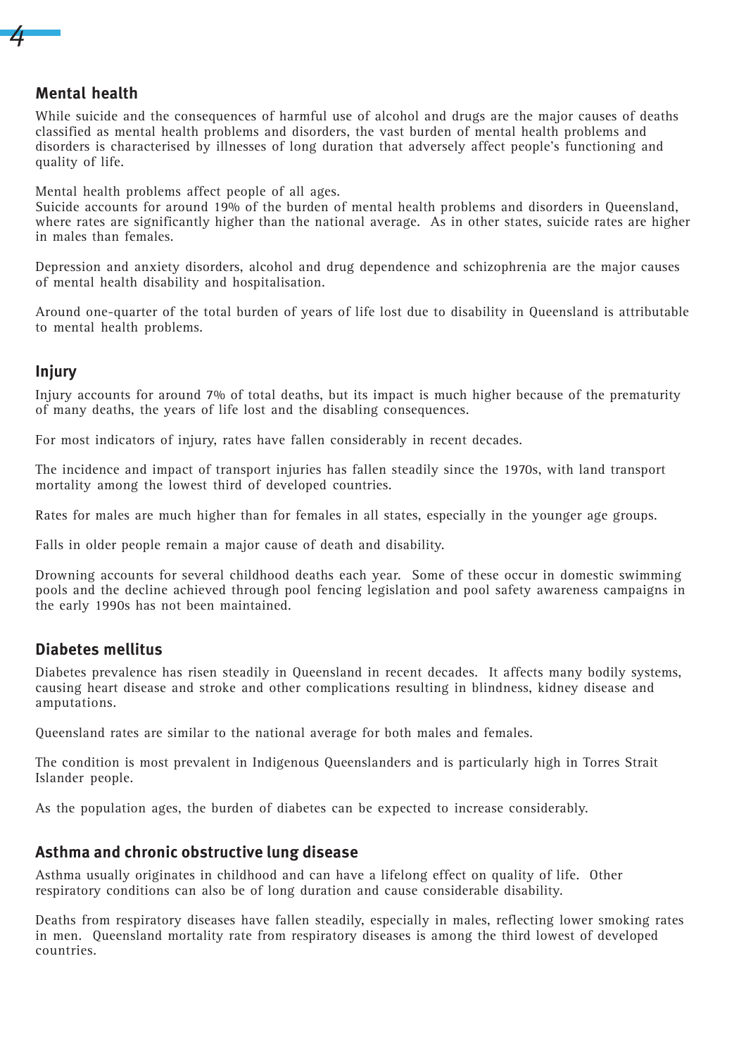## Mental health

While suicide and the consequences of harmful use of alcohol and drugs are the major causes of deaths classified as mental health problems and disorders, the vast burden of mental health problems and disorders is characterised by illnesses of long duration that adversely affect people's functioning and quality of life.

Mental health problems affect people of all ages.
Suicide accounts for around 19% of the burden of mental health problems and disorders in Queensland, where rates are significantly higher than the national average. As in other states, suicide rates are higher in males than females.

Depression and anxiety disorders, alcohol and drug dependence and schizophrenia are the major causes of mental health disability and hospitalisation.

Around one-quarter of the total burden of years of life lost due to disability in Queensland is attributable to mental health problems.

## Injury

Injury accounts for around 7% of total deaths, but its impact is much higher because of the prematurity of many deaths, the years of life lost and the disabling consequences.

For most indicators of injury, rates have fallen considerably in recent decades.

The incidence and impact of transport injuries has fallen steadily since the 1970s, with land transport mortality among the lowest third of developed countries.

Rates for males are much higher than for females in all states, especially in the younger age groups.

Falls in older people remain a major cause of death and disability.

Drowning accounts for several childhood deaths each year. Some of these occur in domestic swimming pools and the decline achieved through pool fencing legislation and pool safety awareness campaigns in the early 1990s has not been maintained.

## Diabetes mellitus

Diabetes prevalence has risen steadily in Queensland in recent decades. It affects many bodily systems, causing heart disease and stroke and other complications resulting in blindness, kidney disease and amputations.

Queensland rates are similar to the national average for both males and females.

The condition is most prevalent in Indigenous Queenslanders and is particularly high in Torres Strait Islander people.

As the population ages, the burden of diabetes can be expected to increase considerably.

## Asthma and chronic obstructive lung disease

Asthma usually originates in childhood and can have a lifelong effect on quality of life. Other respiratory conditions can also be of long duration and cause considerable disability.

Deaths from respiratory diseases have fallen steadily, especially in males, reflecting lower smoking rates in men. Queensland mortality rate from respiratory diseases is among the third lowest of developed countries.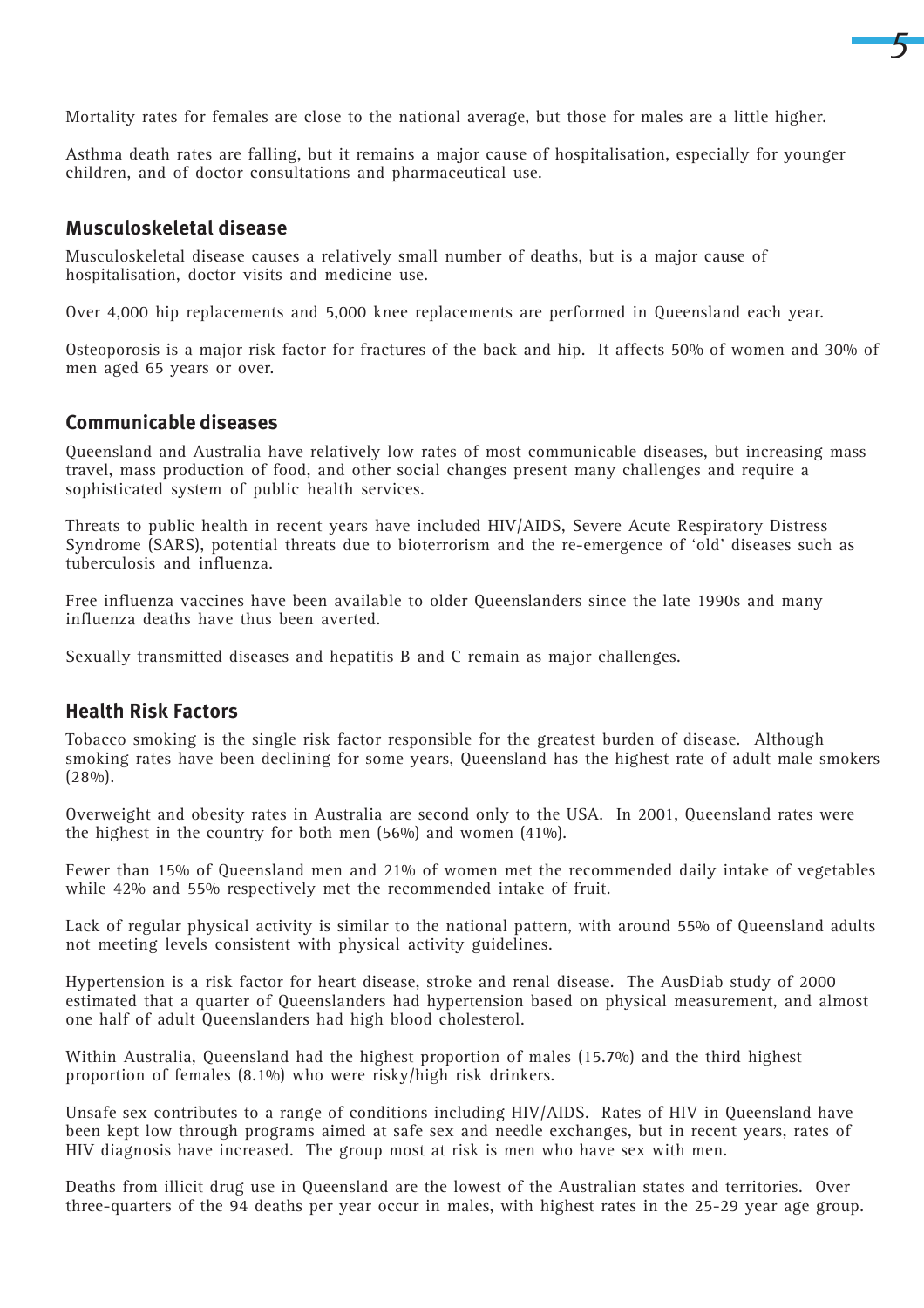Mortality rates for females are close to the national average, but those for males are a little higher.

Asthma death rates are falling, but it remains a major cause of hospitalisation, especially for younger children, and of doctor consultations and pharmaceutical use.

## Musculoskeletal disease

Musculoskeletal disease causes a relatively small number of deaths, but is a major cause of hospitalisation, doctor visits and medicine use.

Over 4,000 hip replacements and 5,000 knee replacements are performed in Queensland each year.

Osteoporosis is a major risk factor for fractures of the back and hip. It affects 50% of women and 30% of men aged 65 years or over.

## Communicable diseases

Queensland and Australia have relatively low rates of most communicable diseases, but increasing mass travel, mass production of food, and other social changes present many challenges and require a sophisticated system of public health services.

Threats to public health in recent years have included HIV/AIDS, Severe Acute Respiratory Distress Syndrome (SARS), potential threats due to bioterrorism and the re-emergence of 'old' diseases such as tuberculosis and influenza.

Free influenza vaccines have been available to older Queenslanders since the late 1990s and many influenza deaths have thus been averted.

Sexually transmitted diseases and hepatitis B and C remain as major challenges.

## Health Risk Factors

Tobacco smoking is the single risk factor responsible for the greatest burden of disease. Although smoking rates have been declining for some years, Queensland has the highest rate of adult male smokers (28%).

Overweight and obesity rates in Australia are second only to the USA. In 2001, Queensland rates were the highest in the country for both men (56%) and women (41%).

Fewer than 15% of Queensland men and 21% of women met the recommended daily intake of vegetables while 42% and 55% respectively met the recommended intake of fruit.

Lack of regular physical activity is similar to the national pattern, with around 55% of Queensland adults not meeting levels consistent with physical activity guidelines.

Hypertension is a risk factor for heart disease, stroke and renal disease. The AusDiab study of 2000 estimated that a quarter of Queenslanders had hypertension based on physical measurement, and almost one half of adult Queenslanders had high blood cholesterol.

Within Australia, Queensland had the highest proportion of males (15.7%) and the third highest proportion of females (8.1%) who were risky/high risk drinkers.

Unsafe sex contributes to a range of conditions including HIV/AIDS. Rates of HIV in Queensland have been kept low through programs aimed at safe sex and needle exchanges, but in recent years, rates of HIV diagnosis have increased. The group most at risk is men who have sex with men.

Deaths from illicit drug use in Queensland are the lowest of the Australian states and territories. Over three-quarters of the 94 deaths per year occur in males, with highest rates in the 25-29 year age group.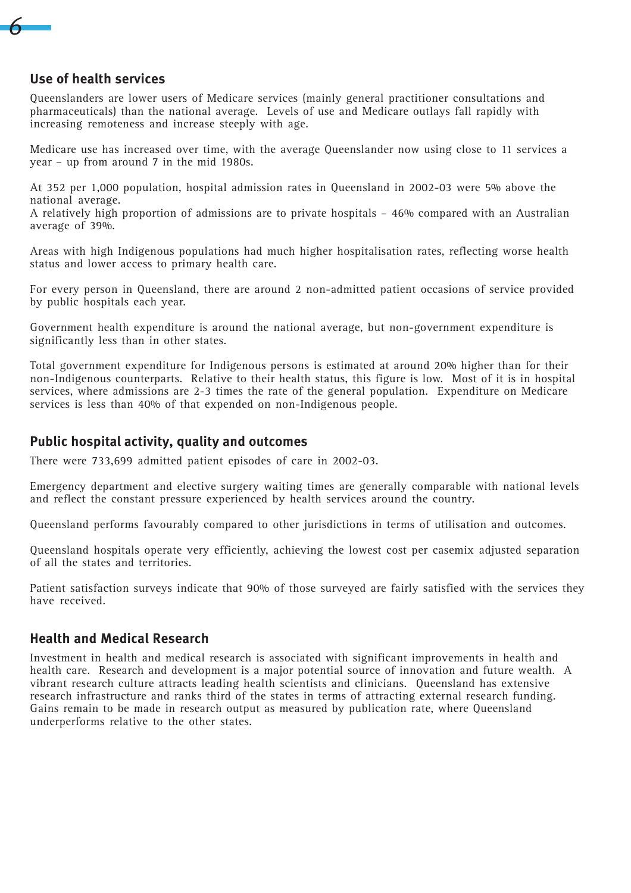## Use of health services

Queenslanders are lower users of Medicare services (mainly general practitioner consultations and pharmaceuticals) than the national average. Levels of use and Medicare outlays fall rapidly with increasing remoteness and increase steeply with age.

Medicare use has increased over time, with the average Queenslander now using close to 11 services a year – up from around 7 in the mid 1980s.

At 352 per 1,000 population, hospital admission rates in Queensland in 2002-03 were 5% above the national average.
A relatively high proportion of admissions are to private hospitals – 46% compared with an Australian average of 39%.

Areas with high Indigenous populations had much higher hospitalisation rates, reflecting worse health status and lower access to primary health care.

For every person in Queensland, there are around 2 non-admitted patient occasions of service provided by public hospitals each year.

Government health expenditure is around the national average, but non-government expenditure is significantly less than in other states.

Total government expenditure for Indigenous persons is estimated at around 20% higher than for their non-Indigenous counterparts. Relative to their health status, this figure is low. Most of it is in hospital services, where admissions are 2-3 times the rate of the general population. Expenditure on Medicare services is less than 40% of that expended on non-Indigenous people.

## Public hospital activity, quality and outcomes

There were 733,699 admitted patient episodes of care in 2002-03.

Emergency department and elective surgery waiting times are generally comparable with national levels and reflect the constant pressure experienced by health services around the country.

Queensland performs favourably compared to other jurisdictions in terms of utilisation and outcomes.

Queensland hospitals operate very efficiently, achieving the lowest cost per casemix adjusted separation of all the states and territories.

Patient satisfaction surveys indicate that 90% of those surveyed are fairly satisfied with the services they have received.

## Health and Medical Research

Investment in health and medical research is associated with significant improvements in health and health care. Research and development is a major potential source of innovation and future wealth. A vibrant research culture attracts leading health scientists and clinicians. Queensland has extensive research infrastructure and ranks third of the states in terms of attracting external research funding. Gains remain to be made in research output as measured by publication rate, where Queensland underperforms relative to the other states.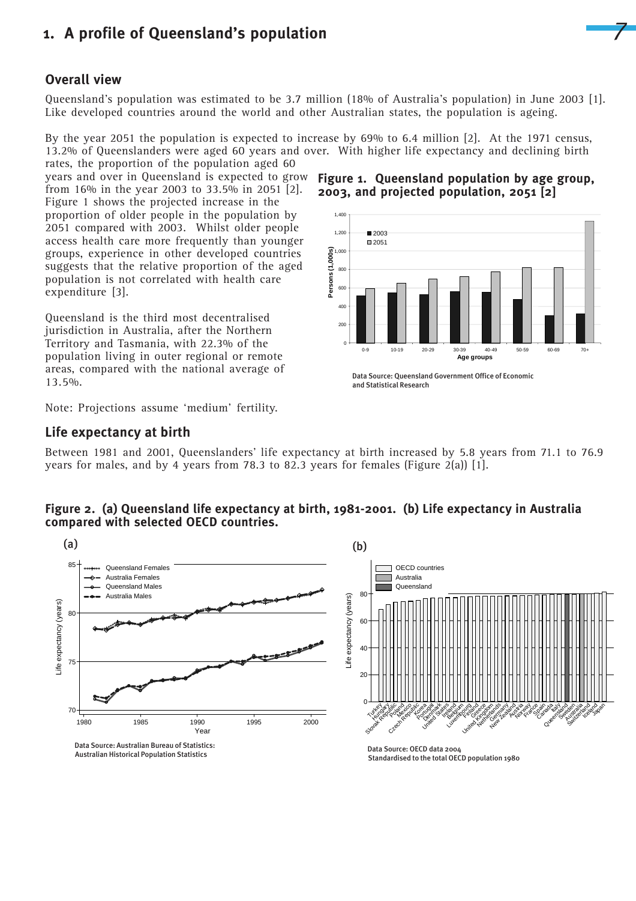# 1. A profile of Queensland's population

## Overall view

Queensland's population was estimated to be 3.7 million (18% of Australia's population) in June 2003 [1]. Like developed countries around the world and other Australian states, the population is ageing.

By the year 2051 the population is expected to increase by 69% to 6.4 million [2]. At the 1971 census, 13.2% of Queenslanders were aged 60 years and over. With higher life expectancy and declining birth rates, the proportion of the population aged 60 years and over in Queensland is expected to grow from 16% in the year 2003 to 33.5% in 2051 [2]. Figure 1 shows the projected increase in the proportion of older people in the population by 2051 compared with 2003. Whilst older people access health care more frequently than younger groups, experience in other developed countries suggests that the relative proportion of the aged population is not correlated with health care expenditure [3].

Queensland is the third most decentralised jurisdiction in Australia, after the Northern Territory and Tasmania, with 22.3% of the population living in outer regional or remote areas, compared with the national average of 13.5%.

Note: Projections assume 'medium' fertility.

**Figure 1. Queensland population by age group, 2003, and projected population, 2051 [2]**

Data Source: Queensland Government Office of Economic and Statistical Research

## Life expectancy at birth

Between 1981 and 2001, Queenslanders' life expectancy at birth increased by 5.8 years from 71.1 to 76.9 years for males, and by 4 years from 78.3 to 82.3 years for females (Figure 2(a)) [1].

**Figure 2. (a) Queensland life expectancy at birth, 1981-2001. (b) Life expectancy in Australia compared with selected OECD countries.**

(a)

Data Source: Australian Bureau of Statistics: Australian Historical Population Statistics

(b)

Data Source: OECD data 2004
Standardised to the total OECD population 1980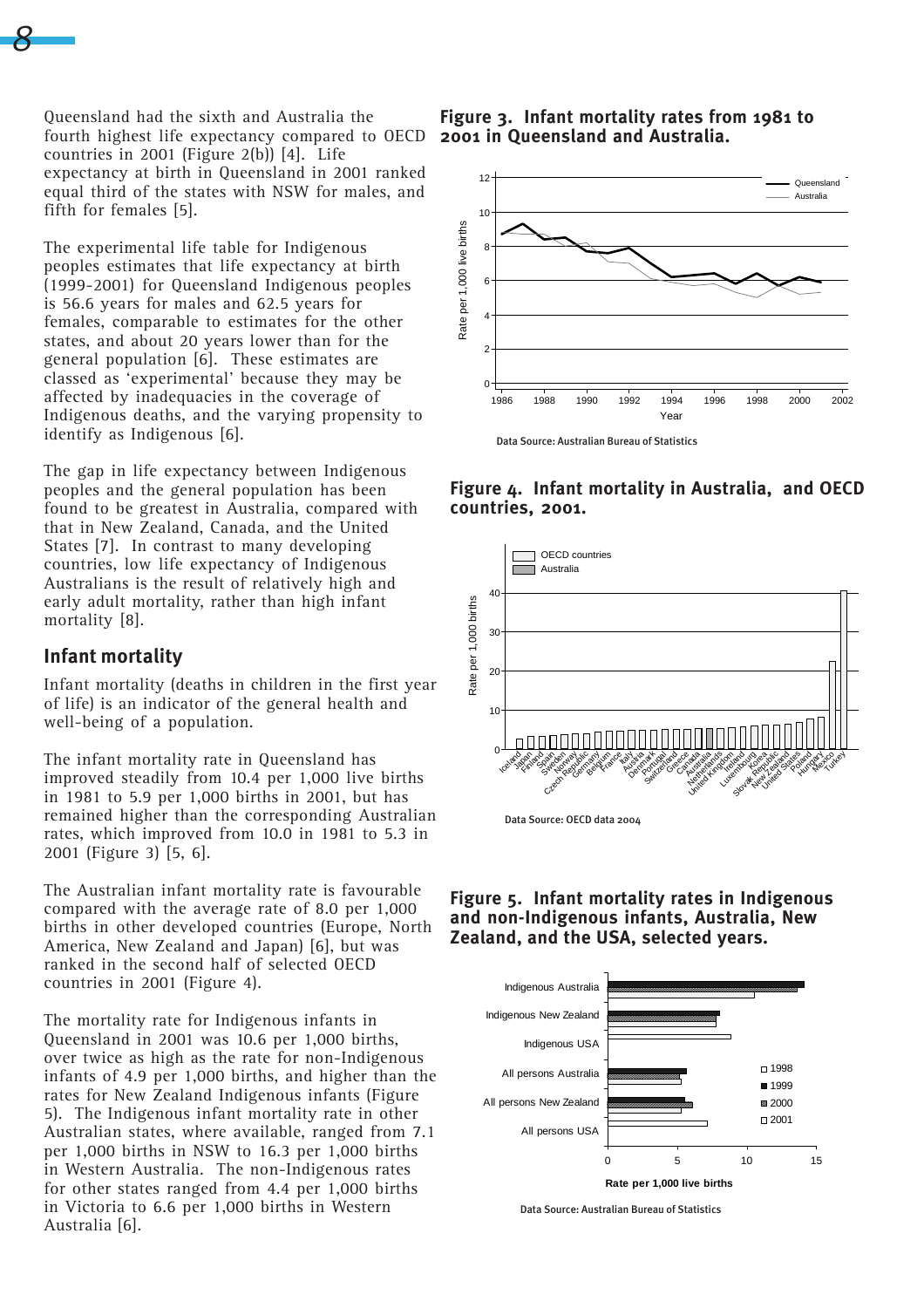Queensland had the sixth and Australia the fourth highest life expectancy compared to OECD countries in 2001 (Figure 2(b)) [4]. Life expectancy at birth in Queensland in 2001 ranked equal third of the states with NSW for males, and fifth for females [5].

The experimental life table for Indigenous peoples estimates that life expectancy at birth (1999-2001) for Queensland Indigenous peoples is 56.6 years for males and 62.5 years for females, comparable to estimates for the other states, and about 20 years lower than for the general population [6]. These estimates are classed as 'experimental' because they may be affected by inadequacies in the coverage of Indigenous deaths, and the varying propensity to identify as Indigenous [6].

The gap in life expectancy between Indigenous peoples and the general population has been found to be greatest in Australia, compared with that in New Zealand, Canada, and the United States [7]. In contrast to many developing countries, low life expectancy of Indigenous Australians is the result of relatively high and early adult mortality, rather than high infant mortality [8].

## Infant mortality

Infant mortality (deaths in children in the first year of life) is an indicator of the general health and well-being of a population.

The infant mortality rate in Queensland has improved steadily from 10.4 per 1,000 live births in 1981 to 5.9 per 1,000 births in 2001, but has remained higher than the corresponding Australian rates, which improved from 10.0 in 1981 to 5.3 in 2001 (Figure 3) [5, 6].

The Australian infant mortality rate is favourable compared with the average rate of 8.0 per 1,000 births in other developed countries (Europe, North America, New Zealand and Japan) [6], but was ranked in the second half of selected OECD countries in 2001 (Figure 4).

The mortality rate for Indigenous infants in Queensland in 2001 was 10.6 per 1,000 births, over twice as high as the rate for non-Indigenous infants of 4.9 per 1,000 births, and higher than the rates for New Zealand Indigenous infants (Figure 5). The Indigenous infant mortality rate in other Australian states, where available, ranged from 7.1 per 1,000 births in NSW to 16.3 per 1,000 births in Western Australia. The non-Indigenous rates for other states ranged from 4.4 per 1,000 births in Victoria to 6.6 per 1,000 births in Western Australia [6].

**Figure 3. Infant mortality rates from 1981 to 2001 in Queensland and Australia.**

Data Source: Australian Bureau of Statistics

**Figure 4. Infant mortality in Australia, and OECD countries, 2001.**

Data Source: OECD data 2004

**Figure 5. Infant mortality rates in Indigenous and non-Indigenous infants, Australia, New Zealand, and the USA, selected years.**

Data Source: Australian Bureau of Statistics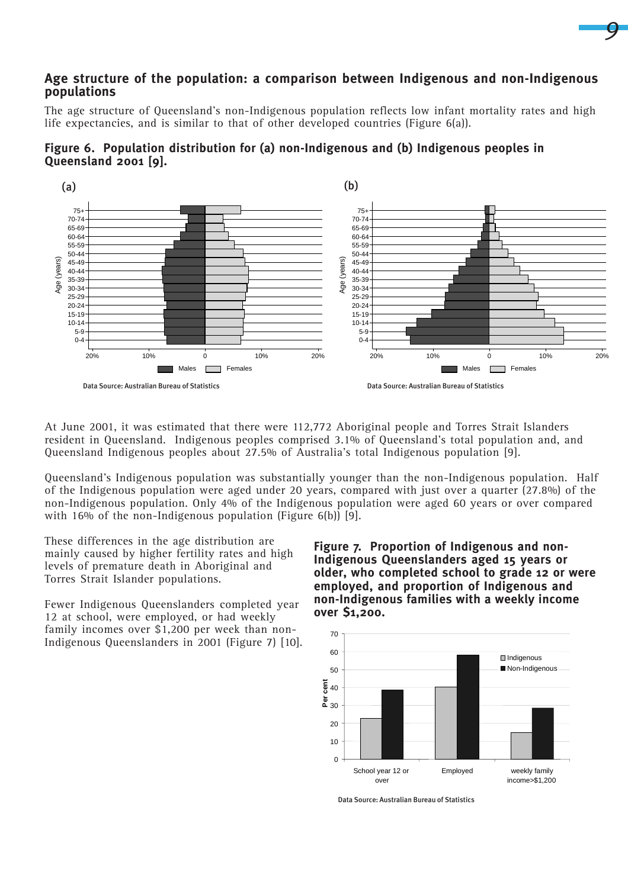## Age structure of the population: a comparison between Indigenous and non-Indigenous populations

The age structure of Queensland's non-Indigenous population reflects low infant mortality rates and high life expectancies, and is similar to that of other developed countries (Figure 6(a)).

**Figure 6. Population distribution for (a) non-Indigenous and (b) Indigenous peoples in Queensland 2001 [9].**

Data Source: Australian Bureau of Statistics

At June 2001, it was estimated that there were 112,772 Aboriginal people and Torres Strait Islanders resident in Queensland. Indigenous peoples comprised 3.1% of Queensland's total population and, and Queensland Indigenous peoples about 27.5% of Australia's total Indigenous population [9].

Queensland's Indigenous population was substantially younger than the non-Indigenous population. Half of the Indigenous population were aged under 20 years, compared with just over a quarter (27.8%) of the non-Indigenous population. Only 4% of the Indigenous population were aged 60 years or over compared with 16% of the non-Indigenous population (Figure 6(b)) [9].

These differences in the age distribution are mainly caused by higher fertility rates and high levels of premature death in Aboriginal and Torres Strait Islander populations.

Fewer Indigenous Queenslanders completed year 12 at school, were employed, or had weekly family incomes over $1,200 per week than non-Indigenous Queenslanders in 2001 (Figure 7) [10].

**Figure 7. Proportion of Indigenous and non-Indigenous Queenslanders aged 15 years or older, who completed school to grade 12 or were employed, and proportion of Indigenous and non-Indigenous families with a weekly income over $1,200.**

Data Source: Australian Bureau of Statistics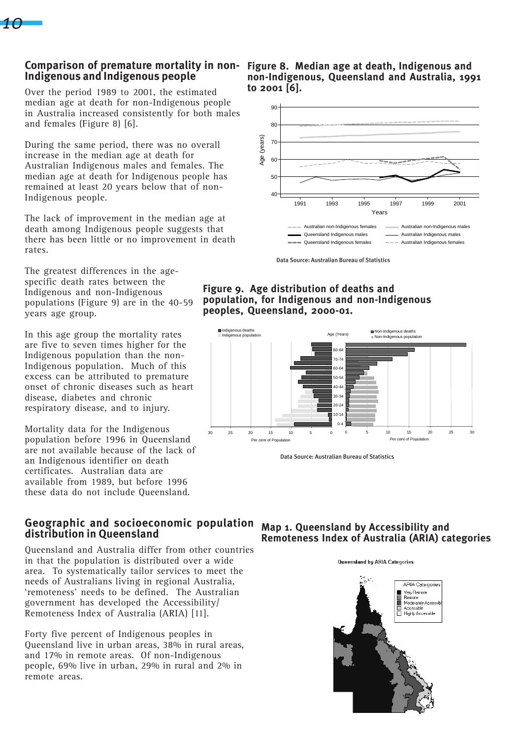## Comparison of premature mortality in non-Indigenous and Indigenous people

Over the period 1989 to 2001, the estimated median age at death for non-Indigenous people in Australia increased consistently for both males and females (Figure 8) [6].

During the same period, there was no overall increase in the median age at death for Australian Indigenous males and females. The median age at death for Indigenous people has remained at least 20 years below that of non-Indigenous people.

The lack of improvement in the median age at death among Indigenous people suggests that there has been little or no improvement in death rates.

The greatest differences in the age-specific death rates between the Indigenous and non-Indigenous populations (Figure 9) are in the 40-59 years age group.

In this age group the mortality rates are five to seven times higher for the Indigenous population than the non-Indigenous population. Much of this excess can be attributed to premature onset of chronic diseases such as heart disease, diabetes and chronic respiratory disease, and to injury.

Mortality data for the Indigenous population before 1996 in Queensland are not available because of the lack of an Indigenous identifier on death certificates. Australian data are available from 1989, but before 1996 these data do not include Queensland.

**Figure 8. Median age at death, Indigenous and non-Indigenous, Queensland and Australia, 1991 to 2001 [6].**

Data Source: Australian Bureau of Statistics

**Figure 9. Age distribution of deaths and population, for Indigenous and non-Indigenous peoples, Queensland, 2000-01.**

Data Source: Australian Bureau of Statistics

## Geographic and socioeconomic population distribution in Queensland

Queensland and Australia differ from other countries in that the population is distributed over a wide area. To systematically tailor services to meet the needs of Australians living in regional Australia, 'remoteness' needs to be defined. The Australian government has developed the Accessibility/ Remoteness Index of Australia (ARIA) [11].

Forty five percent of Indigenous peoples in Queensland live in urban areas, 38% in rural areas, and 17% in remote areas. Of non-Indigenous people, 69% live in urban, 29% in rural and 2% in remote areas.

**Map 1. Queensland by Accessibility and Remoteness Index of Australia (ARIA) categories**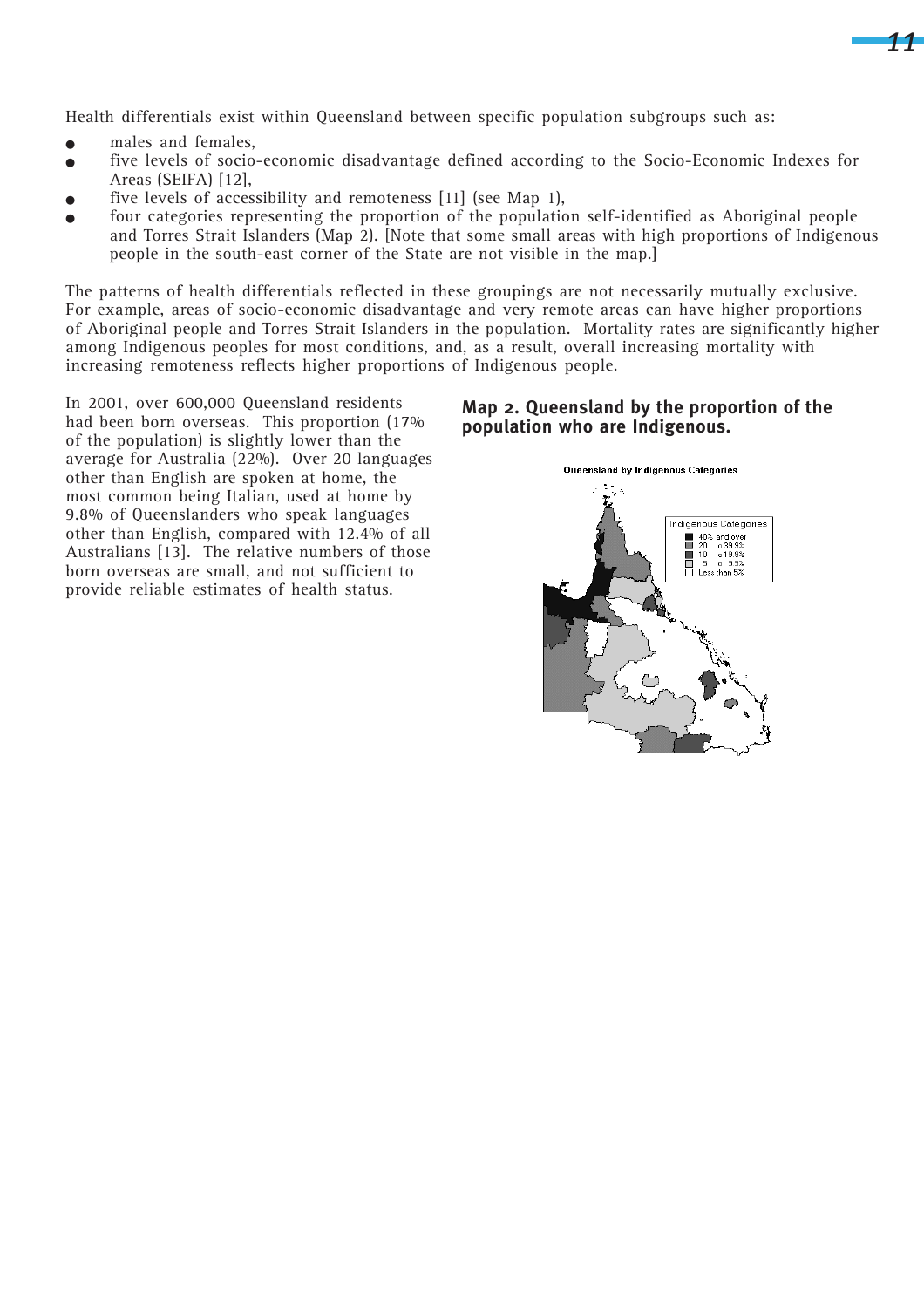Health differentials exist within Queensland between specific population subgroups such as:

- males and females,
- five levels of socio-economic disadvantage defined according to the Socio-Economic Indexes for Areas (SEIFA) [12],
- five levels of accessibility and remoteness [11] (see Map 1),
- four categories representing the proportion of the population self-identified as Aboriginal people and Torres Strait Islanders (Map 2). [Note that some small areas with high proportions of Indigenous people in the south-east corner of the State are not visible in the map.]

The patterns of health differentials reflected in these groupings are not necessarily mutually exclusive. For example, areas of socio-economic disadvantage and very remote areas can have higher proportions of Aboriginal people and Torres Strait Islanders in the population. Mortality rates are significantly higher among Indigenous peoples for most conditions, and, as a result, overall increasing mortality with increasing remoteness reflects higher proportions of Indigenous people.

In 2001, over 600,000 Queensland residents had been born overseas. This proportion (17% of the population) is slightly lower than the average for Australia (22%). Over 20 languages other than English are spoken at home, the most common being Italian, used at home by 9.8% of Queenslanders who speak languages other than English, compared with 12.4% of all Australians [13]. The relative numbers of those born overseas are small, and not sufficient to provide reliable estimates of health status.

**Map 2. Queensland by the proportion of the population who are Indigenous.**

Queensland by Indigenous Categories

Indigenous Categories
- 40% and over
- 20 to 39.9%
- 10 to 19.9%
- 5 to 9.9%
- Less than 5%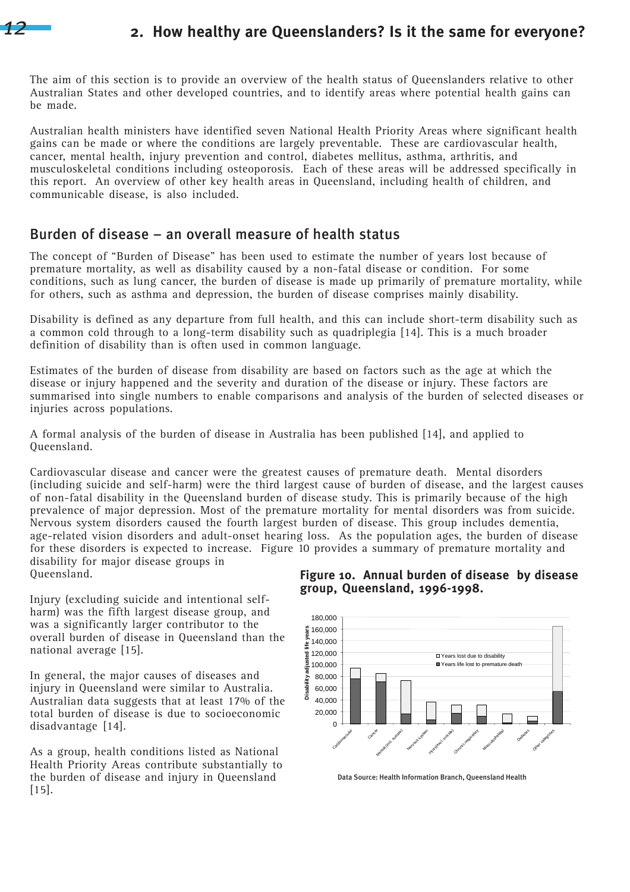## 2. How healthy are Queenslanders? Is it the same for everyone?

The aim of this section is to provide an overview of the health status of Queenslanders relative to other Australian States and other developed countries, and to identify areas where potential health gains can be made.

Australian health ministers have identified seven National Health Priority Areas where significant health gains can be made or where the conditions are largely preventable. These are cardiovascular health, cancer, mental health, injury prevention and control, diabetes mellitus, asthma, arthritis, and musculoskeletal conditions including osteoporosis. Each of these areas will be addressed specifically in this report. An overview of other key health areas in Queensland, including health of children, and communicable disease, is also included.

### Burden of disease – an overall measure of health status

The concept of "Burden of Disease" has been used to estimate the number of years lost because of premature mortality, as well as disability caused by a non-fatal disease or condition. For some conditions, such as lung cancer, the burden of disease is made up primarily of premature mortality, while for others, such as asthma and depression, the burden of disease comprises mainly disability.

Disability is defined as any departure from full health, and this can include short-term disability such as a common cold through to a long-term disability such as quadriplegia [14]. This is a much broader definition of disability than is often used in common language.

Estimates of the burden of disease from disability are based on factors such as the age at which the disease or injury happened and the severity and duration of the disease or injury. These factors are summarised into single numbers to enable comparisons and analysis of the burden of selected diseases or injuries across populations.

A formal analysis of the burden of disease in Australia has been published [14], and applied to Queensland.

Cardiovascular disease and cancer were the greatest causes of premature death. Mental disorders (including suicide and self-harm) were the third largest cause of burden of disease, and the largest causes of non-fatal disability in the Queensland burden of disease study. This is primarily because of the high prevalence of major depression. Most of the premature mortality for mental disorders was from suicide. Nervous system disorders caused the fourth largest burden of disease. This group includes dementia, age-related vision disorders and adult-onset hearing loss. As the population ages, the burden of disease for these disorders is expected to increase. Figure 10 provides a summary of premature mortality and disability for major disease groups in Queensland.

Injury (excluding suicide and intentional self-harm) was the fifth largest disease group, and was a significantly larger contributor to the overall burden of disease in Queensland than the national average [15].

In general, the major causes of diseases and injury in Queensland were similar to Australia. Australian data suggests that at least 17% of the total burden of disease is due to socioeconomic disadvantage [14].

As a group, health conditions listed as National Health Priority Areas contribute substantially to the burden of disease and injury in Queensland [15].

**Figure 10. Annual burden of disease by disease group, Queensland, 1996-1998.**

Data Source: Health Information Branch, Queensland Health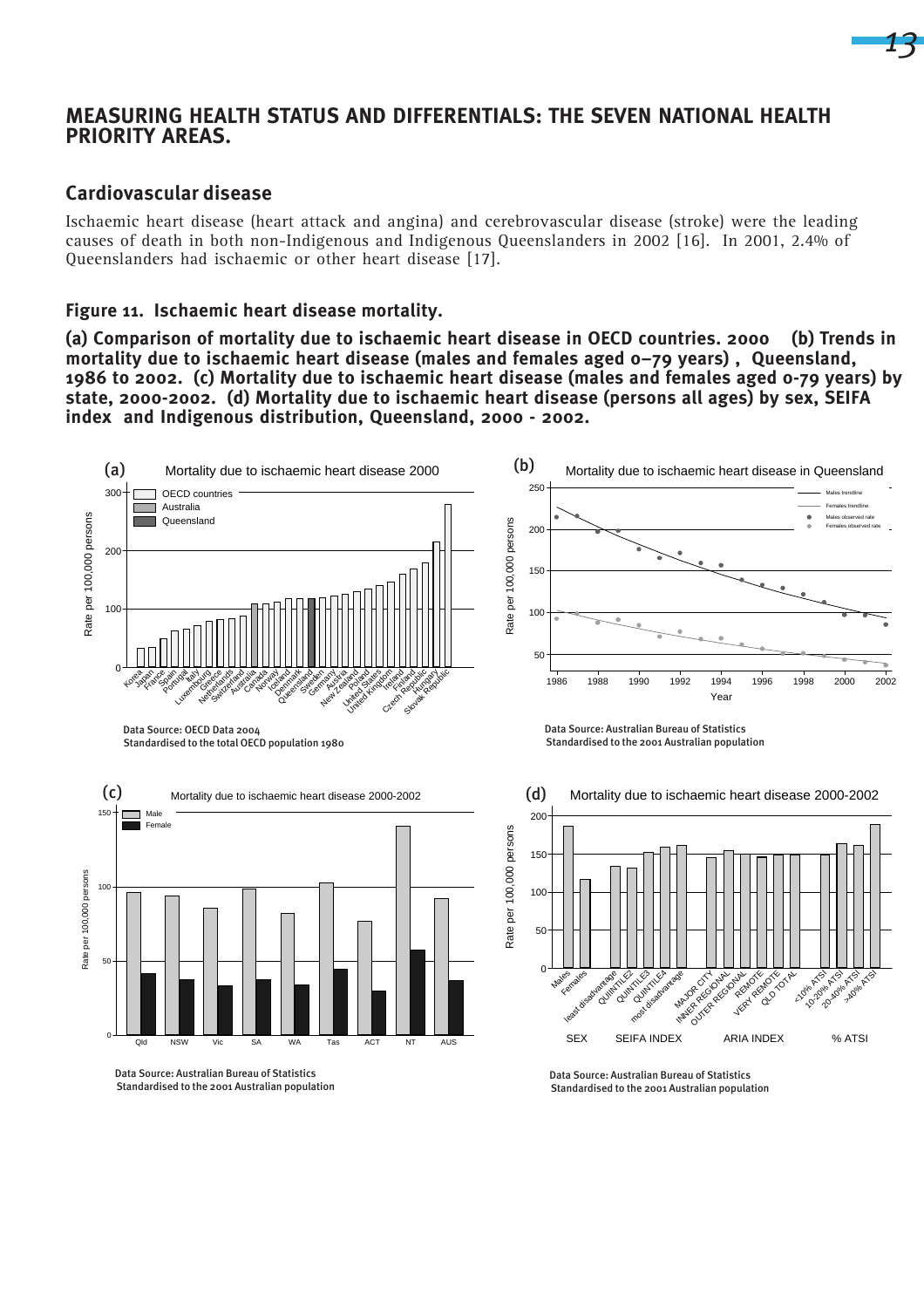# MEASURING HEALTH STATUS AND DIFFERENTIALS: THE SEVEN NATIONAL HEALTH PRIORITY AREAS.

## Cardiovascular disease

Ischaemic heart disease (heart attack and angina) and cerebrovascular disease (stroke) were the leading causes of death in both non-Indigenous and Indigenous Queenslanders in 2002 [16]. In 2001, 2.4% of Queenslanders had ischaemic or other heart disease [17].

**Figure 11. Ischaemic heart disease mortality.**

**(a) Comparison of mortality due to ischaemic heart disease in OECD countries. 2000 (b) Trends in mortality due to ischaemic heart disease (males and females aged 0–79 years) , Queensland, 1986 to 2002. (c) Mortality due to ischaemic heart disease (males and females aged 0-79 years) by state, 2000-2002. (d) Mortality due to ischaemic heart disease (persons all ages) by sex, SEIFA index and Indigenous distribution, Queensland, 2000 - 2002.**

(a) Mortality due to ischaemic heart disease 2000

Data Source: OECD Data 2004
Standardised to the total OECD population 1980

(b) Mortality due to ischaemic heart disease in Queensland

Data Source: Australian Bureau of Statistics
Standardised to the 2001 Australian population

(c) Mortality due to ischaemic heart disease 2000-2002

Data Source: Australian Bureau of Statistics
Standardised to the 2001 Australian population

(d) Mortality due to ischaemic heart disease 2000-2002

Data Source: Australian Bureau of Statistics
Standardised to the 2001 Australian population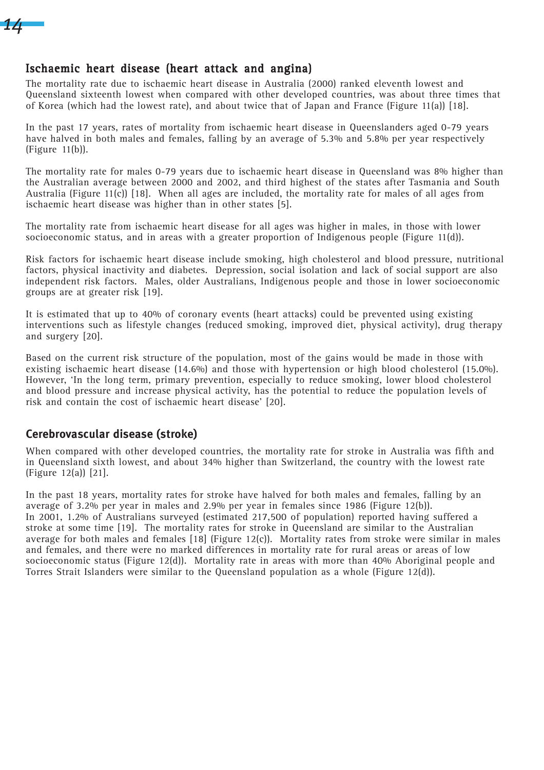## Ischaemic heart disease (heart attack and angina)

The mortality rate due to ischaemic heart disease in Australia (2000) ranked eleventh lowest and Queensland sixteenth lowest when compared with other developed countries, was about three times that of Korea (which had the lowest rate), and about twice that of Japan and France (Figure 11(a)) [18].

In the past 17 years, rates of mortality from ischaemic heart disease in Queenslanders aged 0-79 years have halved in both males and females, falling by an average of 5.3% and 5.8% per year respectively (Figure 11(b)).

The mortality rate for males 0-79 years due to ischaemic heart disease in Queensland was 8% higher than the Australian average between 2000 and 2002, and third highest of the states after Tasmania and South Australia (Figure 11(c)) [18]. When all ages are included, the mortality rate for males of all ages from ischaemic heart disease was higher than in other states [5].

The mortality rate from ischaemic heart disease for all ages was higher in males, in those with lower socioeconomic status, and in areas with a greater proportion of Indigenous people (Figure 11(d)).

Risk factors for ischaemic heart disease include smoking, high cholesterol and blood pressure, nutritional factors, physical inactivity and diabetes. Depression, social isolation and lack of social support are also independent risk factors. Males, older Australians, Indigenous people and those in lower socioeconomic groups are at greater risk [19].

It is estimated that up to 40% of coronary events (heart attacks) could be prevented using existing interventions such as lifestyle changes (reduced smoking, improved diet, physical activity), drug therapy and surgery [20].

Based on the current risk structure of the population, most of the gains would be made in those with existing ischaemic heart disease (14.6%) and those with hypertension or high blood cholesterol (15.0%). However, 'In the long term, primary prevention, especially to reduce smoking, lower blood cholesterol and blood pressure and increase physical activity, has the potential to reduce the population levels of risk and contain the cost of ischaemic heart disease' [20].

## Cerebrovascular disease (stroke)

When compared with other developed countries, the mortality rate for stroke in Australia was fifth and in Queensland sixth lowest, and about 34% higher than Switzerland, the country with the lowest rate (Figure 12(a)) [21].

In the past 18 years, mortality rates for stroke have halved for both males and females, falling by an average of 3.2% per year in males and 2.9% per year in females since 1986 (Figure 12(b)).
In 2001, 1.2% of Australians surveyed (estimated 217,500 of population) reported having suffered a stroke at some time [19]. The mortality rates for stroke in Queensland are similar to the Australian average for both males and females [18] (Figure 12(c)). Mortality rates from stroke were similar in males and females, and there were no marked differences in mortality rate for rural areas or areas of low socioeconomic status (Figure 12(d)). Mortality rate in areas with more than 40% Aboriginal people and Torres Strait Islanders were similar to the Queensland population as a whole (Figure 12(d)).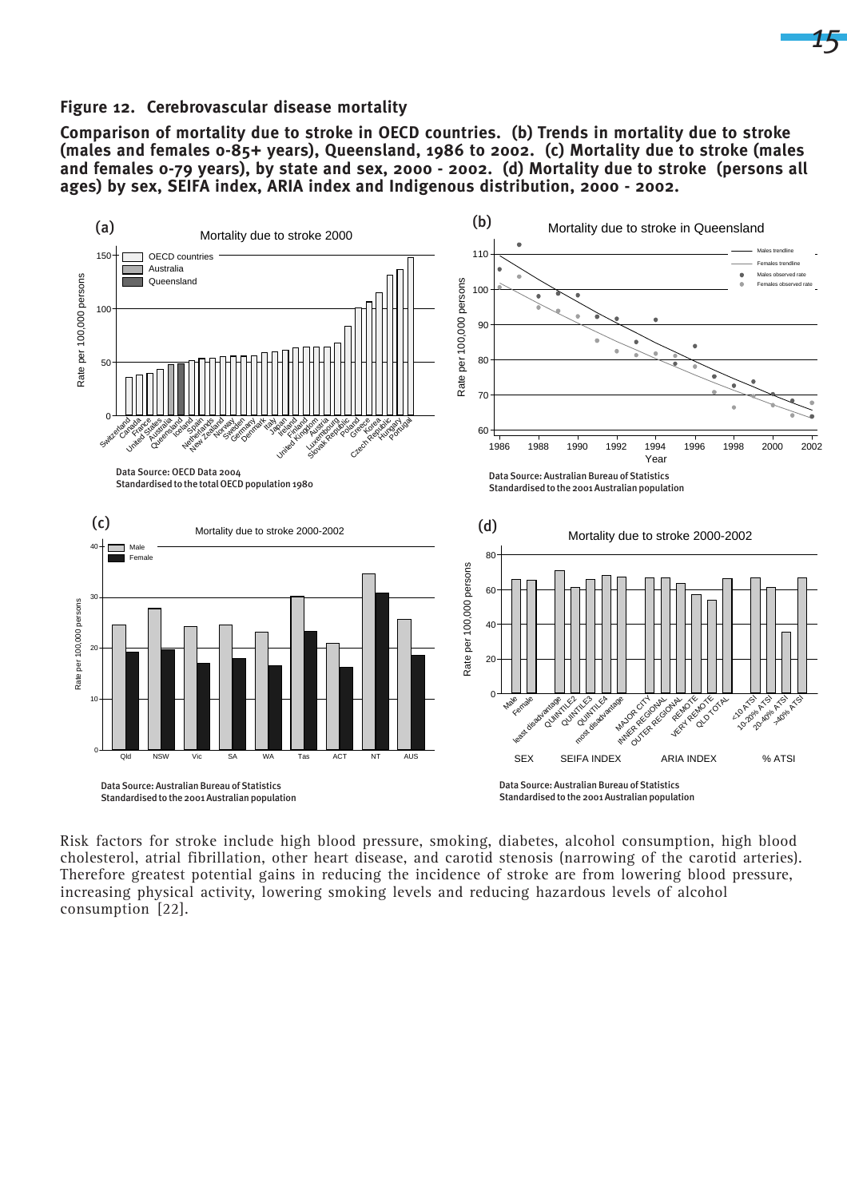## Figure 12. Cerebrovascular disease mortality

**Comparison of mortality due to stroke in OECD countries. (b) Trends in mortality due to stroke (males and females 0-85+ years), Queensland, 1986 to 2002. (c) Mortality due to stroke (males and females 0-79 years), by state and sex, 2000 - 2002. (d) Mortality due to stroke (persons all ages) by sex, SEIFA index, ARIA index and Indigenous distribution, 2000 - 2002.**

(a) Mortality due to stroke 2000

Data Source: OECD Data 2004
Standardised to the total OECD population 1980

(b) Mortality due to stroke in Queensland

Data Source: Australian Bureau of Statistics
Standardised to the 2001 Australian population

(c) Mortality due to stroke 2000-2002

Data Source: Australian Bureau of Statistics
Standardised to the 2001 Australian population

(d) Mortality due to stroke 2000-2002

Data Source: Australian Bureau of Statistics
Standardised to the 2001 Australian population

Risk factors for stroke include high blood pressure, smoking, diabetes, alcohol consumption, high blood cholesterol, atrial fibrillation, other heart disease, and carotid stenosis (narrowing of the carotid arteries). Therefore greatest potential gains in reducing the incidence of stroke are from lowering blood pressure, increasing physical activity, lowering smoking levels and reducing hazardous levels of alcohol consumption [22].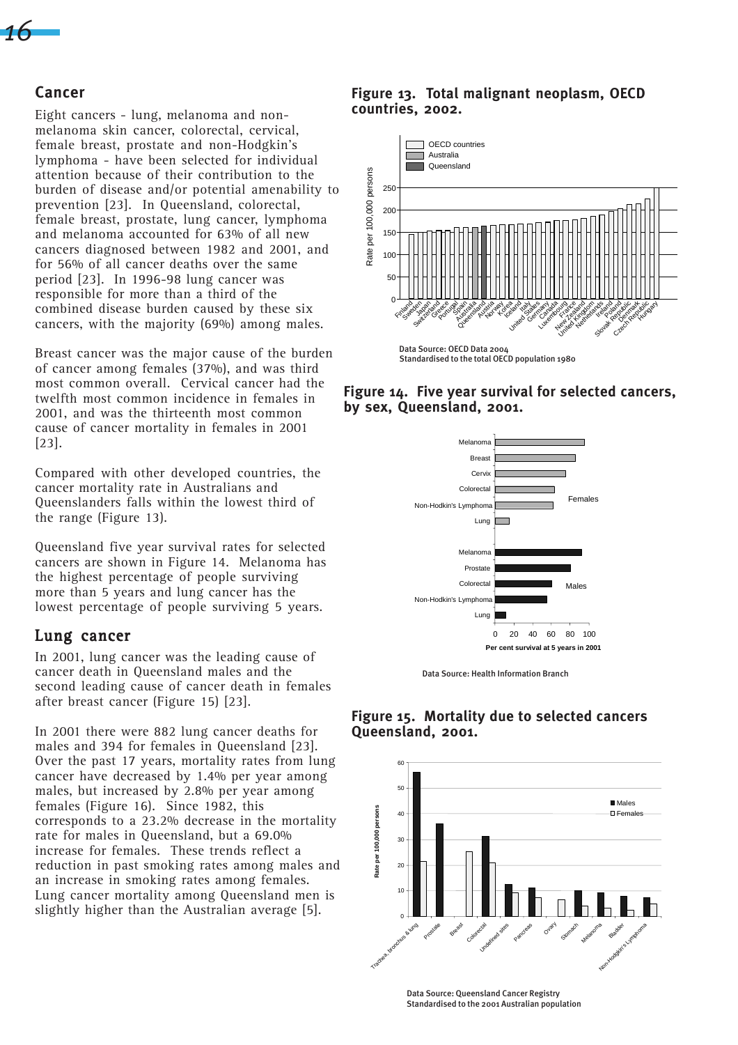## Cancer

Eight cancers - lung, melanoma and non-melanoma skin cancer, colorectal, cervical, female breast, prostate and non-Hodgkin's lymphoma - have been selected for individual attention because of their contribution to the burden of disease and/or potential amenability to prevention [23]. In Queensland, colorectal, female breast, prostate, lung cancer, lymphoma and melanoma accounted for 63% of all new cancers diagnosed between 1982 and 2001, and for 56% of all cancer deaths over the same period [23]. In 1996-98 lung cancer was responsible for more than a third of the combined disease burden caused by these six cancers, with the majority (69%) among males.

Breast cancer was the major cause of the burden of cancer among females (37%), and was third most common overall. Cervical cancer had the twelfth most common incidence in females in 2001, and was the thirteenth most common cause of cancer mortality in females in 2001 [23].

Compared with other developed countries, the cancer mortality rate in Australians and Queenslanders falls within the lowest third of the range (Figure 13).

Queensland five year survival rates for selected cancers are shown in Figure 14. Melanoma has the highest percentage of people surviving more than 5 years and lung cancer has the lowest percentage of people surviving 5 years.

## Lung cancer

In 2001, lung cancer was the leading cause of cancer death in Queensland males and the second leading cause of cancer death in females after breast cancer (Figure 15) [23].

In 2001 there were 882 lung cancer deaths for males and 394 for females in Queensland [23]. Over the past 17 years, mortality rates from lung cancer have decreased by 1.4% per year among males, but increased by 2.8% per year among females (Figure 16). Since 1982, this corresponds to a 23.2% decrease in the mortality rate for males in Queensland, but a 69.0% increase for females. These trends reflect a reduction in past smoking rates among males and an increase in smoking rates among females. Lung cancer mortality among Queensland men is slightly higher than the Australian average [5].

**Figure 13. Total malignant neoplasm, OECD countries, 2002.**

Data Source: OECD Data 2004
Standardised to the total OECD population 1980

**Figure 14. Five year survival for selected cancers, by sex, Queensland, 2001.**

Data Source: Health Information Branch

**Figure 15. Mortality due to selected cancers Queensland, 2001.**

Data Source: Queensland Cancer Registry
Standardised to the 2001 Australian population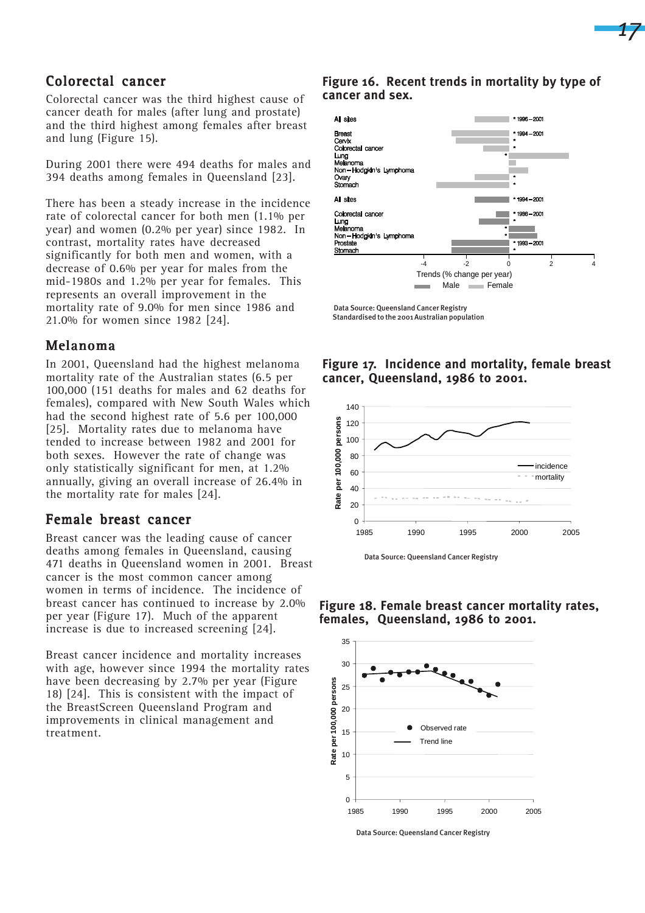## Colorectal cancer

Colorectal cancer was the third highest cause of cancer death for males (after lung and prostate) and the third highest among females after breast and lung (Figure 15).

During 2001 there were 494 deaths for males and 394 deaths among females in Queensland [23].

There has been a steady increase in the incidence rate of colorectal cancer for both men (1.1% per year) and women (0.2% per year) since 1982. In contrast, mortality rates have decreased significantly for both men and women, with a decrease of 0.6% per year for males from the mid-1980s and 1.2% per year for females. This represents an overall improvement in the mortality rate of 9.0% for men since 1986 and 21.0% for women since 1982 [24].

## Melanoma

In 2001, Queensland had the highest melanoma mortality rate of the Australian states (6.5 per 100,000 (151 deaths for males and 62 deaths for females), compared with New South Wales which had the second highest rate of 5.6 per 100,000 [25]. Mortality rates due to melanoma have tended to increase between 1982 and 2001 for both sexes. However the rate of change was only statistically significant for men, at 1.2% annually, giving an overall increase of 26.4% in the mortality rate for males [24].

## Female breast cancer

Breast cancer was the leading cause of cancer deaths among females in Queensland, causing 471 deaths in Queensland women in 2001. Breast cancer is the most common cancer among women in terms of incidence. The incidence of breast cancer has continued to increase by 2.0% per year (Figure 17). Much of the apparent increase is due to increased screening [24].

Breast cancer incidence and mortality increases with age, however since 1994 the mortality rates have been decreasing by 2.7% per year (Figure 18) [24]. This is consistent with the impact of the BreastScreen Queensland Program and improvements in clinical management and treatment.

**Figure 16. Recent trends in mortality by type of cancer and sex.**

Data Source: Queensland Cancer Registry
Standardised to the 2001 Australian population

**Figure 17. Incidence and mortality, female breast cancer, Queensland, 1986 to 2001.**

Data Source: Queensland Cancer Registry

**Figure 18. Female breast cancer mortality rates, females, Queensland, 1986 to 2001.**

Data Source: Queensland Cancer Registry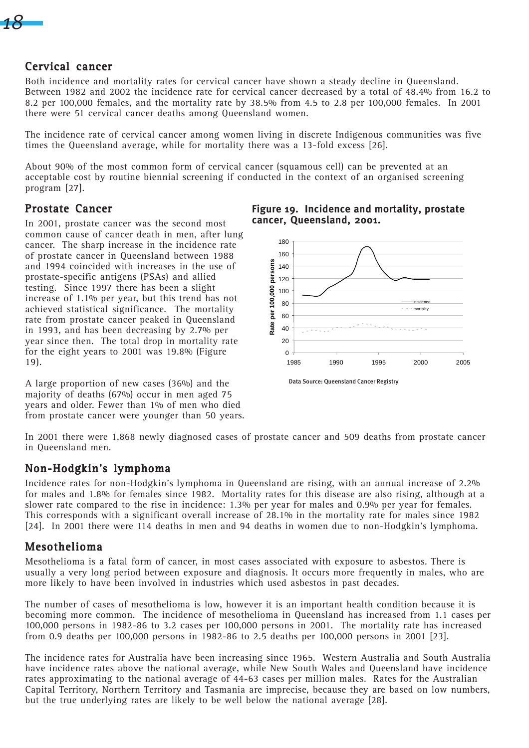## Cervical cancer

Both incidence and mortality rates for cervical cancer have shown a steady decline in Queensland. Between 1982 and 2002 the incidence rate for cervical cancer decreased by a total of 48.4% from 16.2 to 8.2 per 100,000 females, and the mortality rate by 38.5% from 4.5 to 2.8 per 100,000 females. In 2001 there were 51 cervical cancer deaths among Queensland women.

The incidence rate of cervical cancer among women living in discrete Indigenous communities was five times the Queensland average, while for mortality there was a 13-fold excess [26].

About 90% of the most common form of cervical cancer (squamous cell) can be prevented at an acceptable cost by routine biennial screening if conducted in the context of an organised screening program [27].

## Prostate Cancer

In 2001, prostate cancer was the second most common cause of cancer death in men, after lung cancer. The sharp increase in the incidence rate of prostate cancer in Queensland between 1988 and 1994 coincided with increases in the use of prostate-specific antigens (PSAs) and allied testing. Since 1997 there has been a slight increase of 1.1% per year, but this trend has not achieved statistical significance. The mortality rate from prostate cancer peaked in Queensland in 1993, and has been decreasing by 2.7% per year since then. The total drop in mortality rate for the eight years to 2001 was 19.8% (Figure 19).

**Figure 19. Incidence and mortality, prostate cancer, Queensland, 2001.**

Data Source: Queensland Cancer Registry

A large proportion of new cases (36%) and the majority of deaths (67%) occur in men aged 75 years and older. Fewer than 1% of men who died from prostate cancer were younger than 50 years.

In 2001 there were 1,868 newly diagnosed cases of prostate cancer and 509 deaths from prostate cancer in Queensland men.

## Non-Hodgkin's lymphoma

Incidence rates for non-Hodgkin's lymphoma in Queensland are rising, with an annual increase of 2.2% for males and 1.8% for females since 1982. Mortality rates for this disease are also rising, although at a slower rate compared to the rise in incidence: 1.3% per year for males and 0.9% per year for females. This corresponds with a significant overall increase of 28.1% in the mortality rate for males since 1982 [24]. In 2001 there were 114 deaths in men and 94 deaths in women due to non-Hodgkin's lymphoma.

## Mesothelioma

Mesothelioma is a fatal form of cancer, in most cases associated with exposure to asbestos. There is usually a very long period between exposure and diagnosis. It occurs more frequently in males, who are more likely to have been involved in industries which used asbestos in past decades.

The number of cases of mesothelioma is low, however it is an important health condition because it is becoming more common. The incidence of mesothelioma in Queensland has increased from 1.1 cases per 100,000 persons in 1982-86 to 3.2 cases per 100,000 persons in 2001. The mortality rate has increased from 0.9 deaths per 100,000 persons in 1982-86 to 2.5 deaths per 100,000 persons in 2001 [23].

The incidence rates for Australia have been increasing since 1965. Western Australia and South Australia have incidence rates above the national average, while New South Wales and Queensland have incidence rates approximating to the national average of 44-63 cases per million males. Rates for the Australian Capital Territory, Northern Territory and Tasmania are imprecise, because they are based on low numbers, but the true underlying rates are likely to be well below the national average [28].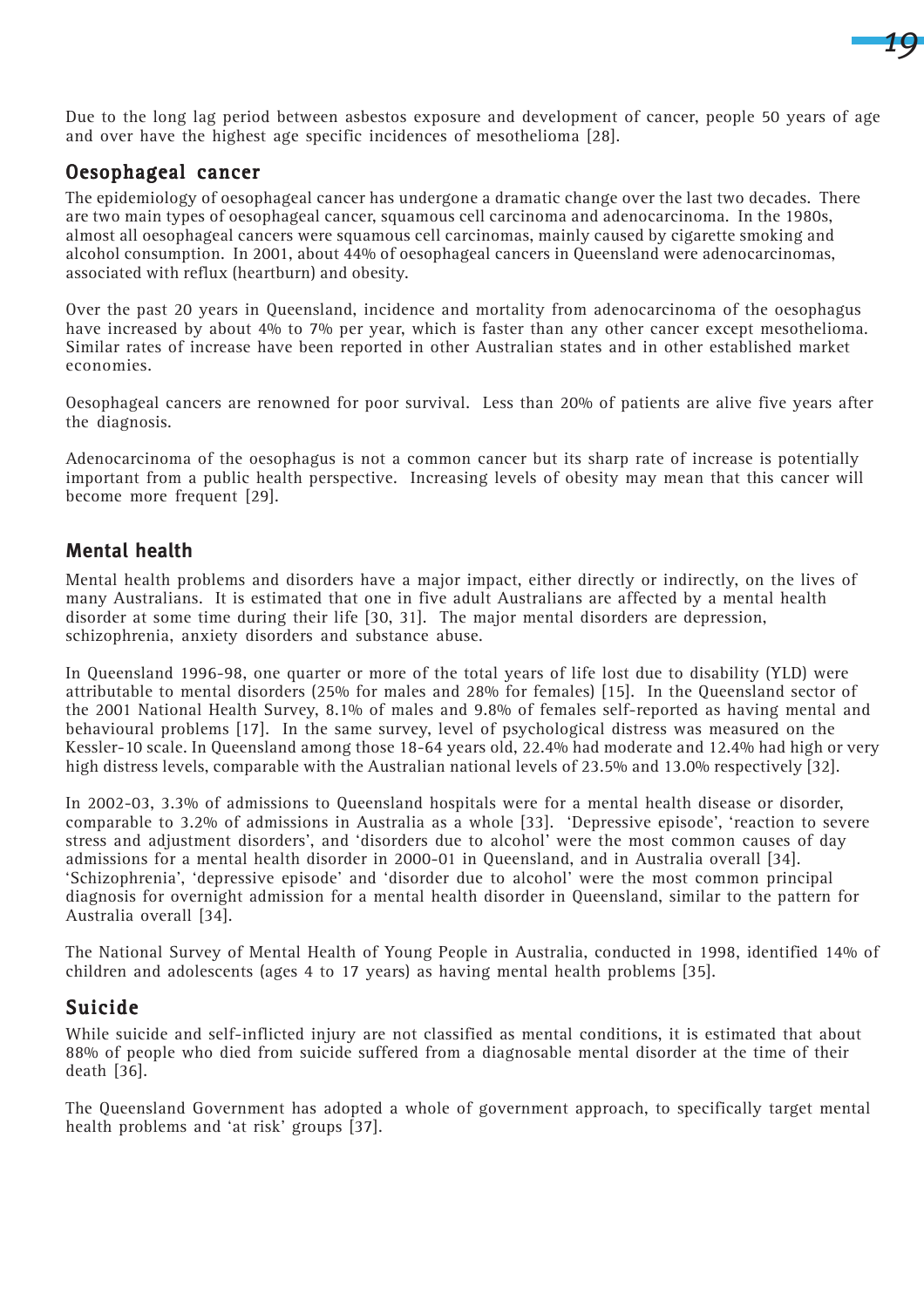Due to the long lag period between asbestos exposure and development of cancer, people 50 years of age and over have the highest age specific incidences of mesothelioma [28].

### Oesophageal cancer

The epidemiology of oesophageal cancer has undergone a dramatic change over the last two decades. There are two main types of oesophageal cancer, squamous cell carcinoma and adenocarcinoma. In the 1980s, almost all oesophageal cancers were squamous cell carcinomas, mainly caused by cigarette smoking and alcohol consumption. In 2001, about 44% of oesophageal cancers in Queensland were adenocarcinomas, associated with reflux (heartburn) and obesity.

Over the past 20 years in Queensland, incidence and mortality from adenocarcinoma of the oesophagus have increased by about 4% to 7% per year, which is faster than any other cancer except mesothelioma. Similar rates of increase have been reported in other Australian states and in other established market economies.

Oesophageal cancers are renowned for poor survival. Less than 20% of patients are alive five years after the diagnosis.

Adenocarcinoma of the oesophagus is not a common cancer but its sharp rate of increase is potentially important from a public health perspective. Increasing levels of obesity may mean that this cancer will become more frequent [29].

## Mental health

Mental health problems and disorders have a major impact, either directly or indirectly, on the lives of many Australians. It is estimated that one in five adult Australians are affected by a mental health disorder at some time during their life [30, 31]. The major mental disorders are depression, schizophrenia, anxiety disorders and substance abuse.

In Queensland 1996-98, one quarter or more of the total years of life lost due to disability (YLD) were attributable to mental disorders (25% for males and 28% for females) [15]. In the Queensland sector of the 2001 National Health Survey, 8.1% of males and 9.8% of females self-reported as having mental and behavioural problems [17]. In the same survey, level of psychological distress was measured on the Kessler-10 scale. In Queensland among those 18-64 years old, 22.4% had moderate and 12.4% had high or very high distress levels, comparable with the Australian national levels of 23.5% and 13.0% respectively [32].

In 2002-03, 3.3% of admissions to Queensland hospitals were for a mental health disease or disorder, comparable to 3.2% of admissions in Australia as a whole [33]. 'Depressive episode', 'reaction to severe stress and adjustment disorders', and 'disorders due to alcohol' were the most common causes of day admissions for a mental health disorder in 2000-01 in Queensland, and in Australia overall [34]. 'Schizophrenia', 'depressive episode' and 'disorder due to alcohol' were the most common principal diagnosis for overnight admission for a mental health disorder in Queensland, similar to the pattern for Australia overall [34].

The National Survey of Mental Health of Young People in Australia, conducted in 1998, identified 14% of children and adolescents (ages 4 to 17 years) as having mental health problems [35].

### Suicide

While suicide and self-inflicted injury are not classified as mental conditions, it is estimated that about 88% of people who died from suicide suffered from a diagnosable mental disorder at the time of their death [36].

The Queensland Government has adopted a whole of government approach, to specifically target mental health problems and 'at risk' groups [37].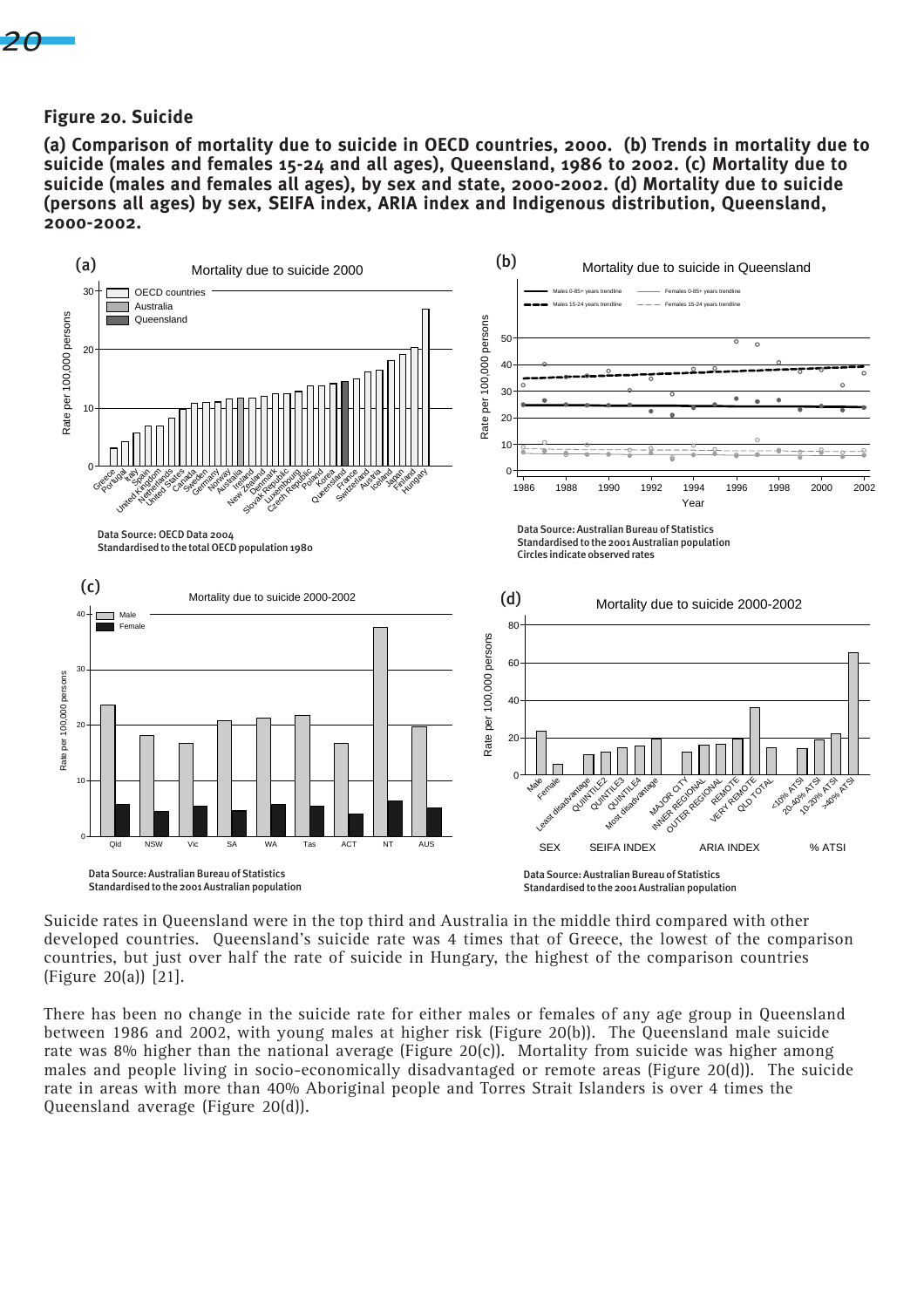**Figure 20. Suicide**

**(a) Comparison of mortality due to suicide in OECD countries, 2000. (b) Trends in mortality due to suicide (males and females 15-24 and all ages), Queensland, 1986 to 2002. (c) Mortality due to suicide (males and females all ages), by sex and state, 2000-2002. (d) Mortality due to suicide (persons all ages) by sex, SEIFA index, ARIA index and Indigenous distribution, Queensland, 2000-2002.**

(a) Mortality due to suicide 2000

Data Source: OECD Data 2004
Standardised to the total OECD population 1980

(b) Mortality due to suicide in Queensland

Data Source: Australian Bureau of Statistics
Standardised to the 2001 Australian population
Circles indicate observed rates

(c) Mortality due to suicide 2000-2002

Data Source: Australian Bureau of Statistics
Standardised to the 2001 Australian population

(d) Mortality due to suicide 2000-2002

Data Source: Australian Bureau of Statistics
Standardised to the 2001 Australian population

Suicide rates in Queensland were in the top third and Australia in the middle third compared with other developed countries. Queensland's suicide rate was 4 times that of Greece, the lowest of the comparison countries, but just over half the rate of suicide in Hungary, the highest of the comparison countries (Figure 20(a)) [21].

There has been no change in the suicide rate for either males or females of any age group in Queensland between 1986 and 2002, with young males at higher risk (Figure 20(b)). The Queensland male suicide rate was 8% higher than the national average (Figure 20(c)). Mortality from suicide was higher among males and people living in socio-economically disadvantaged or remote areas (Figure 20(d)). The suicide rate in areas with more than 40% Aboriginal people and Torres Strait Islanders is over 4 times the Queensland average (Figure 20(d)).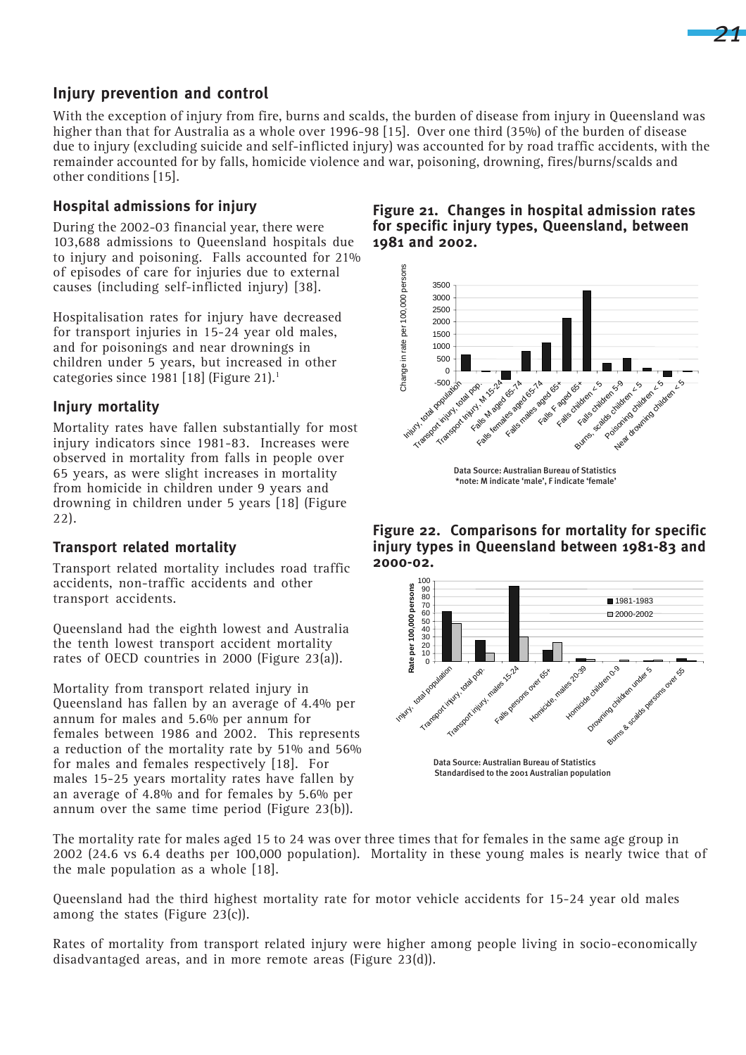## Injury prevention and control

With the exception of injury from fire, burns and scalds, the burden of disease from injury in Queensland was higher than that for Australia as a whole over 1996-98 [15]. Over one third (35%) of the burden of disease due to injury (excluding suicide and self-inflicted injury) was accounted for by road traffic accidents, with the remainder accounted for by falls, homicide violence and war, poisoning, drowning, fires/burns/scalds and other conditions [15].

### Hospital admissions for injury

During the 2002-03 financial year, there were 103,688 admissions to Queensland hospitals due to injury and poisoning. Falls accounted for 21% of episodes of care for injuries due to external causes (including self-inflicted injury) [38].

Hospitalisation rates for injury have decreased for transport injuries in 15-24 year old males, and for poisonings and near drownings in children under 5 years, but increased in other categories since 1981 [18] (Figure 21).[1]

### Injury mortality

Mortality rates have fallen substantially for most injury indicators since 1981-83. Increases were observed in mortality from falls in people over 65 years, as were slight increases in mortality from homicide in children under 9 years and drowning in children under 5 years [18] (Figure 22).

### Transport related mortality

Transport related mortality includes road traffic accidents, non-traffic accidents and other transport accidents.

Queensland had the eighth lowest and Australia the tenth lowest transport accident mortality rates of OECD countries in 2000 (Figure 23(a)).

Mortality from transport related injury in Queensland has fallen by an average of 4.4% per annum for males and 5.6% per annum for females between 1986 and 2002. This represents a reduction of the mortality rate by 51% and 56% for males and females respectively [18]. For males 15-25 years mortality rates have fallen by an average of 4.8% and for females by 5.6% per annum over the same time period (Figure 23(b)).

**Figure 21. Changes in hospital admission rates for specific injury types, Queensland, between 1981 and 2002.**

Data Source: Australian Bureau of Statistics
*note: M indicate 'male', F indicate 'female'

**Figure 22. Comparisons for mortality for specific injury types in Queensland between 1981-83 and 2000-02.**

Data Source: Australian Bureau of Statistics
Standardised to the 2001 Australian population

The mortality rate for males aged 15 to 24 was over three times that for females in the same age group in 2002 (24.6 vs 6.4 deaths per 100,000 population). Mortality in these young males is nearly twice that of the male population as a whole [18].

Queensland had the third highest mortality rate for motor vehicle accidents for 15-24 year old males among the states (Figure 23(c)).

Rates of mortality from transport related injury were higher among people living in socio-economically disadvantaged areas, and in more remote areas (Figure 23(d)).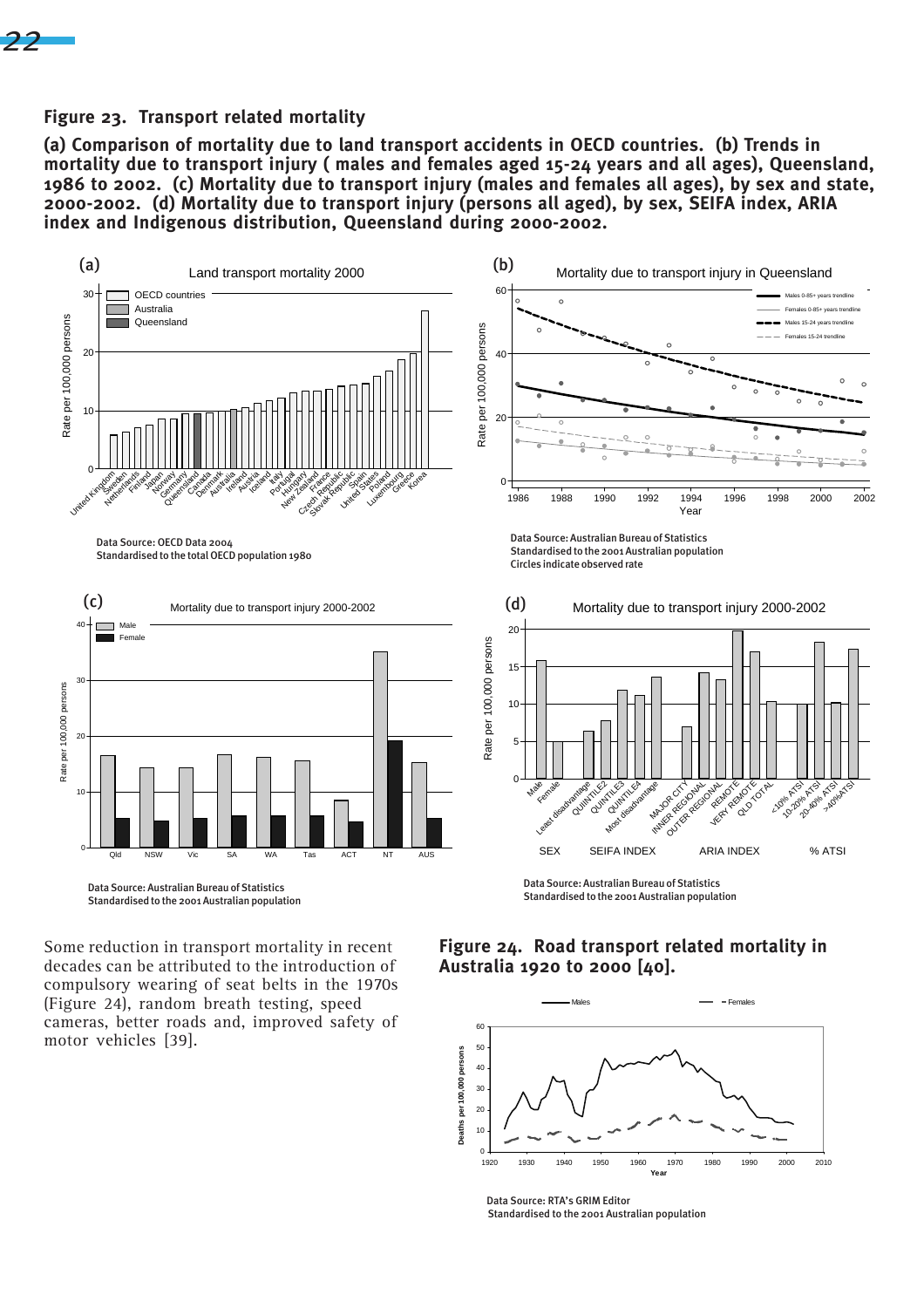## Figure 23. Transport related mortality

**(a) Comparison of mortality due to land transport accidents in OECD countries. (b) Trends in mortality due to transport injury ( males and females aged 15-24 years and all ages), Queensland, 1986 to 2002. (c) Mortality due to transport injury (males and females all ages), by sex and state, 2000-2002. (d) Mortality due to transport injury (persons all aged), by sex, SEIFA index, ARIA index and Indigenous distribution, Queensland during 2000-2002.**

(a) Land transport mortality 2000

Data Source: OECD Data 2004
Standardised to the total OECD population 1980

(b) Mortality due to transport injury in Queensland

Data Source: Australian Bureau of Statistics
Standardised to the 2001 Australian population
Circles indicate observed rate

(c) Mortality due to transport injury 2000-2002

Data Source: Australian Bureau of Statistics
Standardised to the 2001 Australian population

(d) Mortality due to transport injury 2000-2002

Data Source: Australian Bureau of Statistics
Standardised to the 2001 Australian population

Some reduction in transport mortality in recent decades can be attributed to the introduction of compulsory wearing of seat belts in the 1970s (Figure 24), random breath testing, speed cameras, better roads and, improved safety of motor vehicles [39].

## Figure 24. Road transport related mortality in Australia 1920 to 2000 [40].

Data Source: RTA's GRIM Editor
Standardised to the 2001 Australian population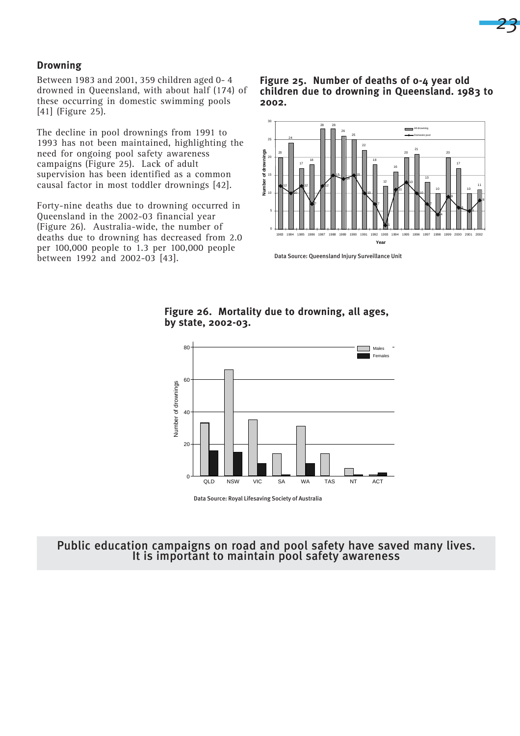## Drowning

Between 1983 and 2001, 359 children aged 0- 4 drowned in Queensland, with about half (174) of these occurring in domestic swimming pools [41] (Figure 25).

The decline in pool drownings from 1991 to 1993 has not been maintained, highlighting the need for ongoing pool safety awareness campaigns (Figure 25). Lack of adult supervision has been identified as a common causal factor in most toddler drownings [42].

Forty-nine deaths due to drowning occurred in Queensland in the 2002-03 financial year (Figure 26). Australia-wide, the number of deaths due to drowning has decreased from 2.0 per 100,000 people to 1.3 per 100,000 people between 1992 and 2002-03 [43].

**Figure 25. Number of deaths of 0-4 year old children due to drowning in Queensland. 1983 to 2002.**

Data Source: Queensland Injury Surveillance Unit

**Figure 26. Mortality due to drowning, all ages, by state, 2002-03.**

Data Source: Royal Lifesaving Society of Australia

**Public education campaigns on road and pool safety have saved many lives. It is important to maintain pool safety awareness**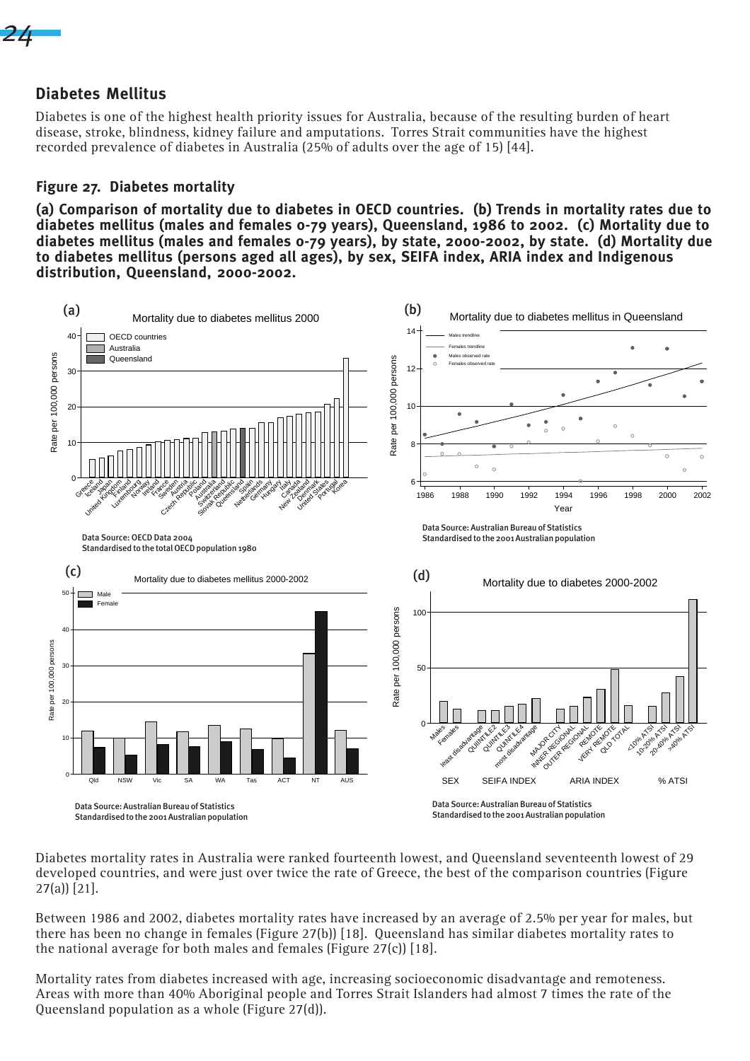## Diabetes Mellitus

Diabetes is one of the highest health priority issues for Australia, because of the resulting burden of heart disease, stroke, blindness, kidney failure and amputations. Torres Strait communities have the highest recorded prevalence of diabetes in Australia (25% of adults over the age of 15) [44].

### Figure 27. Diabetes mortality

**(a) Comparison of mortality due to diabetes in OECD countries. (b) Trends in mortality rates due to diabetes mellitus (males and females 0-79 years), Queensland, 1986 to 2002. (c) Mortality due to diabetes mellitus (males and females 0-79 years), by state, 2000-2002. (d) Mortality due to diabetes mellitus (persons aged all ages), by sex, SEIFA index, ARIA index and Indigenous distribution, Queensland, 2000-2002.**

(a) Mortality due to diabetes mellitus 2000

Data Source: OECD Data 2004
Standardised to the total OECD population 1980

(b) Mortality due to diabetes mellitus in Queensland

Data Source: Australian Bureau of Statistics
Standardised to the 2001 Australian population

(c) Mortality due to diabetes mellitus 2000-2002

Data Source: Australian Bureau of Statistics
Standardised to the 2001 Australian population

(d) Mortality due to diabetes 2000-2002

Data Source: Australian Bureau of Statistics
Standardised to the 2001 Australian population

Diabetes mortality rates in Australia were ranked fourteenth lowest, and Queensland seventeenth lowest of 29 developed countries, and were just over twice the rate of Greece, the best of the comparison countries (Figure 27(a)) [21].

Between 1986 and 2002, diabetes mortality rates have increased by an average of 2.5% per year for males, but there has been no change in females (Figure 27(b)) [18]. Queensland has similar diabetes mortality rates to the national average for both males and females (Figure 27(c)) [18].

Mortality rates from diabetes increased with age, increasing socioeconomic disadvantage and remoteness. Areas with more than 40% Aboriginal people and Torres Strait Islanders had almost 7 times the rate of the Queensland population as a whole (Figure 27(d)).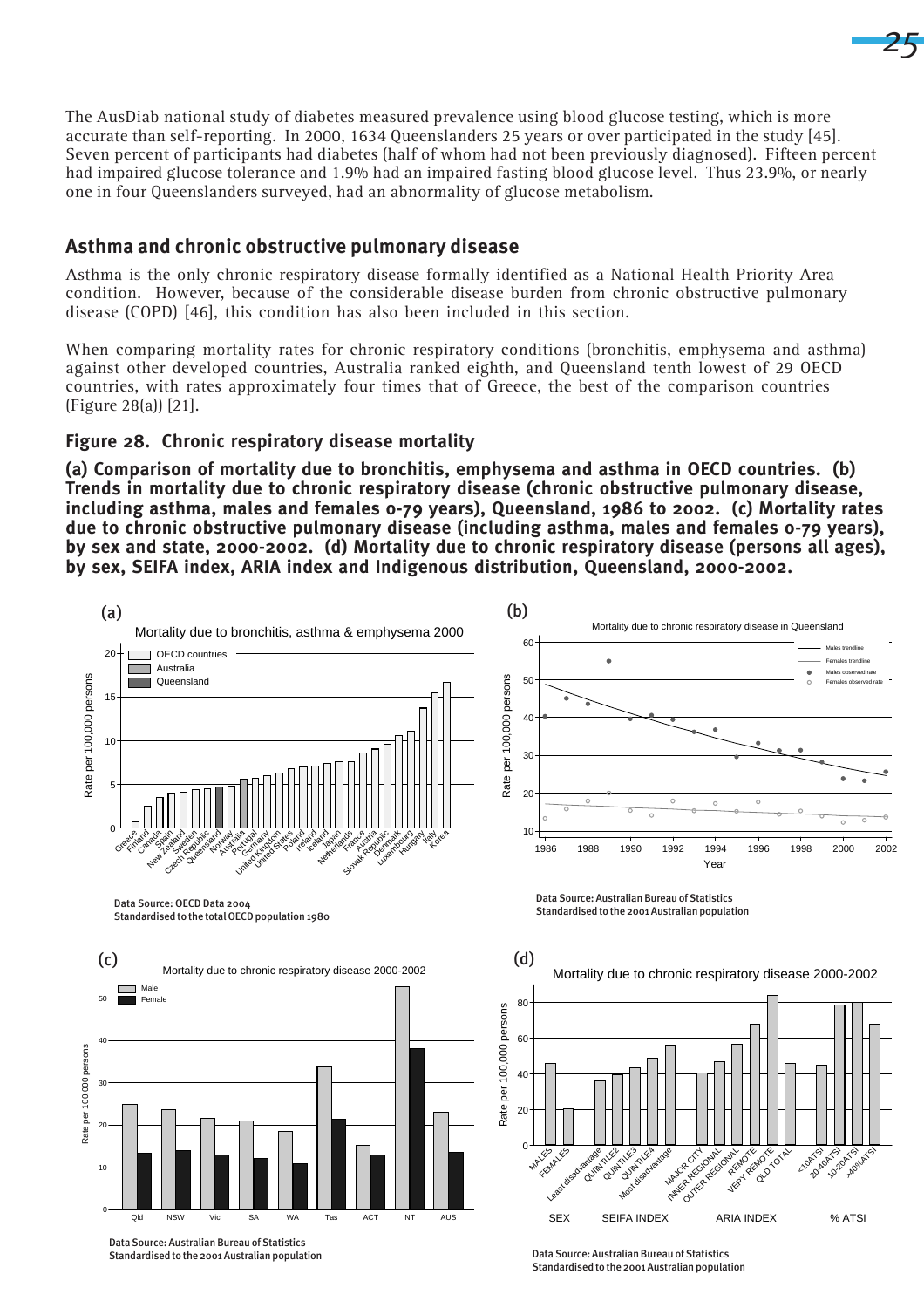The AusDiab national study of diabetes measured prevalence using blood glucose testing, which is more accurate than self-reporting. In 2000, 1634 Queenslanders 25 years or over participated in the study [45]. Seven percent of participants had diabetes (half of whom had not been previously diagnosed). Fifteen percent had impaired glucose tolerance and 1.9% had an impaired fasting blood glucose level. Thus 23.9%, or nearly one in four Queenslanders surveyed, had an abnormality of glucose metabolism.

## Asthma and chronic obstructive pulmonary disease

Asthma is the only chronic respiratory disease formally identified as a National Health Priority Area condition. However, because of the considerable disease burden from chronic obstructive pulmonary disease (COPD) [46], this condition has also been included in this section.

When comparing mortality rates for chronic respiratory conditions (bronchitis, emphysema and asthma) against other developed countries, Australia ranked eighth, and Queensland tenth lowest of 29 OECD countries, with rates approximately four times that of Greece, the best of the comparison countries (Figure 28(a)) [21].

### Figure 28. Chronic respiratory disease mortality

**(a) Comparison of mortality due to bronchitis, emphysema and asthma in OECD countries. (b) Trends in mortality due to chronic respiratory disease (chronic obstructive pulmonary disease, including asthma, males and females 0-79 years), Queensland, 1986 to 2002. (c) Mortality rates due to chronic obstructive pulmonary disease (including asthma, males and females 0-79 years), by sex and state, 2000-2002. (d) Mortality due to chronic respiratory disease (persons all ages), by sex, SEIFA index, ARIA index and Indigenous distribution, Queensland, 2000-2002.**

(a) Mortality due to bronchitis, asthma & emphysema 2000

Data Source: OECD Data 2004
Standardised to the total OECD population 1980

(b) Mortality due to chronic respiratory disease in Queensland

Data Source: Australian Bureau of Statistics
Standardised to the 2001 Australian population

(c) Mortality due to chronic respiratory disease 2000-2002

Data Source: Australian Bureau of Statistics
Standardised to the 2001 Australian population

(d) Mortality due to chronic respiratory disease 2000-2002

Data Source: Australian Bureau of Statistics
Standardised to the 2001 Australian population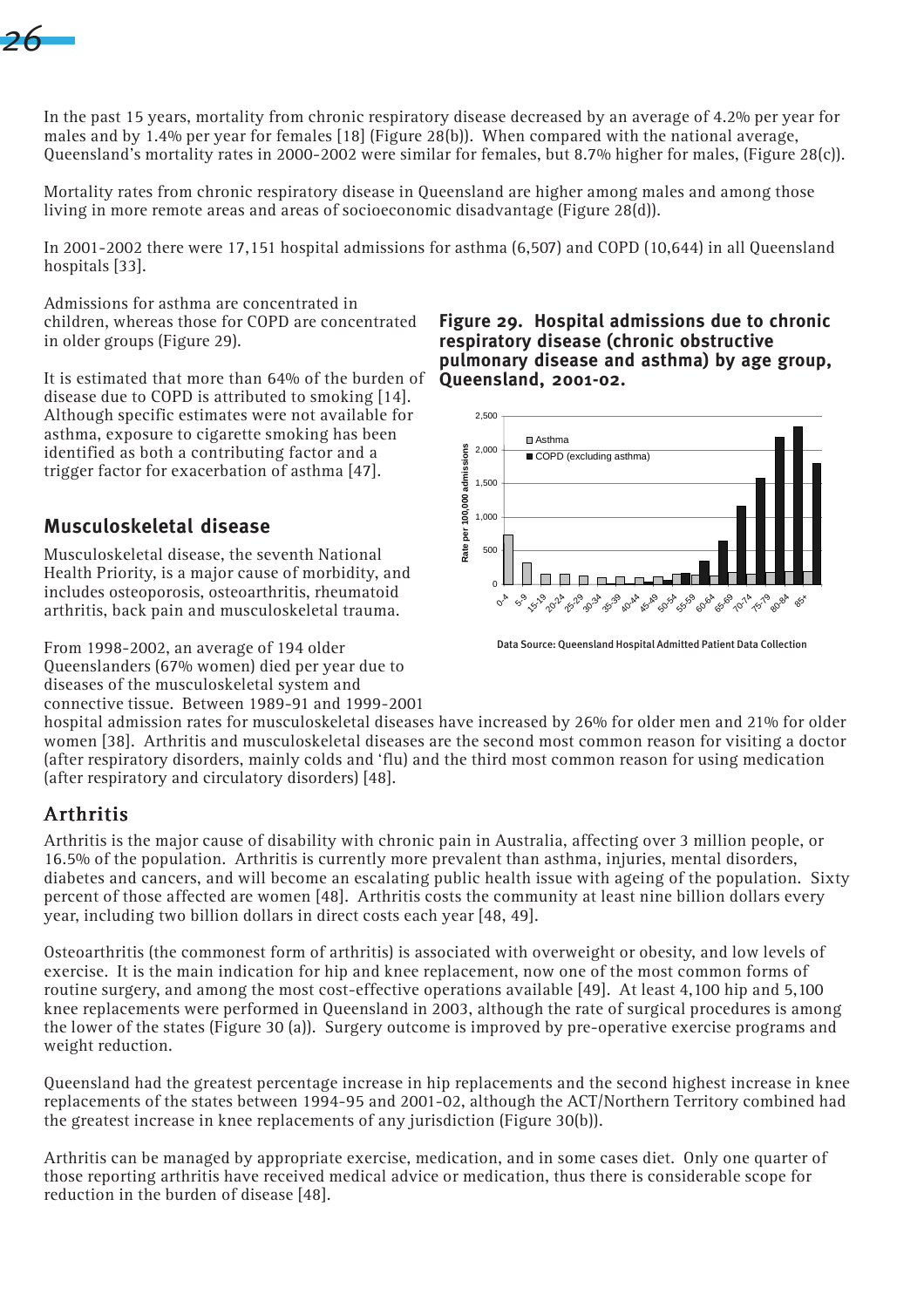In the past 15 years, mortality from chronic respiratory disease decreased by an average of 4.2% per year for males and by 1.4% per year for females [18] (Figure 28(b)). When compared with the national average, Queensland's mortality rates in 2000-2002 were similar for females, but 8.7% higher for males, (Figure 28(c)).

Mortality rates from chronic respiratory disease in Queensland are higher among males and among those living in more remote areas and areas of socioeconomic disadvantage (Figure 28(d)).

In 2001-2002 there were 17,151 hospital admissions for asthma (6,507) and COPD (10,644) in all Queensland hospitals [33].

Admissions for asthma are concentrated in children, whereas those for COPD are concentrated in older groups (Figure 29).

It is estimated that more than 64% of the burden of disease due to COPD is attributed to smoking [14]. Although specific estimates were not available for asthma, exposure to cigarette smoking has been identified as both a contributing factor and a trigger factor for exacerbation of asthma [47].

**Figure 29. Hospital admissions due to chronic respiratory disease (chronic obstructive pulmonary disease and asthma) by age group, Queensland, 2001-02.**

Data Source: Queensland Hospital Admitted Patient Data Collection

## Musculoskeletal disease

Musculoskeletal disease, the seventh National Health Priority, is a major cause of morbidity, and includes osteoporosis, osteoarthritis, rheumatoid arthritis, back pain and musculoskeletal trauma.

From 1998-2002, an average of 194 older Queenslanders (67% women) died per year due to diseases of the musculoskeletal system and connective tissue. Between 1989-91 and 1999-2001 hospital admission rates for musculoskeletal diseases have increased by 26% for older men and 21% for older women [38]. Arthritis and musculoskeletal diseases are the second most common reason for visiting a doctor (after respiratory disorders, mainly colds and 'flu) and the third most common reason for using medication (after respiratory and circulatory disorders) [48].

### Arthritis

Arthritis is the major cause of disability with chronic pain in Australia, affecting over 3 million people, or 16.5% of the population. Arthritis is currently more prevalent than asthma, injuries, mental disorders, diabetes and cancers, and will become an escalating public health issue with ageing of the population. Sixty percent of those affected are women [48]. Arthritis costs the community at least nine billion dollars every year, including two billion dollars in direct costs each year [48, 49].

Osteoarthritis (the commonest form of arthritis) is associated with overweight or obesity, and low levels of exercise. It is the main indication for hip and knee replacement, now one of the most common forms of routine surgery, and among the most cost-effective operations available [49]. At least 4,100 hip and 5,100 knee replacements were performed in Queensland in 2003, although the rate of surgical procedures is among the lower of the states (Figure 30 (a)). Surgery outcome is improved by pre-operative exercise programs and weight reduction.

Queensland had the greatest percentage increase in hip replacements and the second highest increase in knee replacements of the states between 1994-95 and 2001-02, although the ACT/Northern Territory combined had the greatest increase in knee replacements of any jurisdiction (Figure 30(b)).

Arthritis can be managed by appropriate exercise, medication, and in some cases diet. Only one quarter of those reporting arthritis have received medical advice or medication, thus there is considerable scope for reduction in the burden of disease [48].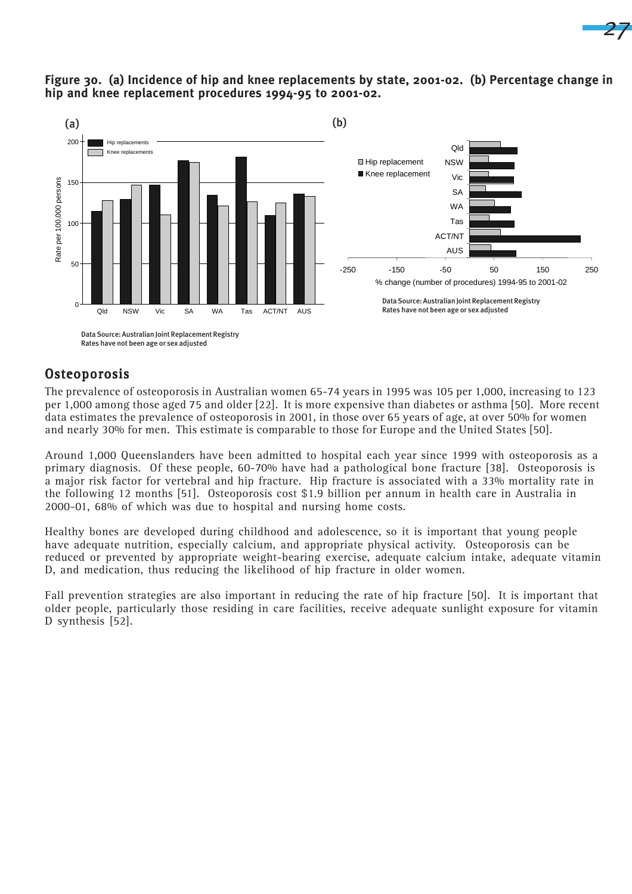**Figure 30. (a) Incidence of hip and knee replacements by state, 2001-02. (b) Percentage change in hip and knee replacement procedures 1994-95 to 2001-02.**

Data Source: Australian Joint Replacement Registry
Rates have not been age or sex adjusted

## Osteoporosis

The prevalence of osteoporosis in Australian women 65-74 years in 1995 was 105 per 1,000, increasing to 123 per 1,000 among those aged 75 and older [22]. It is more expensive than diabetes or asthma [50]. More recent data estimates the prevalence of osteoporosis in 2001, in those over 65 years of age, at over 50% for women and nearly 30% for men. This estimate is comparable to those for Europe and the United States [50].

Around 1,000 Queenslanders have been admitted to hospital each year since 1999 with osteoporosis as a primary diagnosis. Of these people, 60-70% have had a pathological bone fracture [38]. Osteoporosis is a major risk factor for vertebral and hip fracture. Hip fracture is associated with a 33% mortality rate in the following 12 months [51]. Osteoporosis cost $1.9 billion per annum in health care in Australia in 2000-01, 68% of which was due to hospital and nursing home costs.

Healthy bones are developed during childhood and adolescence, so it is important that young people have adequate nutrition, especially calcium, and appropriate physical activity. Osteoporosis can be reduced or prevented by appropriate weight-bearing exercise, adequate calcium intake, adequate vitamin D, and medication, thus reducing the likelihood of hip fracture in older women.

Fall prevention strategies are also important in reducing the rate of hip fracture [50]. It is important that older people, particularly those residing in care facilities, receive adequate sunlight exposure for vitamin D synthesis [52].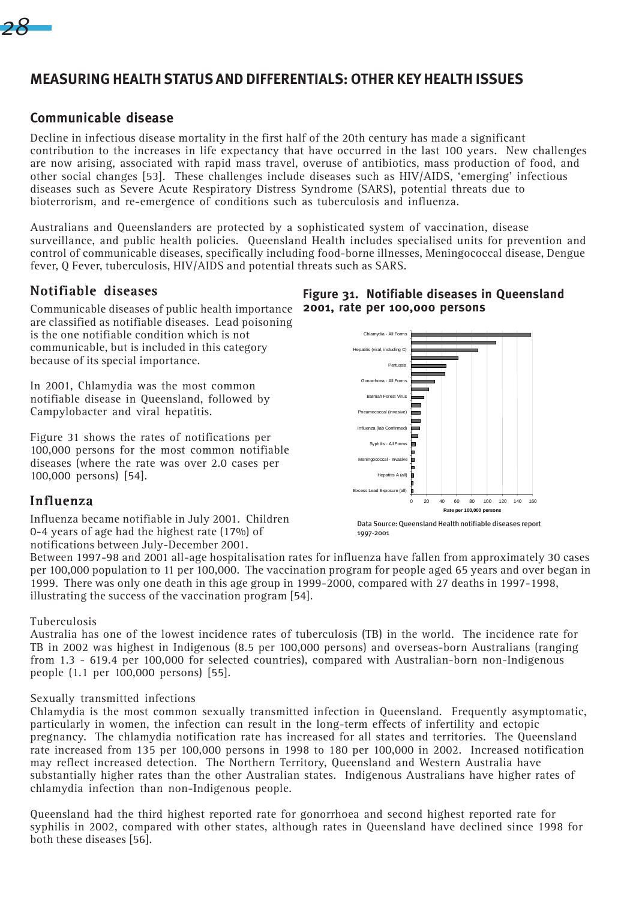# MEASURING HEALTH STATUS AND DIFFERENTIALS: OTHER KEY HEALTH ISSUES

## Communicable disease

Decline in infectious disease mortality in the first half of the 20th century has made a significant contribution to the increases in life expectancy that have occurred in the last 100 years. New challenges are now arising, associated with rapid mass travel, overuse of antibiotics, mass production of food, and other social changes [53]. These challenges include diseases such as HIV/AIDS, 'emerging' infectious diseases such as Severe Acute Respiratory Distress Syndrome (SARS), potential threats due to bioterrorism, and re-emergence of conditions such as tuberculosis and influenza.

Australians and Queenslanders are protected by a sophisticated system of vaccination, disease surveillance, and public health policies. Queensland Health includes specialised units for prevention and control of communicable diseases, specifically including food-borne illnesses, Meningococcal disease, Dengue fever, Q Fever, tuberculosis, HIV/AIDS and potential threats such as SARS.

### Notifiable diseases

Communicable diseases of public health importance are classified as notifiable diseases. Lead poisoning is the one notifiable condition which is not communicable, but is included in this category because of its special importance.

In 2001, Chlamydia was the most common notifiable disease in Queensland, followed by Campylobacter and viral hepatitis.

Figure 31 shows the rates of notifications per 100,000 persons for the most common notifiable diseases (where the rate was over 2.0 cases per 100,000 persons) [54].

**Figure 31. Notifiable diseases in Queensland 2001, rate per 100,000 persons**

Data Source: Queensland Health notifiable diseases report 1997-2001

### Influenza

Influenza became notifiable in July 2001. Children 0-4 years of age had the highest rate (17%) of notifications between July-December 2001.

Between 1997-98 and 2001 all-age hospitalisation rates for influenza have fallen from approximately 30 cases per 100,000 population to 11 per 100,000. The vaccination program for people aged 65 years and over began in 1999. There was only one death in this age group in 1999-2000, compared with 27 deaths in 1997-1998, illustrating the success of the vaccination program [54].

Tuberculosis

Australia has one of the lowest incidence rates of tuberculosis (TB) in the world. The incidence rate for TB in 2002 was highest in Indigenous (8.5 per 100,000 persons) and overseas-born Australians (ranging from 1.3 - 619.4 per 100,000 for selected countries), compared with Australian-born non-Indigenous people (1.1 per 100,000 persons) [55].

Sexually transmitted infections

Chlamydia is the most common sexually transmitted infection in Queensland. Frequently asymptomatic, particularly in women, the infection can result in the long-term effects of infertility and ectopic pregnancy. The chlamydia notification rate has increased for all states and territories. The Queensland rate increased from 135 per 100,000 persons in 1998 to 180 per 100,000 in 2002. Increased notification may reflect increased detection. The Northern Territory, Queensland and Western Australia have substantially higher rates than the other Australian states. Indigenous Australians have higher rates of chlamydia infection than non-Indigenous people.

Queensland had the third highest reported rate for gonorrhoea and second highest reported rate for syphilis in 2002, compared with other states, although rates in Queensland have declined since 1998 for both these diseases [56].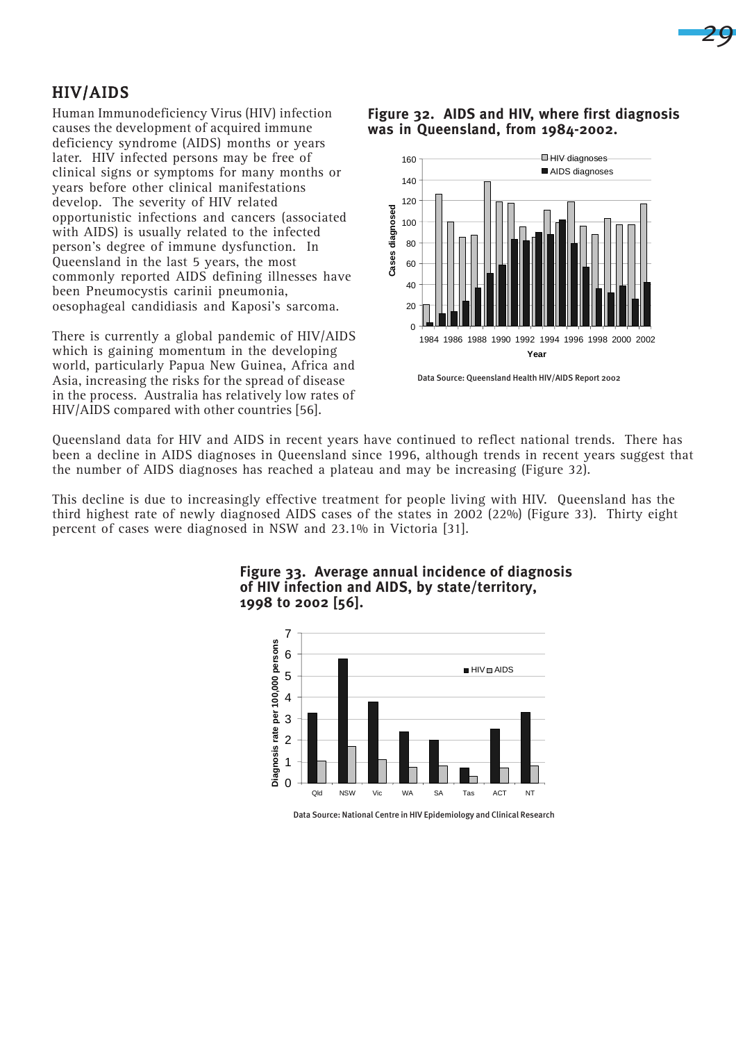## HIV/AIDS

Human Immunodeficiency Virus (HIV) infection causes the development of acquired immune deficiency syndrome (AIDS) months or years later. HIV infected persons may be free of clinical signs or symptoms for many months or years before other clinical manifestations develop. The severity of HIV related opportunistic infections and cancers (associated with AIDS) is usually related to the infected person's degree of immune dysfunction. In Queensland in the last 5 years, the most commonly reported AIDS defining illnesses have been Pneumocystis carinii pneumonia, oesophageal candidiasis and Kaposi's sarcoma.

There is currently a global pandemic of HIV/AIDS which is gaining momentum in the developing world, particularly Papua New Guinea, Africa and Asia, increasing the risks for the spread of disease in the process. Australia has relatively low rates of HIV/AIDS compared with other countries [56].

**Figure 32. AIDS and HIV, where first diagnosis was in Queensland, from 1984-2002.**

Data Source: Queensland Health HIV/AIDS Report 2002

Queensland data for HIV and AIDS in recent years have continued to reflect national trends. There has been a decline in AIDS diagnoses in Queensland since 1996, although trends in recent years suggest that the number of AIDS diagnoses has reached a plateau and may be increasing (Figure 32).

This decline is due to increasingly effective treatment for people living with HIV. Queensland has the third highest rate of newly diagnosed AIDS cases of the states in 2002 (22%) (Figure 33). Thirty eight percent of cases were diagnosed in NSW and 23.1% in Victoria [31].

**Figure 33. Average annual incidence of diagnosis of HIV infection and AIDS, by state/territory, 1998 to 2002 [56].**

Data Source: National Centre in HIV Epidemiology and Clinical Research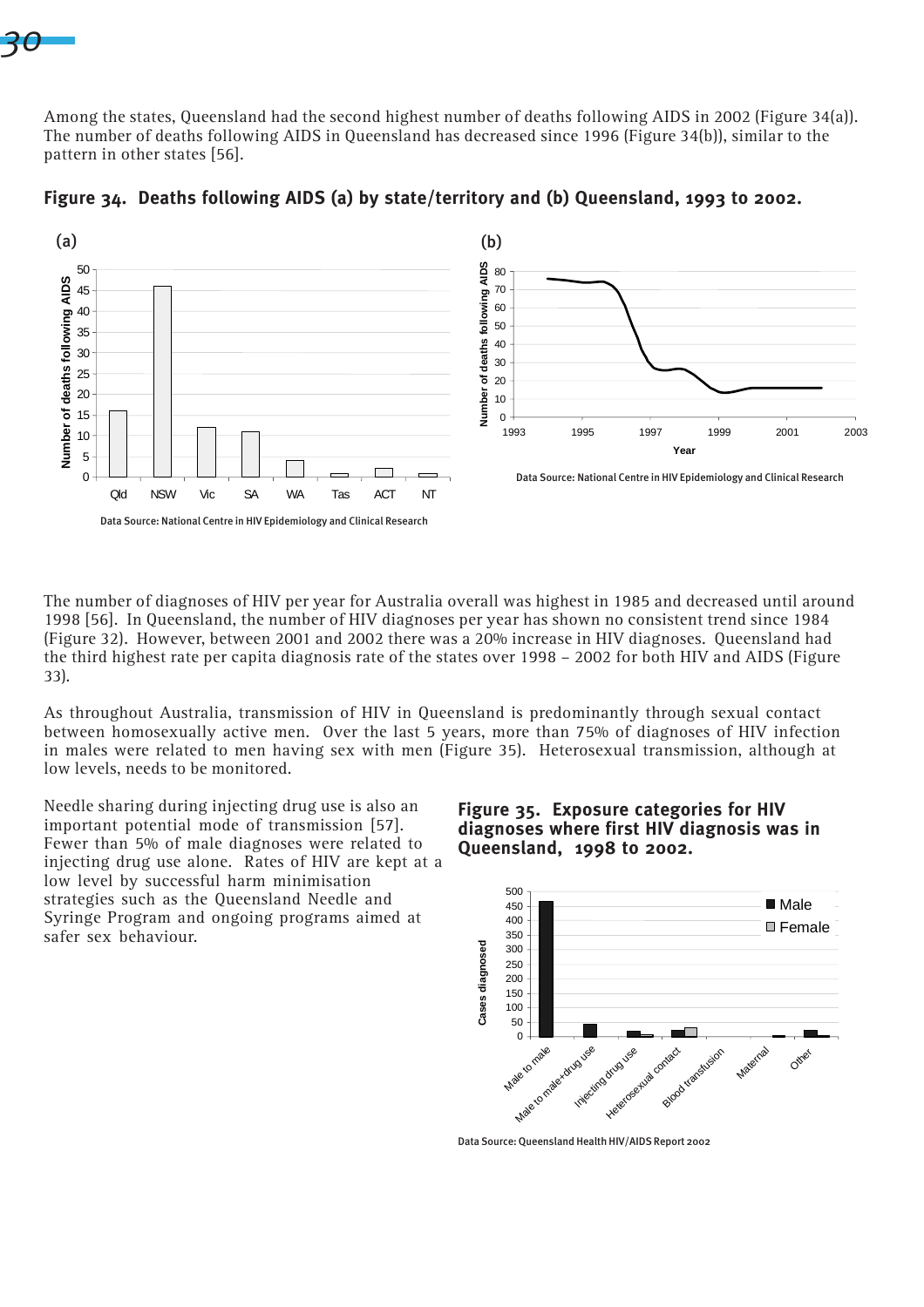Among the states, Queensland had the second highest number of deaths following AIDS in 2002 (Figure 34(a)). The number of deaths following AIDS in Queensland has decreased since 1996 (Figure 34(b)), similar to the pattern in other states [56].

**Figure 34. Deaths following AIDS (a) by state/territory and (b) Queensland, 1993 to 2002.**

(a)

Data Source: National Centre in HIV Epidemiology and Clinical Research

(b)

Data Source: National Centre in HIV Epidemiology and Clinical Research

The number of diagnoses of HIV per year for Australia overall was highest in 1985 and decreased until around 1998 [56]. In Queensland, the number of HIV diagnoses per year has shown no consistent trend since 1984 (Figure 32). However, between 2001 and 2002 there was a 20% increase in HIV diagnoses. Queensland had the third highest rate per capita diagnosis rate of the states over 1998 – 2002 for both HIV and AIDS (Figure 33).

As throughout Australia, transmission of HIV in Queensland is predominantly through sexual contact between homosexually active men. Over the last 5 years, more than 75% of diagnoses of HIV infection in males were related to men having sex with men (Figure 35). Heterosexual transmission, although at low levels, needs to be monitored.

Needle sharing during injecting drug use is also an important potential mode of transmission [57]. Fewer than 5% of male diagnoses were related to injecting drug use alone. Rates of HIV are kept at a low level by successful harm minimisation strategies such as the Queensland Needle and Syringe Program and ongoing programs aimed at safer sex behaviour.

**Figure 35. Exposure categories for HIV diagnoses where first HIV diagnosis was in Queensland, 1998 to 2002.**

Data Source: Queensland Health HIV/AIDS Report 2002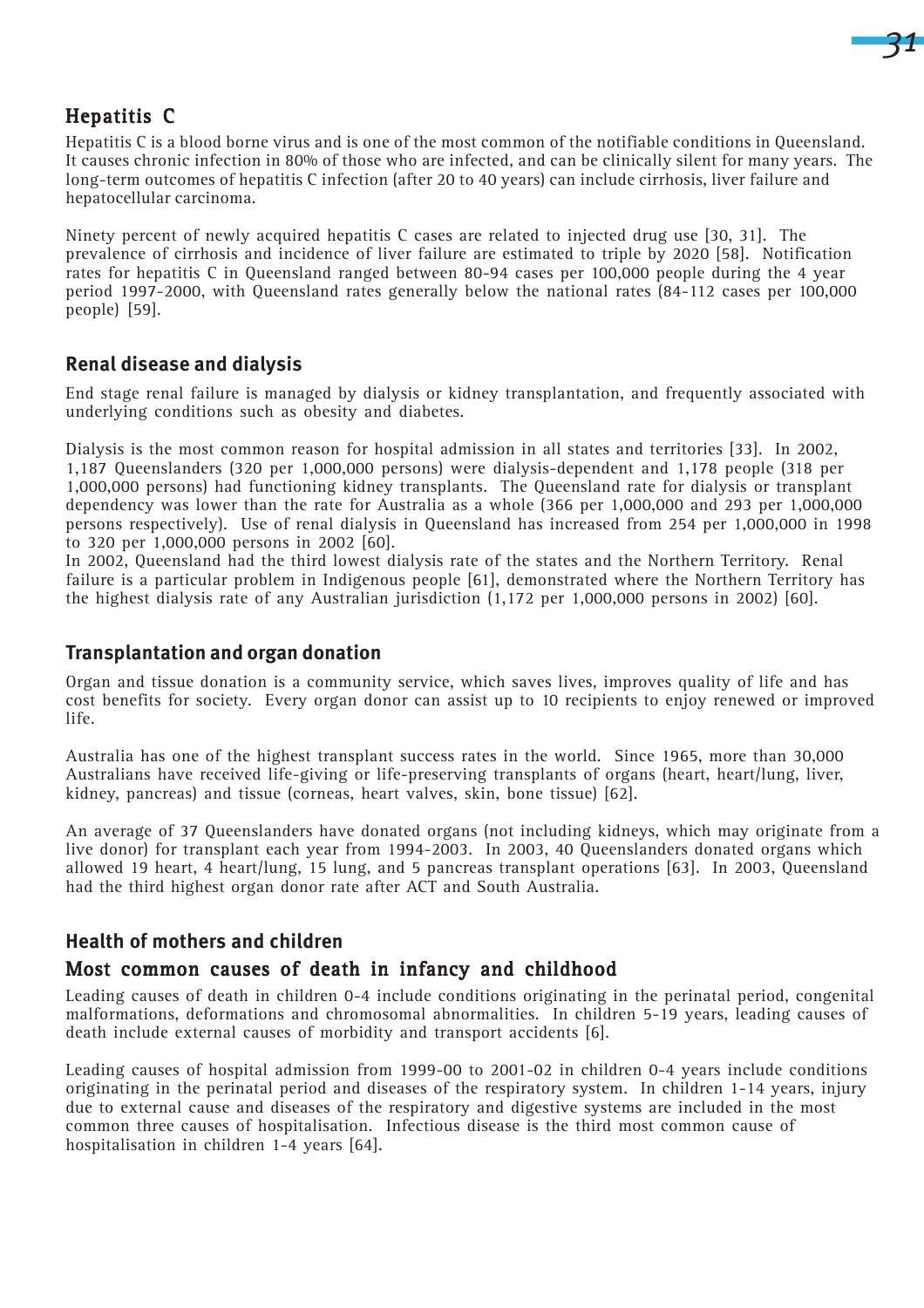## Hepatitis C

Hepatitis C is a blood borne virus and is one of the most common of the notifiable conditions in Queensland. It causes chronic infection in 80% of those who are infected, and can be clinically silent for many years. The long-term outcomes of hepatitis C infection (after 20 to 40 years) can include cirrhosis, liver failure and hepatocellular carcinoma.

Ninety percent of newly acquired hepatitis C cases are related to injected drug use [30, 31]. The prevalence of cirrhosis and incidence of liver failure are estimated to triple by 2020 [58]. Notification rates for hepatitis C in Queensland ranged between 80-94 cases per 100,000 people during the 4 year period 1997-2000, with Queensland rates generally below the national rates (84-112 cases per 100,000 people) [59].

## Renal disease and dialysis

End stage renal failure is managed by dialysis or kidney transplantation, and frequently associated with underlying conditions such as obesity and diabetes.

Dialysis is the most common reason for hospital admission in all states and territories [33]. In 2002, 1,187 Queenslanders (320 per 1,000,000 persons) were dialysis-dependent and 1,178 people (318 per 1,000,000 persons) had functioning kidney transplants. The Queensland rate for dialysis or transplant dependency was lower than the rate for Australia as a whole (366 per 1,000,000 and 293 per 1,000,000 persons respectively). Use of renal dialysis in Queensland has increased from 254 per 1,000,000 in 1998 to 320 per 1,000,000 persons in 2002 [60].
In 2002, Queensland had the third lowest dialysis rate of the states and the Northern Territory. Renal failure is a particular problem in Indigenous people [61], demonstrated where the Northern Territory has the highest dialysis rate of any Australian jurisdiction (1,172 per 1,000,000 persons in 2002) [60].

## Transplantation and organ donation

Organ and tissue donation is a community service, which saves lives, improves quality of life and has cost benefits for society. Every organ donor can assist up to 10 recipients to enjoy renewed or improved life.

Australia has one of the highest transplant success rates in the world. Since 1965, more than 30,000 Australians have received life-giving or life-preserving transplants of organs (heart, heart/lung, liver, kidney, pancreas) and tissue (corneas, heart valves, skin, bone tissue) [62].

An average of 37 Queenslanders have donated organs (not including kidneys, which may originate from a live donor) for transplant each year from 1994-2003. In 2003, 40 Queenslanders donated organs which allowed 19 heart, 4 heart/lung, 15 lung, and 5 pancreas transplant operations [63]. In 2003, Queensland had the third highest organ donor rate after ACT and South Australia.

## Health of mothers and children

### Most common causes of death in infancy and childhood

Leading causes of death in children 0-4 include conditions originating in the perinatal period, congenital malformations, deformations and chromosomal abnormalities. In children 5-19 years, leading causes of death include external causes of morbidity and transport accidents [6].

Leading causes of hospital admission from 1999-00 to 2001-02 in children 0-4 years include conditions originating in the perinatal period and diseases of the respiratory system. In children 1-14 years, injury due to external cause and diseases of the respiratory and digestive systems are included in the most common three causes of hospitalisation. Infectious disease is the third most common cause of hospitalisation in children 1-4 years [64].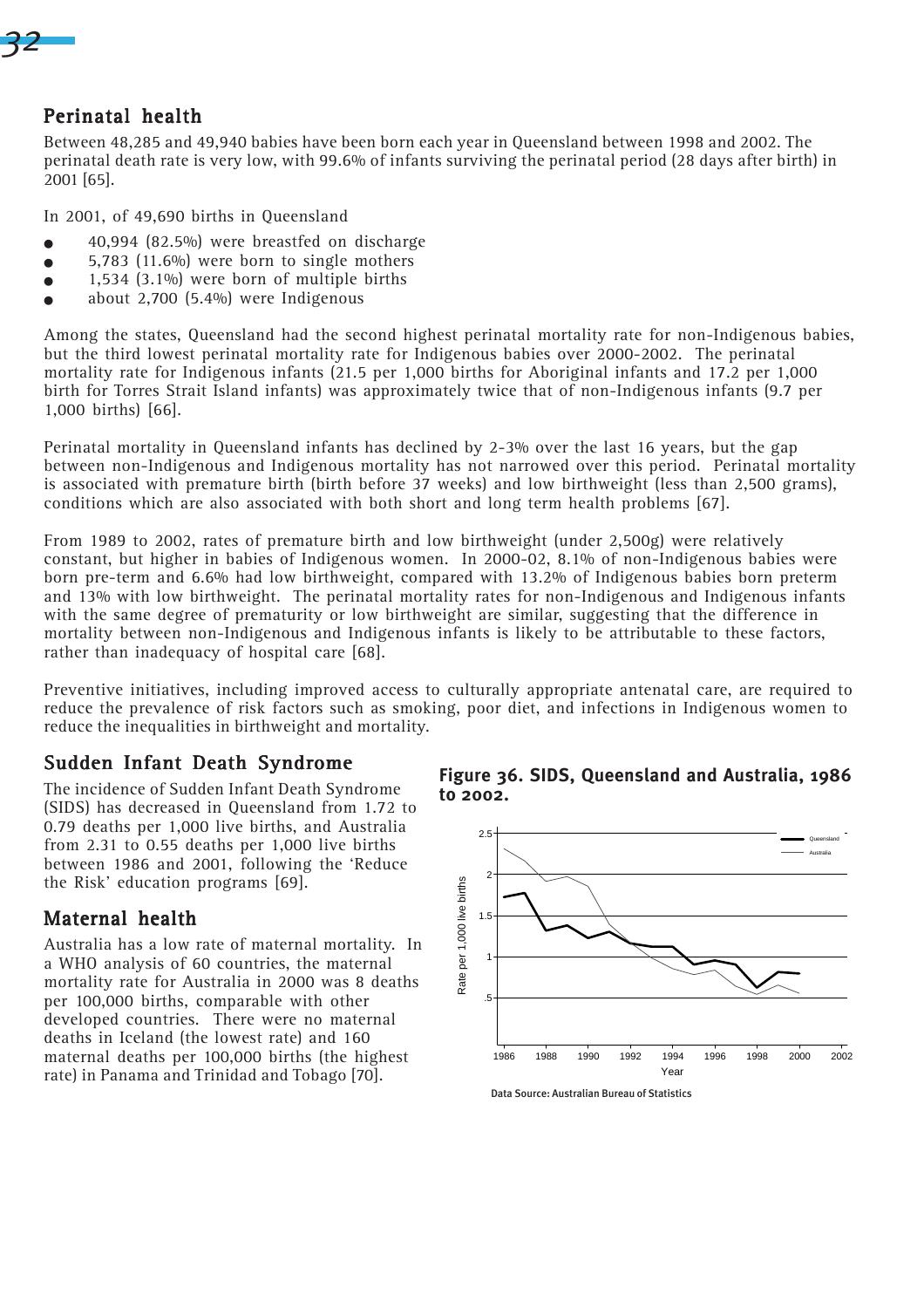## Perinatal health

Between 48,285 and 49,940 babies have been born each year in Queensland between 1998 and 2002. The perinatal death rate is very low, with 99.6% of infants surviving the perinatal period (28 days after birth) in 2001 [65].

In 2001, of 49,690 births in Queensland

- 40,994 (82.5%) were breastfed on discharge
- 5,783 (11.6%) were born to single mothers
- 1,534 (3.1%) were born of multiple births
- about 2,700 (5.4%) were Indigenous

Among the states, Queensland had the second highest perinatal mortality rate for non-Indigenous babies, but the third lowest perinatal mortality rate for Indigenous babies over 2000-2002. The perinatal mortality rate for Indigenous infants (21.5 per 1,000 births for Aboriginal infants and 17.2 per 1,000 birth for Torres Strait Island infants) was approximately twice that of non-Indigenous infants (9.7 per 1,000 births) [66].

Perinatal mortality in Queensland infants has declined by 2-3% over the last 16 years, but the gap between non-Indigenous and Indigenous mortality has not narrowed over this period. Perinatal mortality is associated with premature birth (birth before 37 weeks) and low birthweight (less than 2,500 grams), conditions which are also associated with both short and long term health problems [67].

From 1989 to 2002, rates of premature birth and low birthweight (under 2,500g) were relatively constant, but higher in babies of Indigenous women. In 2000-02, 8.1% of non-Indigenous babies were born pre-term and 6.6% had low birthweight, compared with 13.2% of Indigenous babies born preterm and 13% with low birthweight. The perinatal mortality rates for non-Indigenous and Indigenous infants with the same degree of prematurity or low birthweight are similar, suggesting that the difference in mortality between non-Indigenous and Indigenous infants is likely to be attributable to these factors, rather than inadequacy of hospital care [68].

Preventive initiatives, including improved access to culturally appropriate antenatal care, are required to reduce the prevalence of risk factors such as smoking, poor diet, and infections in Indigenous women to reduce the inequalities in birthweight and mortality.

## Sudden Infant Death Syndrome

The incidence of Sudden Infant Death Syndrome (SIDS) has decreased in Queensland from 1.72 to 0.79 deaths per 1,000 live births, and Australia from 2.31 to 0.55 deaths per 1,000 live births between 1986 and 2001, following the 'Reduce the Risk' education programs [69].

**Figure 36. SIDS, Queensland and Australia, 1986 to 2002.**

Data Source: Australian Bureau of Statistics

## Maternal health

Australia has a low rate of maternal mortality. In a WHO analysis of 60 countries, the maternal mortality rate for Australia in 2000 was 8 deaths per 100,000 births, comparable with other developed countries. There were no maternal deaths in Iceland (the lowest rate) and 160 maternal deaths per 100,000 births (the highest rate) in Panama and Trinidad and Tobago [70].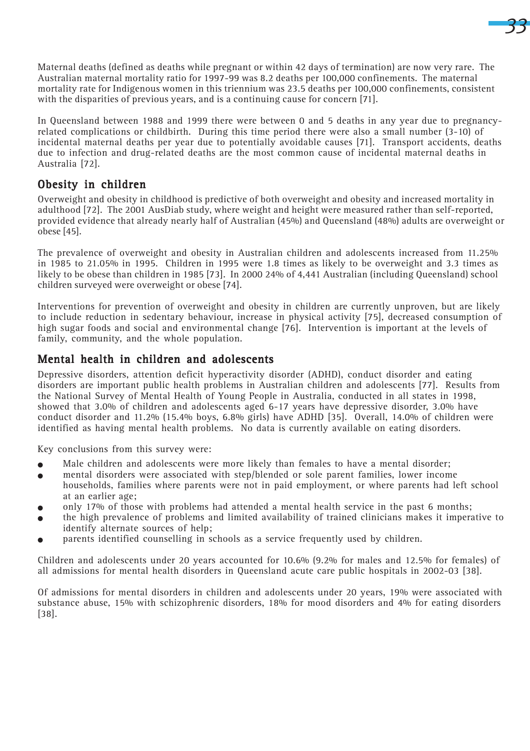Maternal deaths (defined as deaths while pregnant or within 42 days of termination) are now very rare. The Australian maternal mortality ratio for 1997-99 was 8.2 deaths per 100,000 confinements. The maternal mortality rate for Indigenous women in this triennium was 23.5 deaths per 100,000 confinements, consistent with the disparities of previous years, and is a continuing cause for concern [71].

In Queensland between 1988 and 1999 there were between 0 and 5 deaths in any year due to pregnancy-related complications or childbirth. During this time period there were also a small number (3-10) of incidental maternal deaths per year due to potentially avoidable causes [71]. Transport accidents, deaths due to infection and drug-related deaths are the most common cause of incidental maternal deaths in Australia [72].

## Obesity in children

Overweight and obesity in childhood is predictive of both overweight and obesity and increased mortality in adulthood [72]. The 2001 AusDiab study, where weight and height were measured rather than self-reported, provided evidence that already nearly half of Australian (45%) and Queensland (48%) adults are overweight or obese [45].

The prevalence of overweight and obesity in Australian children and adolescents increased from 11.25% in 1985 to 21.05% in 1995. Children in 1995 were 1.8 times as likely to be overweight and 3.3 times as likely to be obese than children in 1985 [73]. In 2000 24% of 4,441 Australian (including Queensland) school children surveyed were overweight or obese [74].

Interventions for prevention of overweight and obesity in children are currently unproven, but are likely to include reduction in sedentary behaviour, increase in physical activity [75], decreased consumption of high sugar foods and social and environmental change [76]. Intervention is important at the levels of family, community, and the whole population.

## Mental health in children and adolescents

Depressive disorders, attention deficit hyperactivity disorder (ADHD), conduct disorder and eating disorders are important public health problems in Australian children and adolescents [77]. Results from the National Survey of Mental Health of Young People in Australia, conducted in all states in 1998, showed that 3.0% of children and adolescents aged 6-17 years have depressive disorder, 3.0% have conduct disorder and 11.2% (15.4% boys, 6.8% girls) have ADHD [35]. Overall, 14.0% of children were identified as having mental health problems. No data is currently available on eating disorders.

Key conclusions from this survey were:

- Male children and adolescents were more likely than females to have a mental disorder;
- mental disorders were associated with step/blended or sole parent families, lower income households, families where parents were not in paid employment, or where parents had left school at an earlier age;
- only 17% of those with problems had attended a mental health service in the past 6 months;
- the high prevalence of problems and limited availability of trained clinicians makes it imperative to identify alternate sources of help;
- parents identified counselling in schools as a service frequently used by children.

Children and adolescents under 20 years accounted for 10.6% (9.2% for males and 12.5% for females) of all admissions for mental health disorders in Queensland acute care public hospitals in 2002-03 [38].

Of admissions for mental disorders in children and adolescents under 20 years, 19% were associated with substance abuse, 15% with schizophrenic disorders, 18% for mood disorders and 4% for eating disorders [38].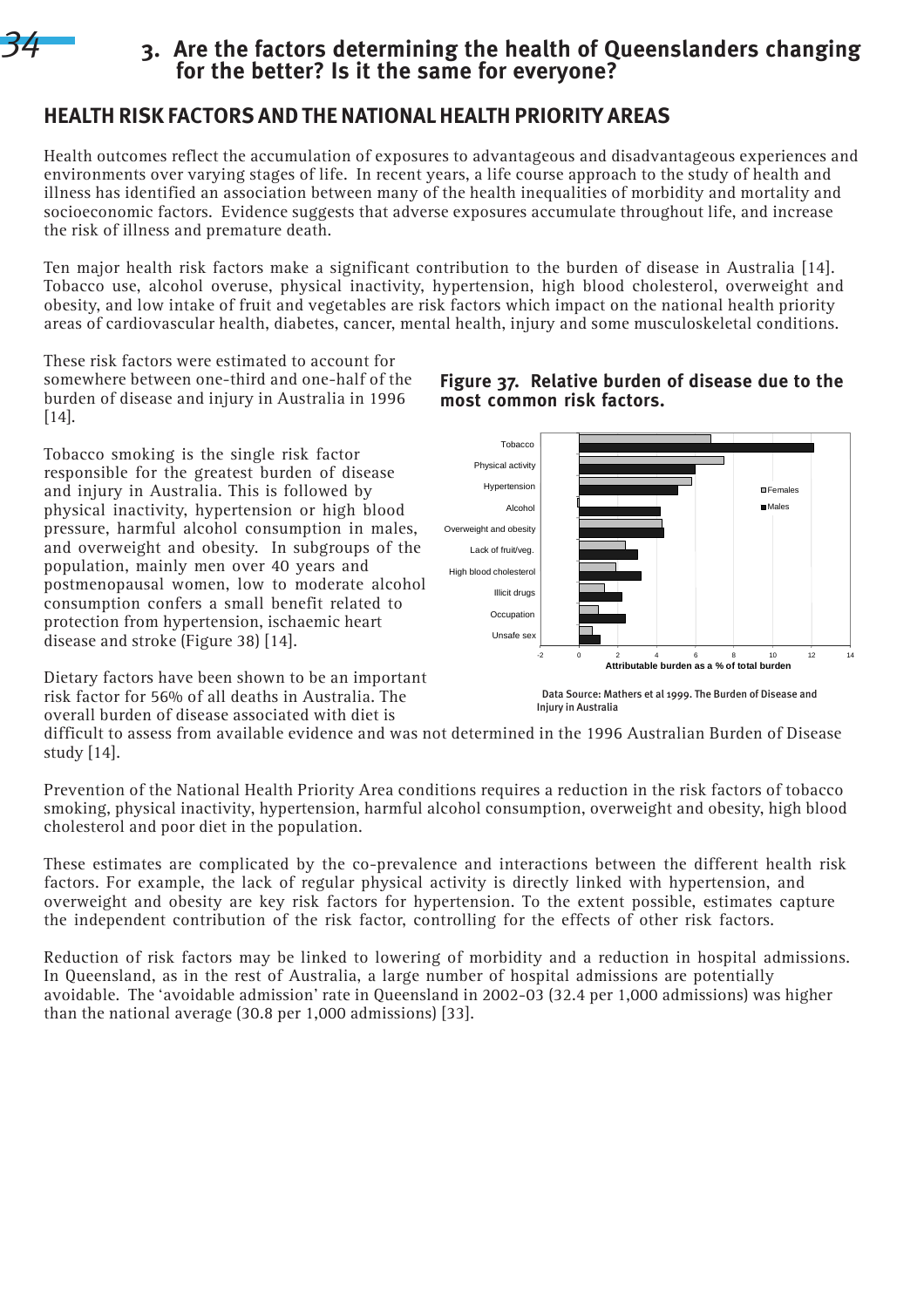## 3. Are the factors determining the health of Queenslanders changing for the better? Is it the same for everyone?

## HEALTH RISK FACTORS AND THE NATIONAL HEALTH PRIORITY AREAS

Health outcomes reflect the accumulation of exposures to advantageous and disadvantageous experiences and environments over varying stages of life. In recent years, a life course approach to the study of health and illness has identified an association between many of the health inequalities of morbidity and mortality and socioeconomic factors. Evidence suggests that adverse exposures accumulate throughout life, and increase the risk of illness and premature death.

Ten major health risk factors make a significant contribution to the burden of disease in Australia [14]. Tobacco use, alcohol overuse, physical inactivity, hypertension, high blood cholesterol, overweight and obesity, and low intake of fruit and vegetables are risk factors which impact on the national health priority areas of cardiovascular health, diabetes, cancer, mental health, injury and some musculoskeletal conditions.

These risk factors were estimated to account for somewhere between one-third and one-half of the burden of disease and injury in Australia in 1996 [14].

Tobacco smoking is the single risk factor responsible for the greatest burden of disease and injury in Australia. This is followed by physical inactivity, hypertension or high blood pressure, harmful alcohol consumption in males, and overweight and obesity. In subgroups of the population, mainly men over 40 years and postmenopausal women, low to moderate alcohol consumption confers a small benefit related to protection from hypertension, ischaemic heart disease and stroke (Figure 38) [14].

**Figure 37. Relative burden of disease due to the most common risk factors.**

Data Source: Mathers et al 1999. The Burden of Disease and Injury in Australia

Dietary factors have been shown to be an important risk factor for 56% of all deaths in Australia. The overall burden of disease associated with diet is difficult to assess from available evidence and was not determined in the 1996 Australian Burden of Disease study [14].

Prevention of the National Health Priority Area conditions requires a reduction in the risk factors of tobacco smoking, physical inactivity, hypertension, harmful alcohol consumption, overweight and obesity, high blood cholesterol and poor diet in the population.

These estimates are complicated by the co-prevalence and interactions between the different health risk factors. For example, the lack of regular physical activity is directly linked with hypertension, and overweight and obesity are key risk factors for hypertension. To the extent possible, estimates capture the independent contribution of the risk factor, controlling for the effects of other risk factors.

Reduction of risk factors may be linked to lowering of morbidity and a reduction in hospital admissions. In Queensland, as in the rest of Australia, a large number of hospital admissions are potentially avoidable. The 'avoidable admission' rate in Queensland in 2002-03 (32.4 per 1,000 admissions) was higher than the national average (30.8 per 1,000 admissions) [33].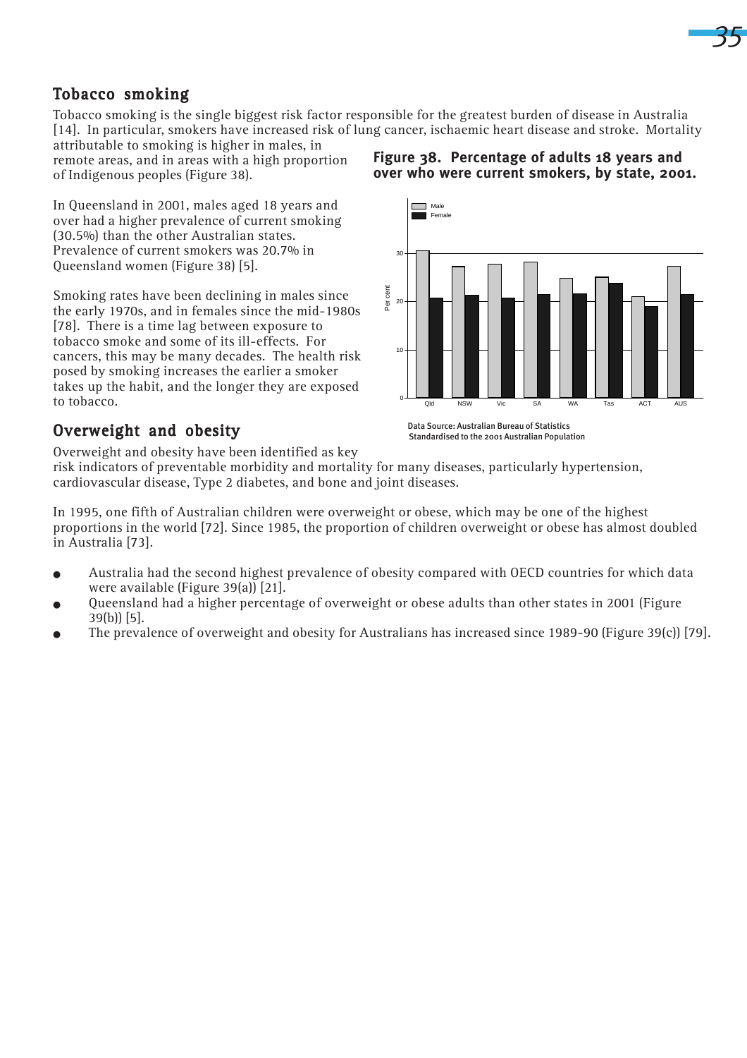## Tobacco smoking

Tobacco smoking is the single biggest risk factor responsible for the greatest burden of disease in Australia [14]. In particular, smokers have increased risk of lung cancer, ischaemic heart disease and stroke. Mortality attributable to smoking is higher in males, in remote areas, and in areas with a high proportion of Indigenous peoples (Figure 38).

In Queensland in 2001, males aged 18 years and over had a higher prevalence of current smoking (30.5%) than the other Australian states. Prevalence of current smokers was 20.7% in Queensland women (Figure 38) [5].

Smoking rates have been declining in males since the early 1970s, and in females since the mid-1980s [78]. There is a time lag between exposure to tobacco smoke and some of its ill-effects. For cancers, this may be many decades. The health risk posed by smoking increases the earlier a smoker takes up the habit, and the longer they are exposed to tobacco.

**Figure 38. Percentage of adults 18 years and over who were current smokers, by state, 2001.**

Data Source: Australian Bureau of Statistics
Standardised to the 2001 Australian Population

## Overweight and obesity

Overweight and obesity have been identified as key risk indicators of preventable morbidity and mortality for many diseases, particularly hypertension, cardiovascular disease, Type 2 diabetes, and bone and joint diseases.

In 1995, one fifth of Australian children were overweight or obese, which may be one of the highest proportions in the world [72]. Since 1985, the proportion of children overweight or obese has almost doubled in Australia [73].

- Australia had the second highest prevalence of obesity compared with OECD countries for which data were available (Figure 39(a)) [21].
- Queensland had a higher percentage of overweight or obese adults than other states in 2001 (Figure 39(b)) [5].
- The prevalence of overweight and obesity for Australians has increased since 1989-90 (Figure 39(c)) [79].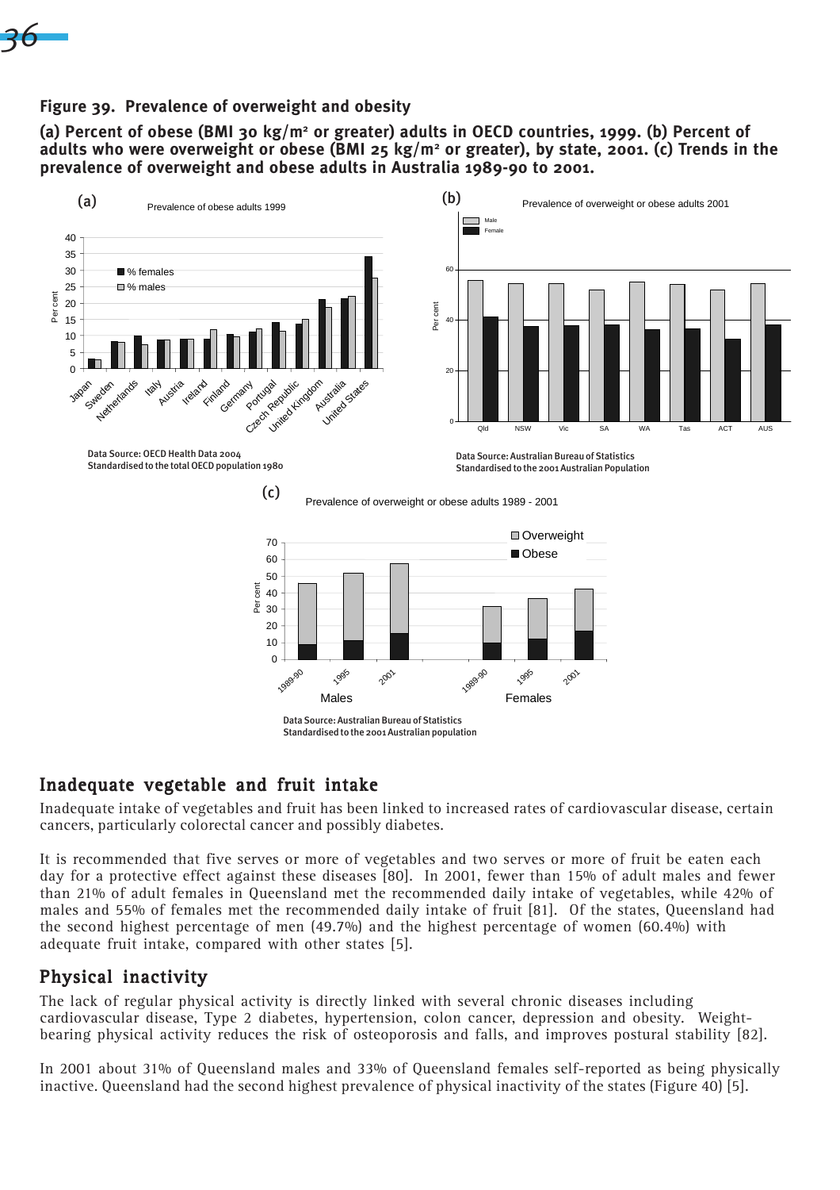**Figure 39. Prevalence of overweight and obesity**

**(a) Percent of obese (BMI 30 kg/m² or greater) adults in OECD countries, 1999. (b) Percent of adults who were overweight or obese (BMI 25 kg/m² or greater), by state, 2001. (c) Trends in the prevalence of overweight and obese adults in Australia 1989-90 to 2001.**

(a) Prevalence of obese adults 1999

Data Source: OECD Health Data 2004
Standardised to the total OECD population 1980

(b) Prevalence of overweight or obese adults 2001

Data Source: Australian Bureau of Statistics
Standardised to the 2001 Australian Population

(c) Prevalence of overweight or obese adults 1989 - 2001

Data Source: Australian Bureau of Statistics
Standardised to the 2001 Australian population

## Inadequate vegetable and fruit intake

Inadequate intake of vegetables and fruit has been linked to increased rates of cardiovascular disease, certain cancers, particularly colorectal cancer and possibly diabetes.

It is recommended that five serves or more of vegetables and two serves or more of fruit be eaten each day for a protective effect against these diseases [80]. In 2001, fewer than 15% of adult males and fewer than 21% of adult females in Queensland met the recommended daily intake of vegetables, while 42% of males and 55% of females met the recommended daily intake of fruit [81]. Of the states, Queensland had the second highest percentage of men (49.7%) and the highest percentage of women (60.4%) with adequate fruit intake, compared with other states [5].

## Physical inactivity

The lack of regular physical activity is directly linked with several chronic diseases including cardiovascular disease, Type 2 diabetes, hypertension, colon cancer, depression and obesity. Weight-bearing physical activity reduces the risk of osteoporosis and falls, and improves postural stability [82].

In 2001 about 31% of Queensland males and 33% of Queensland females self-reported as being physically inactive. Queensland had the second highest prevalence of physical inactivity of the states (Figure 40) [5].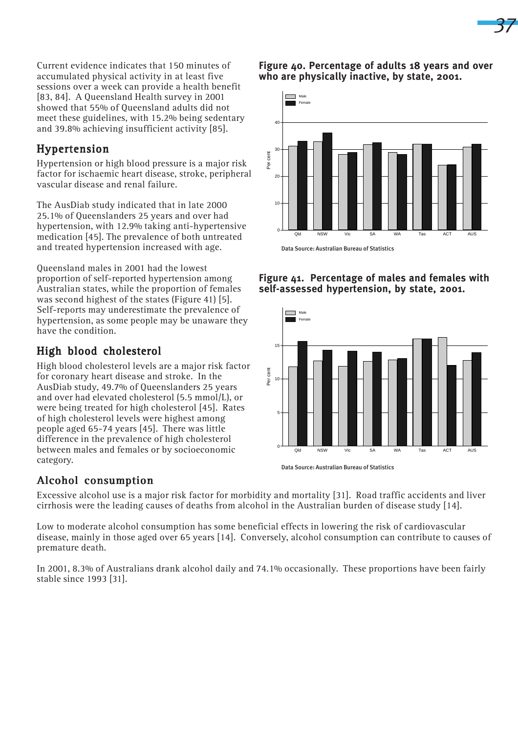Current evidence indicates that 150 minutes of accumulated physical activity in at least five sessions over a week can provide a health benefit [83, 84]. A Queensland Health survey in 2001 showed that 55% of Queensland adults did not meet these guidelines, with 15.2% being sedentary and 39.8% achieving insufficient activity [85].

## Hypertension

Hypertension or high blood pressure is a major risk factor for ischaemic heart disease, stroke, peripheral vascular disease and renal failure.

The AusDiab study indicated that in late 2000 25.1% of Queenslanders 25 years and over had hypertension, with 12.9% taking anti-hypertensive medication [45]. The prevalence of both untreated and treated hypertension increased with age.

Queensland males in 2001 had the lowest proportion of self-reported hypertension among Australian states, while the proportion of females was second highest of the states (Figure 41) [5]. Self-reports may underestimate the prevalence of hypertension, as some people may be unaware they have the condition.

## High blood cholesterol

High blood cholesterol levels are a major risk factor for coronary heart disease and stroke. In the AusDiab study, 49.7% of Queenslanders 25 years and over had elevated cholesterol (5.5 mmol/L), or were being treated for high cholesterol [45]. Rates of high cholesterol levels were highest among people aged 65-74 years [45]. There was little difference in the prevalence of high cholesterol between males and females or by socioeconomic category.

**Figure 40. Percentage of adults 18 years and over who are physically inactive, by state, 2001.**

Data Source: Australian Bureau of Statistics

**Figure 41. Percentage of males and females with self-assessed hypertension, by state, 2001.**

Data Source: Australian Bureau of Statistics

## Alcohol consumption

Excessive alcohol use is a major risk factor for morbidity and mortality [31]. Road traffic accidents and liver cirrhosis were the leading causes of deaths from alcohol in the Australian burden of disease study [14].

Low to moderate alcohol consumption has some beneficial effects in lowering the risk of cardiovascular disease, mainly in those aged over 65 years [14]. Conversely, alcohol consumption can contribute to causes of premature death.

In 2001, 8.3% of Australians drank alcohol daily and 74.1% occasionally. These proportions have been fairly stable since 1993 [31].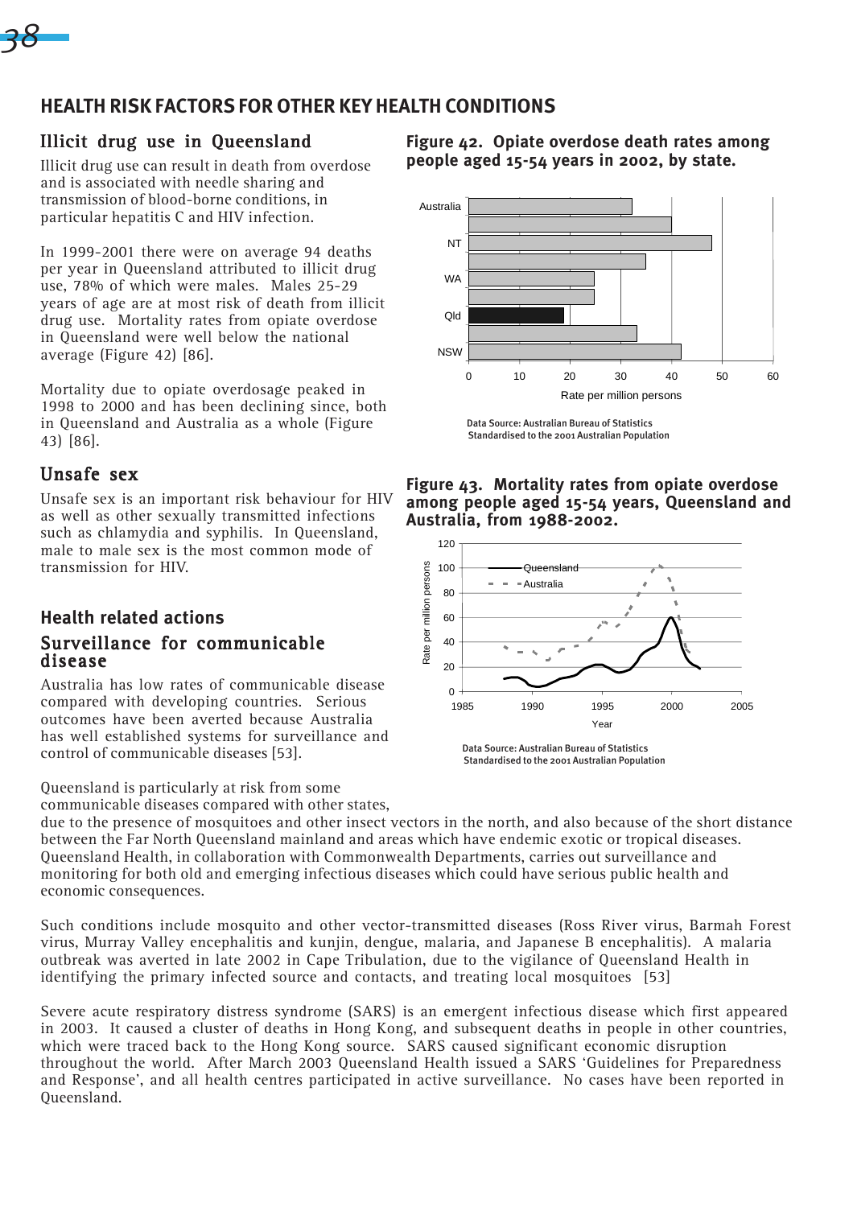## HEALTH RISK FACTORS FOR OTHER KEY HEALTH CONDITIONS

### Illicit drug use in Queensland

Illicit drug use can result in death from overdose and is associated with needle sharing and transmission of blood-borne conditions, in particular hepatitis C and HIV infection.

In 1999-2001 there were on average 94 deaths per year in Queensland attributed to illicit drug use, 78% of which were males. Males 25-29 years of age are at most risk of death from illicit drug use. Mortality rates from opiate overdose in Queensland were well below the national average (Figure 42) [86].

Mortality due to opiate overdosage peaked in 1998 to 2000 and has been declining since, both in Queensland and Australia as a whole (Figure 43) [86].

**Figure 42. Opiate overdose death rates among people aged 15-54 years in 2002, by state.**

Data Source: Australian Bureau of Statistics
Standardised to the 2001 Australian Population

**Figure 43. Mortality rates from opiate overdose among people aged 15-54 years, Queensland and Australia, from 1988-2002.**

Data Source: Australian Bureau of Statistics
Standardised to the 2001 Australian Population

### Unsafe sex

Unsafe sex is an important risk behaviour for HIV as well as other sexually transmitted infections such as chlamydia and syphilis. In Queensland, male to male sex is the most common mode of transmission for HIV.

## Health related actions

### Surveillance for communicable disease

Australia has low rates of communicable disease compared with developing countries. Serious outcomes have been averted because Australia has well established systems for surveillance and control of communicable diseases [53].

Queensland is particularly at risk from some communicable diseases compared with other states, due to the presence of mosquitoes and other insect vectors in the north, and also because of the short distance between the Far North Queensland mainland and areas which have endemic exotic or tropical diseases. Queensland Health, in collaboration with Commonwealth Departments, carries out surveillance and monitoring for both old and emerging infectious diseases which could have serious public health and economic consequences.

Such conditions include mosquito and other vector-transmitted diseases (Ross River virus, Barmah Forest virus, Murray Valley encephalitis and kunjin, dengue, malaria, and Japanese B encephalitis). A malaria outbreak was averted in late 2002 in Cape Tribulation, due to the vigilance of Queensland Health in identifying the primary infected source and contacts, and treating local mosquitoes [53]

Severe acute respiratory distress syndrome (SARS) is an emergent infectious disease which first appeared in 2003. It caused a cluster of deaths in Hong Kong, and subsequent deaths in people in other countries, which were traced back to the Hong Kong source. SARS caused significant economic disruption throughout the world. After March 2003 Queensland Health issued a SARS 'Guidelines for Preparedness and Response', and all health centres participated in active surveillance. No cases have been reported in Queensland.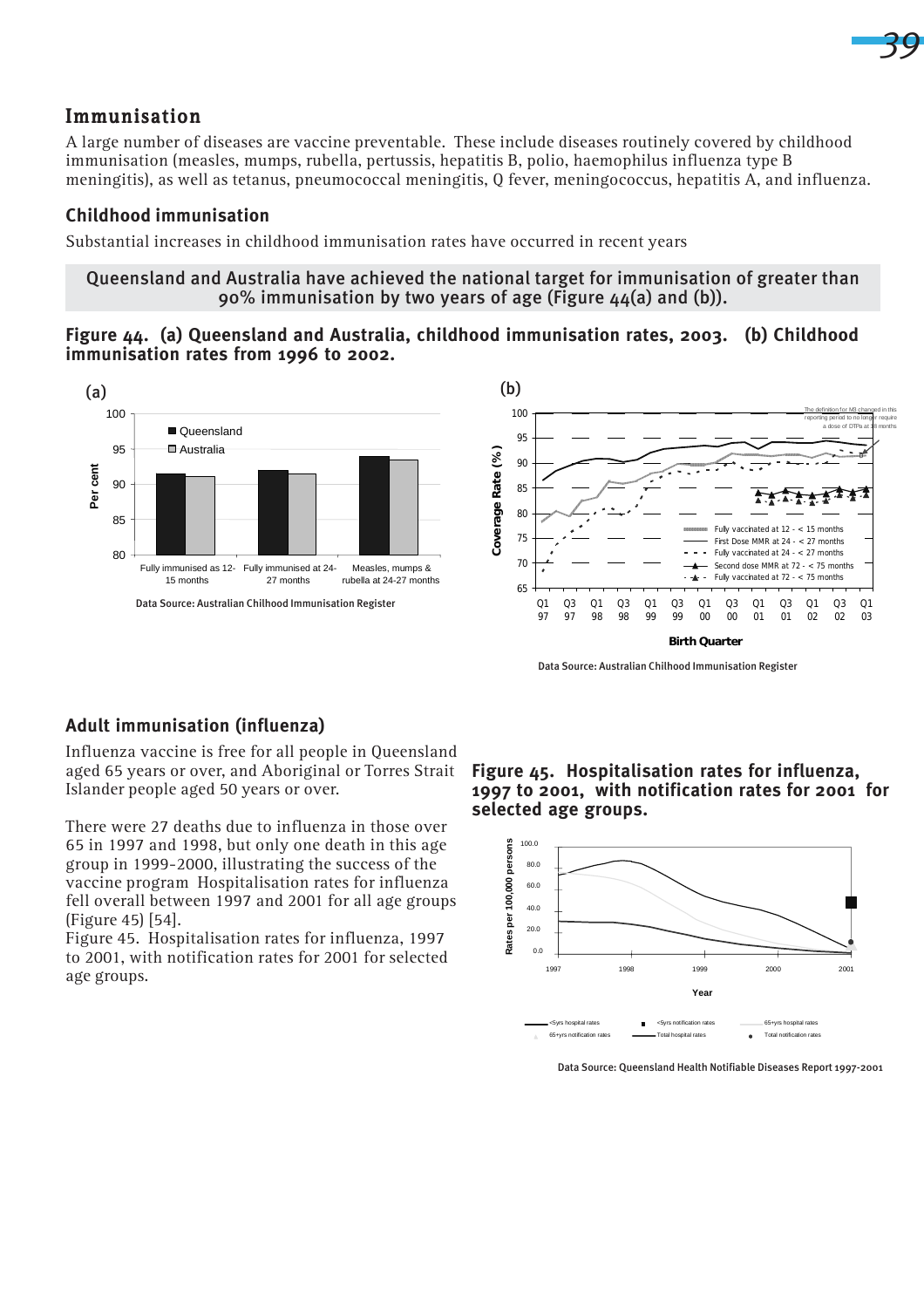## Immunisation

A large number of diseases are vaccine preventable. These include diseases routinely covered by childhood immunisation (measles, mumps, rubella, pertussis, hepatitis B, polio, haemophilus influenza type B meningitis), as well as tetanus, pneumococcal meningitis, Q fever, meningococcus, hepatitis A, and influenza.

### Childhood immunisation

Substantial increases in childhood immunisation rates have occurred in recent years

**Queensland and Australia have achieved the national target for immunisation of greater than 90% immunisation by two years of age (Figure 44(a) and (b)).**

**Figure 44. (a) Queensland and Australia, childhood immunisation rates, 2003. (b) Childhood immunisation rates from 1996 to 2002.**

Data Source: Australian Chilhood Immunisation Register

Data Source: Australian Chilhood Immunisation Register

### Adult immunisation (influenza)

Influenza vaccine is free for all people in Queensland aged 65 years or over, and Aboriginal or Torres Strait Islander people aged 50 years or over.

There were 27 deaths due to influenza in those over 65 in 1997 and 1998, but only one death in this age group in 1999-2000, illustrating the success of the vaccine program Hospitalisation rates for influenza fell overall between 1997 and 2001 for all age groups (Figure 45) [54].

Figure 45. Hospitalisation rates for influenza, 1997 to 2001, with notification rates for 2001 for selected age groups.

**Figure 45. Hospitalisation rates for influenza, 1997 to 2001, with notification rates for 2001 for selected age groups.**

Data Source: Queensland Health Notifiable Diseases Report 1997-2001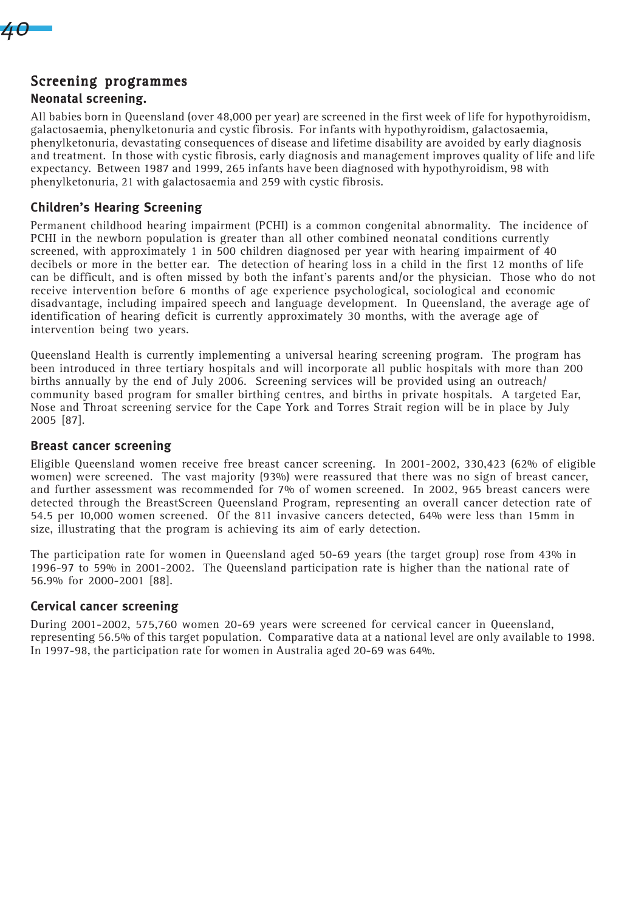## Screening programmes

### Neonatal screening.

All babies born in Queensland (over 48,000 per year) are screened in the first week of life for hypothyroidism, galactosaemia, phenylketonuria and cystic fibrosis. For infants with hypothyroidism, galactosaemia, phenylketonuria, devastating consequences of disease and lifetime disability are avoided by early diagnosis and treatment. In those with cystic fibrosis, early diagnosis and management improves quality of life and life expectancy. Between 1987 and 1999, 265 infants have been diagnosed with hypothyroidism, 98 with phenylketonuria, 21 with galactosaemia and 259 with cystic fibrosis.

### Children's Hearing Screening

Permanent childhood hearing impairment (PCHI) is a common congenital abnormality. The incidence of PCHI in the newborn population is greater than all other combined neonatal conditions currently screened, with approximately 1 in 500 children diagnosed per year with hearing impairment of 40 decibels or more in the better ear. The detection of hearing loss in a child in the first 12 months of life can be difficult, and is often missed by both the infant's parents and/or the physician. Those who do not receive intervention before 6 months of age experience psychological, sociological and economic disadvantage, including impaired speech and language development. In Queensland, the average age of identification of hearing deficit is currently approximately 30 months, with the average age of intervention being two years.

Queensland Health is currently implementing a universal hearing screening program. The program has been introduced in three tertiary hospitals and will incorporate all public hospitals with more than 200 births annually by the end of July 2006. Screening services will be provided using an outreach/ community based program for smaller birthing centres, and births in private hospitals. A targeted Ear, Nose and Throat screening service for the Cape York and Torres Strait region will be in place by July 2005 [87].

### Breast cancer screening

Eligible Queensland women receive free breast cancer screening. In 2001-2002, 330,423 (62% of eligible women) were screened. The vast majority (93%) were reassured that there was no sign of breast cancer, and further assessment was recommended for 7% of women screened. In 2002, 965 breast cancers were detected through the BreastScreen Queensland Program, representing an overall cancer detection rate of 54.5 per 10,000 women screened. Of the 811 invasive cancers detected, 64% were less than 15mm in size, illustrating that the program is achieving its aim of early detection.

The participation rate for women in Queensland aged 50-69 years (the target group) rose from 43% in 1996-97 to 59% in 2001-2002. The Queensland participation rate is higher than the national rate of 56.9% for 2000-2001 [88].

### Cervical cancer screening

During 2001-2002, 575,760 women 20-69 years were screened for cervical cancer in Queensland, representing 56.5% of this target population. Comparative data at a national level are only available to 1998. In 1997-98, the participation rate for women in Australia aged 20-69 was 64%.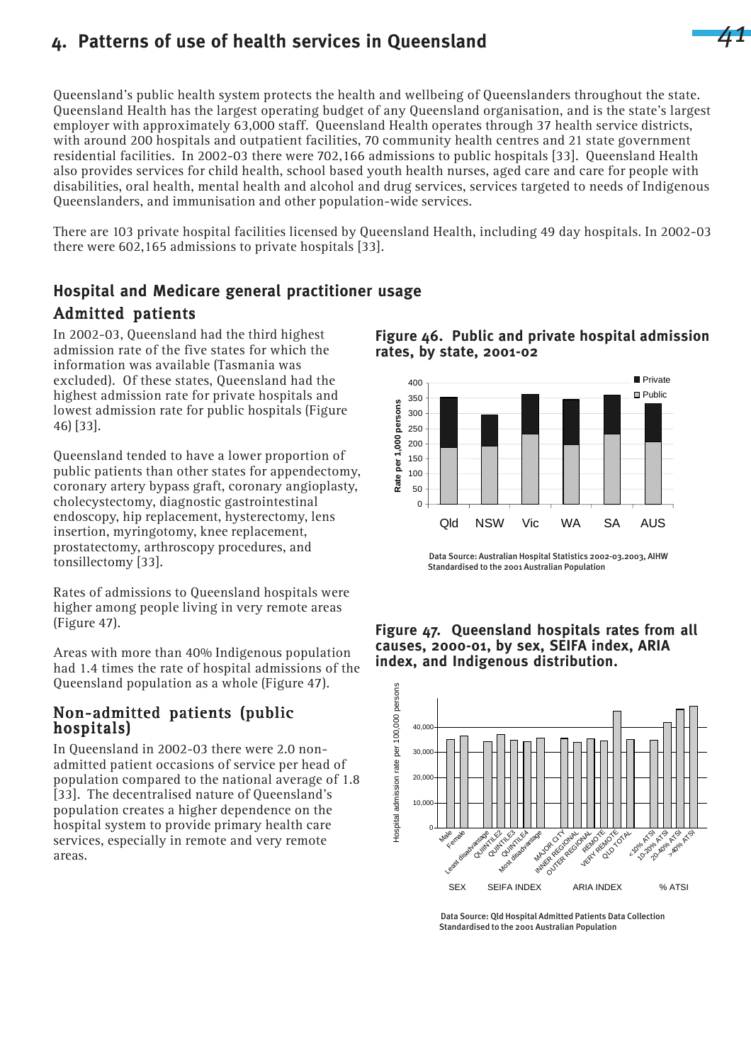## 4. Patterns of use of health services in Queensland

Queensland's public health system protects the health and wellbeing of Queenslanders throughout the state. Queensland Health has the largest operating budget of any Queensland organisation, and is the state's largest employer with approximately 63,000 staff. Queensland Health operates through 37 health service districts, with around 200 hospitals and outpatient facilities, 70 community health centres and 21 state government residential facilities. In 2002-03 there were 702,166 admissions to public hospitals [33]. Queensland Health also provides services for child health, school based youth health nurses, aged care and care for people with disabilities, oral health, mental health and alcohol and drug services, services targeted to needs of Indigenous Queenslanders, and immunisation and other population-wide services.

There are 103 private hospital facilities licensed by Queensland Health, including 49 day hospitals. In 2002-03 there were 602,165 admissions to private hospitals [33].

### Hospital and Medicare general practitioner usage

#### Admitted patients

In 2002-03, Queensland had the third highest admission rate of the five states for which the information was available (Tasmania was excluded). Of these states, Queensland had the highest admission rate for private hospitals and lowest admission rate for public hospitals (Figure 46) [33].

Queensland tended to have a lower proportion of public patients than other states for appendectomy, coronary artery bypass graft, coronary angioplasty, cholecystectomy, diagnostic gastrointestinal endoscopy, hip replacement, hysterectomy, lens insertion, myringotomy, knee replacement, prostatectomy, arthroscopy procedures, and tonsillectomy [33].

Rates of admissions to Queensland hospitals were higher among people living in very remote areas (Figure 47).

Areas with more than 40% Indigenous population had 1.4 times the rate of hospital admissions of the Queensland population as a whole (Figure 47).

#### Non-admitted patients (public hospitals)

In Queensland in 2002-03 there were 2.0 non-admitted patient occasions of service per head of population compared to the national average of 1.8 [33]. The decentralised nature of Queensland's population creates a higher dependence on the hospital system to provide primary health care services, especially in remote and very remote areas.

**Figure 46. Public and private hospital admission rates, by state, 2001-02**

Data Source: Australian Hospital Statistics 2002-03.2003, AIHW
Standardised to the 2001 Australian Population

**Figure 47. Queensland hospitals rates from all causes, 2000-01, by sex, SEIFA index, ARIA index, and Indigenous distribution.**

Data Source: Qld Hospital Admitted Patients Data Collection
Standardised to the 2001 Australian Population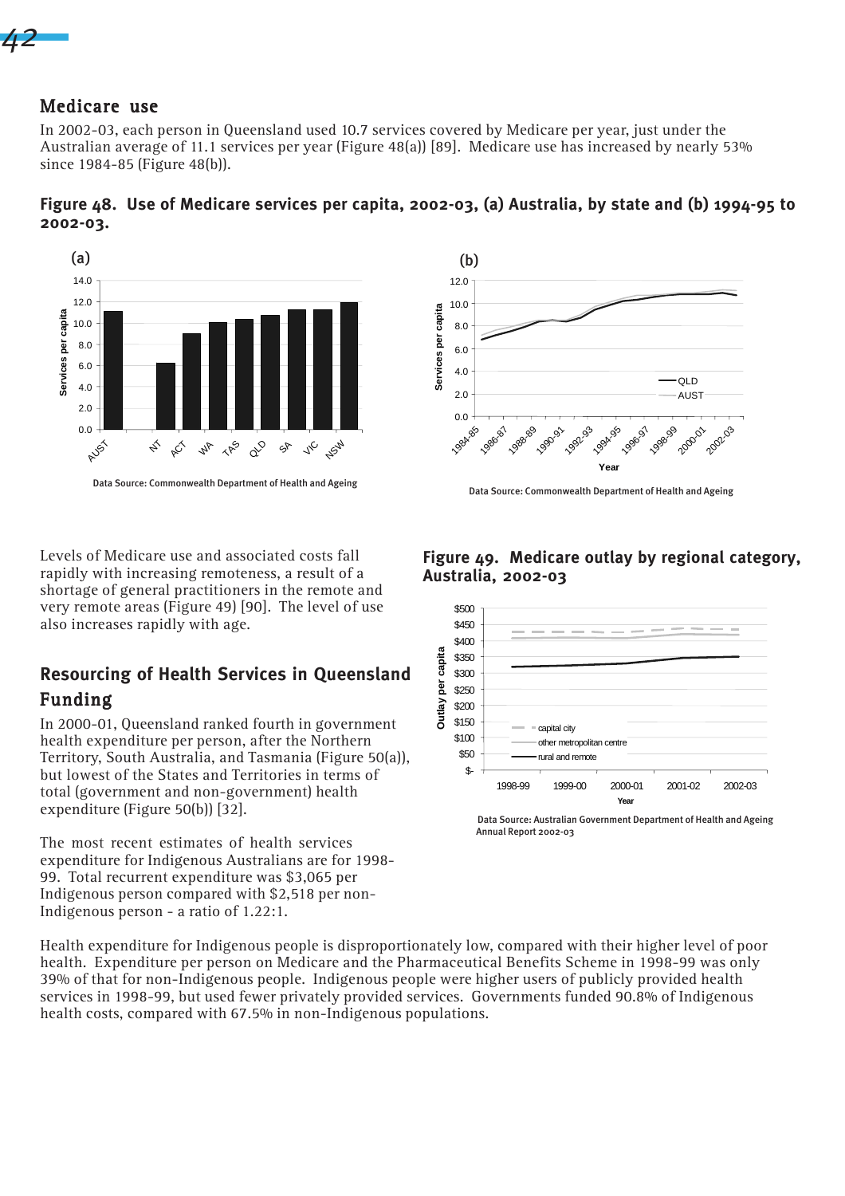## Medicare use

In 2002-03, each person in Queensland used 10.7 services covered by Medicare per year, just under the Australian average of 11.1 services per year (Figure 48(a)) [89]. Medicare use has increased by nearly 53% since 1984-85 (Figure 48(b)).

**Figure 48. Use of Medicare services per capita, 2002-03, (a) Australia, by state and (b) 1994-95 to 2002-03.**

Data Source: Commonwealth Department of Health and Ageing

Data Source: Commonwealth Department of Health and Ageing

Levels of Medicare use and associated costs fall rapidly with increasing remoteness, a result of a shortage of general practitioners in the remote and very remote areas (Figure 49) [90]. The level of use also increases rapidly with age.

**Figure 49. Medicare outlay by regional category, Australia, 2002-03**

Data Source: Australian Government Department of Health and Ageing Annual Report 2002-03

## Resourcing of Health Services in Queensland

### Funding

In 2000-01, Queensland ranked fourth in government health expenditure per person, after the Northern Territory, South Australia, and Tasmania (Figure 50(a)), but lowest of the States and Territories in terms of total (government and non-government) health expenditure (Figure 50(b)) [32].

The most recent estimates of health services expenditure for Indigenous Australians are for 1998-99. Total recurrent expenditure was $3,065 per Indigenous person compared with $2,518 per non-Indigenous person - a ratio of 1.22:1.

Health expenditure for Indigenous people is disproportionately low, compared with their higher level of poor health. Expenditure per person on Medicare and the Pharmaceutical Benefits Scheme in 1998-99 was only 39% of that for non-Indigenous people. Indigenous people were higher users of publicly provided health services in 1998-99, but used fewer privately provided services. Governments funded 90.8% of Indigenous health costs, compared with 67.5% in non-Indigenous populations.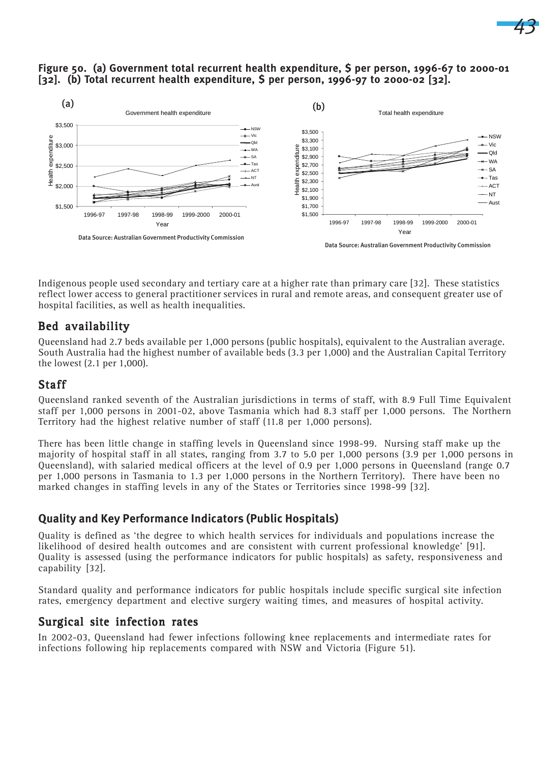**Figure 50. (a) Government total recurrent health expenditure, $ per person, 1996-67 to 2000-01 [32]. (b) Total recurrent health expenditure, $ per person, 1996-97 to 2000-02 [32].**

Data Source: Australian Government Productivity Commission

Indigenous people used secondary and tertiary care at a higher rate than primary care [32]. These statistics reflect lower access to general practitioner services in rural and remote areas, and consequent greater use of hospital facilities, as well as health inequalities.

## Bed availability

Queensland had 2.7 beds available per 1,000 persons (public hospitals), equivalent to the Australian average. South Australia had the highest number of available beds (3.3 per 1,000) and the Australian Capital Territory the lowest (2.1 per 1,000).

## Staff

Queensland ranked seventh of the Australian jurisdictions in terms of staff, with 8.9 Full Time Equivalent staff per 1,000 persons in 2001-02, above Tasmania which had 8.3 staff per 1,000 persons. The Northern Territory had the highest relative number of staff (11.8 per 1,000 persons).

There has been little change in staffing levels in Queensland since 1998-99. Nursing staff make up the majority of hospital staff in all states, ranging from 3.7 to 5.0 per 1,000 persons (3.9 per 1,000 persons in Queensland), with salaried medical officers at the level of 0.9 per 1,000 persons in Queensland (range 0.7 per 1,000 persons in Tasmania to 1.3 per 1,000 persons in the Northern Territory). There have been no marked changes in staffing levels in any of the States or Territories since 1998-99 [32].

## Quality and Key Performance Indicators (Public Hospitals)

Quality is defined as 'the degree to which health services for individuals and populations increase the likelihood of desired health outcomes and are consistent with current professional knowledge' [91]. Quality is assessed (using the performance indicators for public hospitals) as safety, responsiveness and capability [32].

Standard quality and performance indicators for public hospitals include specific surgical site infection rates, emergency department and elective surgery waiting times, and measures of hospital activity.

## Surgical site infection rates

In 2002-03, Queensland had fewer infections following knee replacements and intermediate rates for infections following hip replacements compared with NSW and Victoria (Figure 51).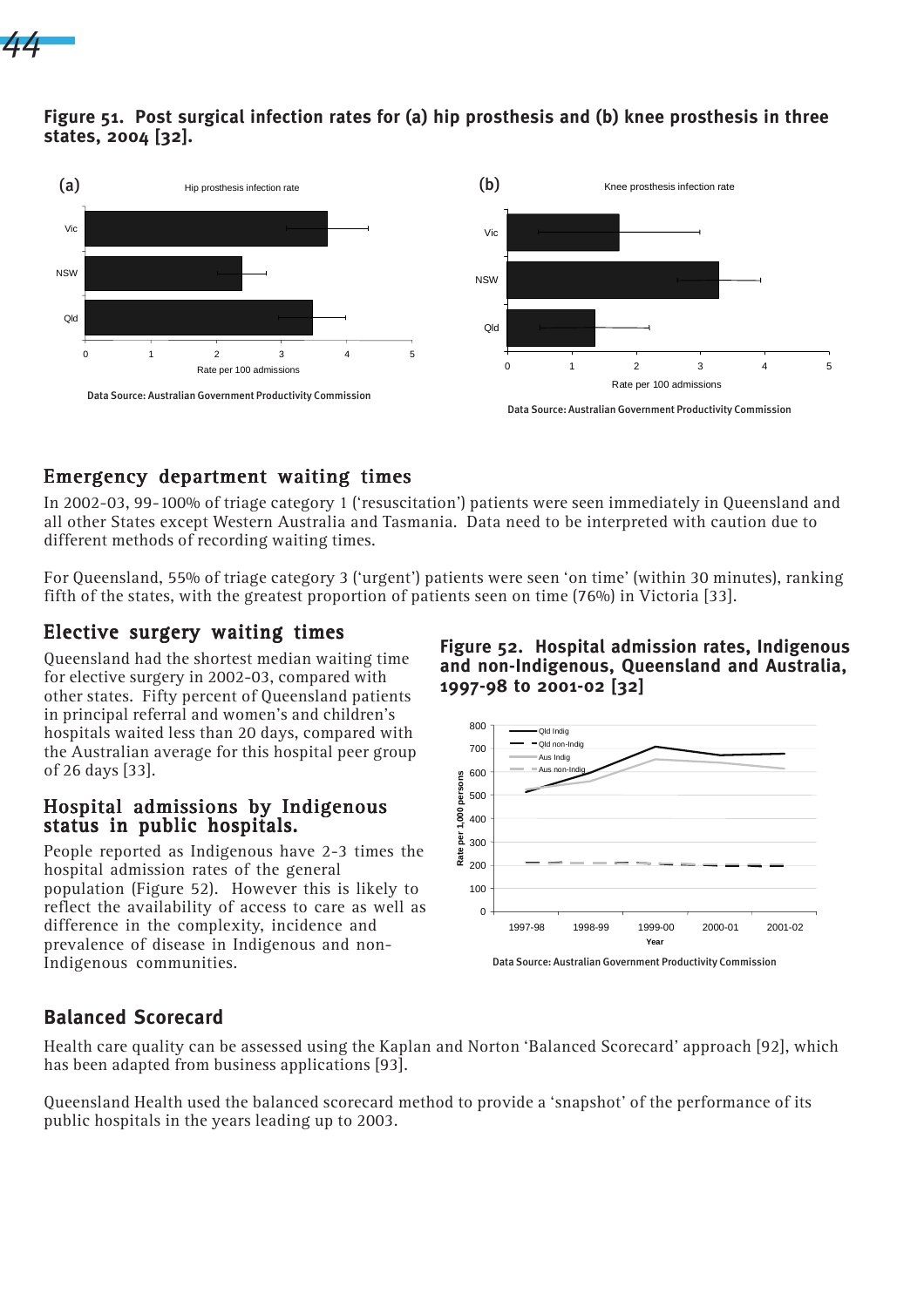**Figure 51. Post surgical infection rates for (a) hip prosthesis and (b) knee prosthesis in three states, 2004 [32].**

Data Source: Australian Government Productivity Commission

## Emergency department waiting times

In 2002-03, 99-100% of triage category 1 ('resuscitation') patients were seen immediately in Queensland and all other States except Western Australia and Tasmania. Data need to be interpreted with caution due to different methods of recording waiting times.

For Queensland, 55% of triage category 3 ('urgent') patients were seen 'on time' (within 30 minutes), ranking fifth of the states, with the greatest proportion of patients seen on time (76%) in Victoria [33].

## Elective surgery waiting times

Queensland had the shortest median waiting time for elective surgery in 2002-03, compared with other states. Fifty percent of Queensland patients in principal referral and women's and children's hospitals waited less than 20 days, compared with the Australian average for this hospital peer group of 26 days [33].

## Hospital admissions by Indigenous status in public hospitals.

People reported as Indigenous have 2-3 times the hospital admission rates of the general population (Figure 52). However this is likely to reflect the availability of access to care as well as difference in the complexity, incidence and prevalence of disease in Indigenous and non-Indigenous communities.

**Figure 52. Hospital admission rates, Indigenous and non-Indigenous, Queensland and Australia, 1997-98 to 2001-02 [32]**

Data Source: Australian Government Productivity Commission

## Balanced Scorecard

Health care quality can be assessed using the Kaplan and Norton 'Balanced Scorecard' approach [92], which has been adapted from business applications [93].

Queensland Health used the balanced scorecard method to provide a 'snapshot' of the performance of its public hospitals in the years leading up to 2003.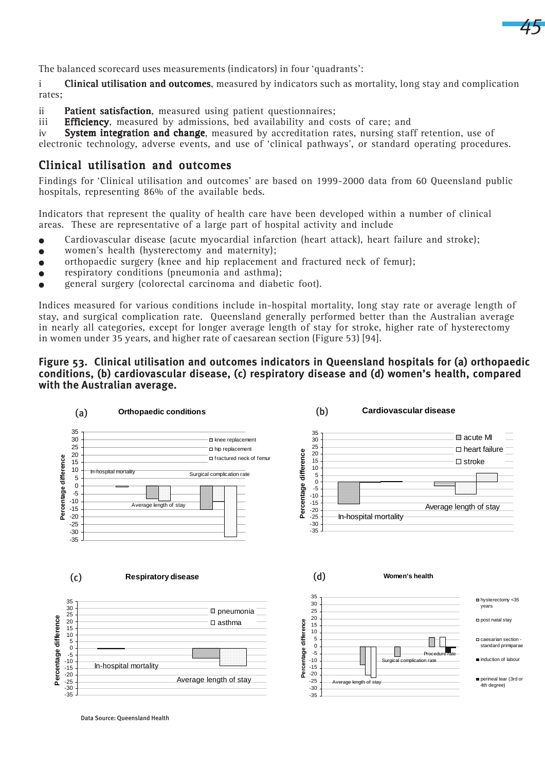The balanced scorecard uses measurements (indicators) in four 'quadrants':

i **Clinical utilisation and outcomes**, measured by indicators such as mortality, long stay and complication rates;

ii **Patient satisfaction**, measured using patient questionnaires;
iii **Efficiency**, measured by admissions, bed availability and costs of care; and
iv **System integration and change**, measured by accreditation rates, nursing staff retention, use of electronic technology, adverse events, and use of 'clinical pathways', or standard operating procedures.

## Clinical utilisation and outcomes

Findings for 'Clinical utilisation and outcomes' are based on 1999-2000 data from 60 Queensland public hospitals, representing 86% of the available beds.

Indicators that represent the quality of health care have been developed within a number of clinical areas. These are representative of a large part of hospital activity and include

- Cardiovascular disease (acute myocardial infarction (heart attack), heart failure and stroke);
- women's health (hysterectomy and maternity);
- orthopaedic surgery (knee and hip replacement and fractured neck of femur);
- respiratory conditions (pneumonia and asthma);
- general surgery (colorectal carcinoma and diabetic foot).

Indices measured for various conditions include in-hospital mortality, long stay rate or average length of stay, and surgical complication rate. Queensland generally performed better than the Australian average in nearly all categories, except for longer average length of stay for stroke, higher rate of hysterectomy in women under 35 years, and higher rate of caesarean section (Figure 53) [94].

**Figure 53. Clinical utilisation and outcomes indicators in Queensland hospitals for (a) orthopaedic conditions, (b) cardiovascular disease, (c) respiratory disease and (d) women's health, compared with the Australian average.**

Data Source: Queensland Health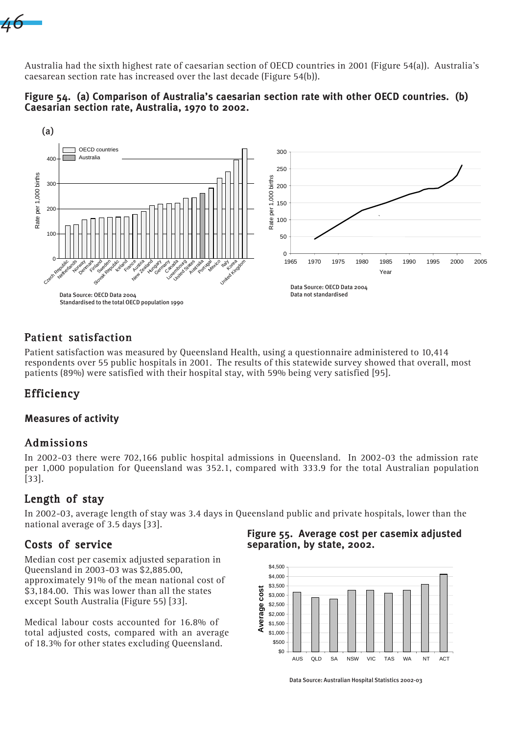Australia had the sixth highest rate of caesarian section of OECD countries in 2001 (Figure 54(a)). Australia's caesarean section rate has increased over the last decade (Figure 54(b)).

**Figure 54. (a) Comparison of Australia's caesarian section rate with other OECD countries. (b) Caesarian section rate, Australia, 1970 to 2002.**

Data Source: OECD Data 2004
Standardised to the total OECD population 1990

Data Source: OECD Data 2004
Data not standardised

## Patient satisfaction

Patient satisfaction was measured by Queensland Health, using a questionnaire administered to 10,414 respondents over 55 public hospitals in 2001. The results of this statewide survey showed that overall, most patients (89%) were satisfied with their hospital stay, with 59% being very satisfied [95].

## Efficiency

### Measures of activity

## Admissions

In 2002-03 there were 702,166 public hospital admissions in Queensland. In 2002-03 the admission rate per 1,000 population for Queensland was 352.1, compared with 333.9 for the total Australian population [33].

## Length of stay

In 2002-03, average length of stay was 3.4 days in Queensland public and private hospitals, lower than the national average of 3.5 days [33].

## Costs of service

Median cost per casemix adjusted separation in Queensland in 2003-03 was $2,885.00, approximately 91% of the mean national cost of $3,184.00. This was lower than all the states except South Australia (Figure 55) [33].

Medical labour costs accounted for 16.8% of total adjusted costs, compared with an average of 18.3% for other states excluding Queensland.

**Figure 55. Average cost per casemix adjusted separation, by state, 2002.**

Data Source: Australian Hospital Statistics 2002-03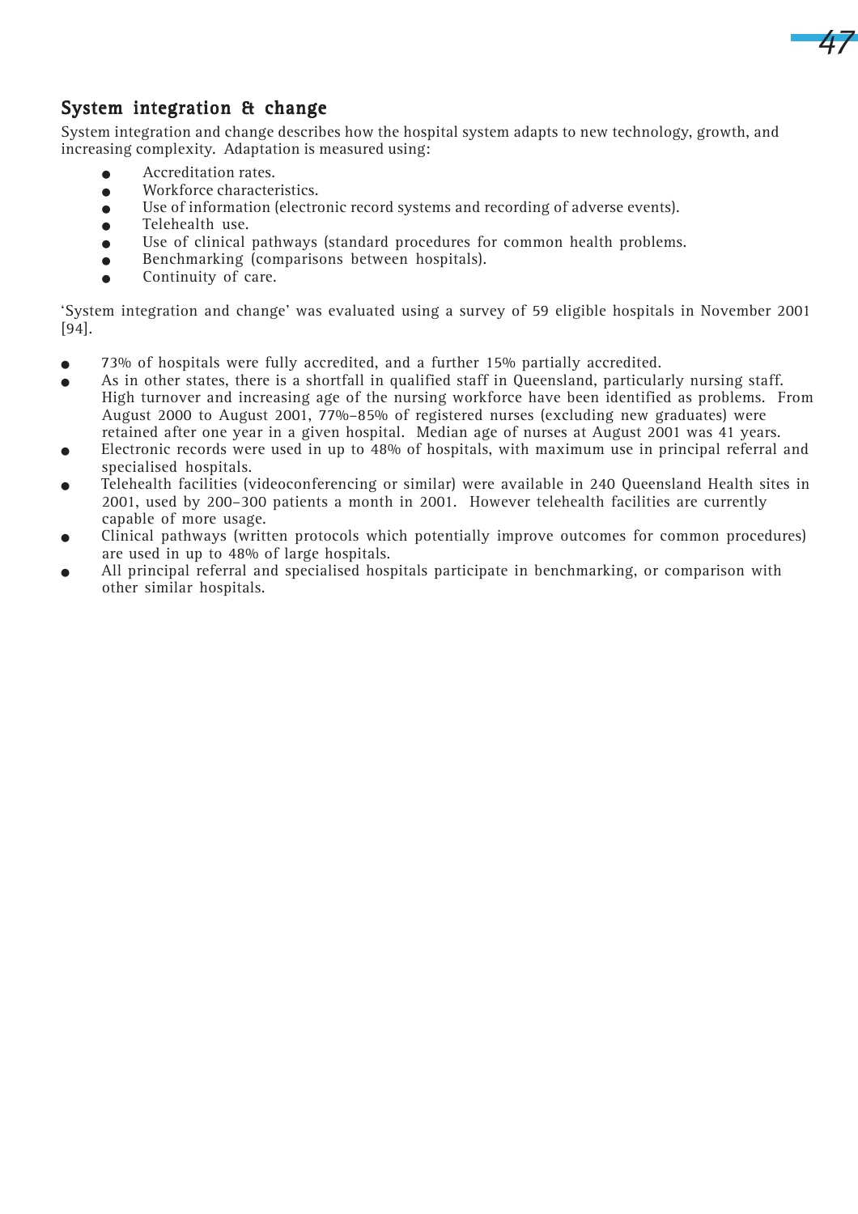## System integration & change

System integration and change describes how the hospital system adapts to new technology, growth, and increasing complexity. Adaptation is measured using:

- Accreditation rates.
- Workforce characteristics.
- Use of information (electronic record systems and recording of adverse events).
- Telehealth use.
- Use of clinical pathways (standard procedures for common health problems.
- Benchmarking (comparisons between hospitals).
- Continuity of care.

'System integration and change' was evaluated using a survey of 59 eligible hospitals in November 2001 [94].

- 73% of hospitals were fully accredited, and a further 15% partially accredited.
- As in other states, there is a shortfall in qualified staff in Queensland, particularly nursing staff. High turnover and increasing age of the nursing workforce have been identified as problems. From August 2000 to August 2001, 77%–85% of registered nurses (excluding new graduates) were retained after one year in a given hospital. Median age of nurses at August 2001 was 41 years.
- Electronic records were used in up to 48% of hospitals, with maximum use in principal referral and specialised hospitals.
- Telehealth facilities (videoconferencing or similar) were available in 240 Queensland Health sites in 2001, used by 200–300 patients a month in 2001. However telehealth facilities are currently capable of more usage.
- Clinical pathways (written protocols which potentially improve outcomes for common procedures) are used in up to 48% of large hospitals.
- All principal referral and specialised hospitals participate in benchmarking, or comparison with other similar hospitals.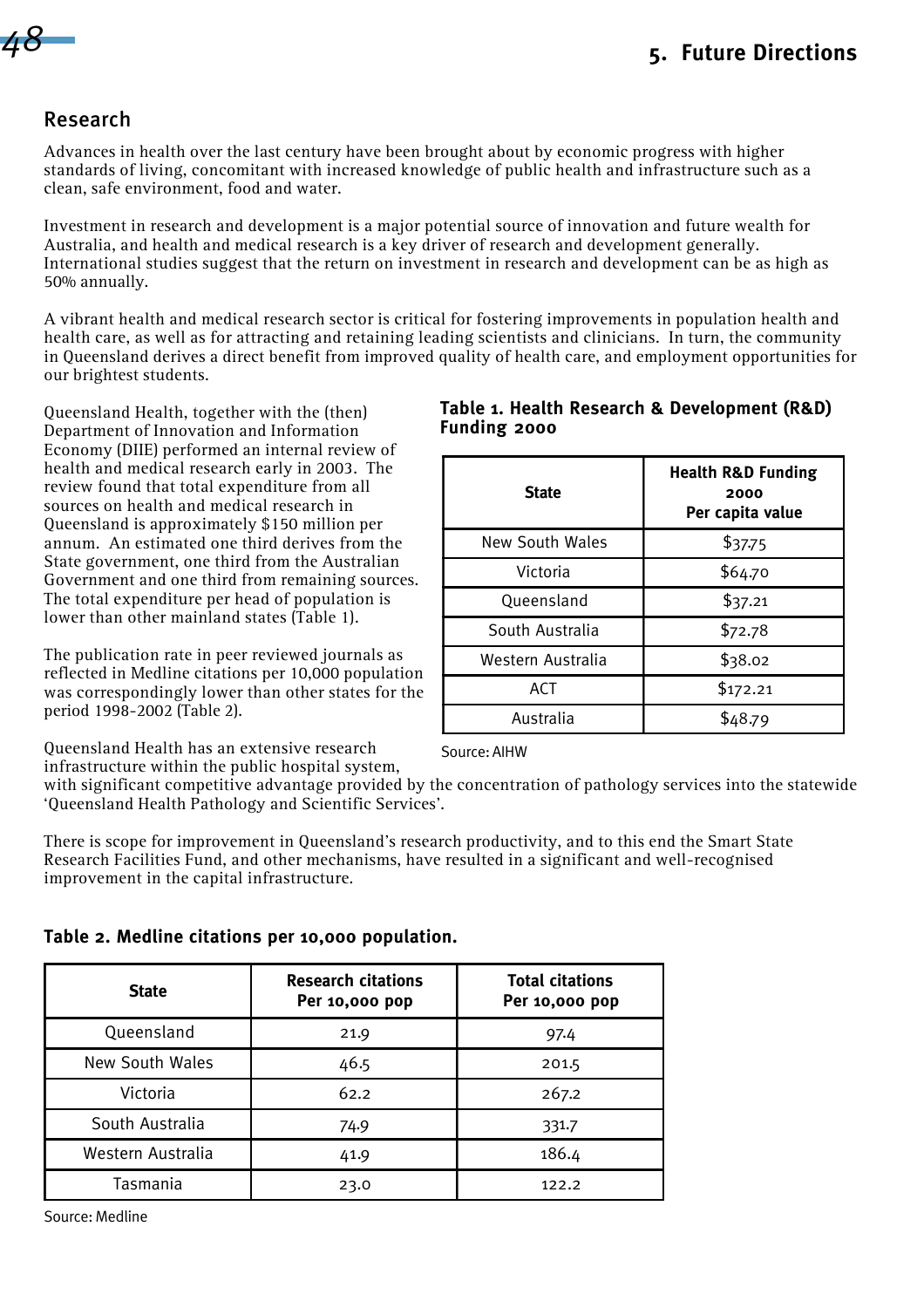## Research

Advances in health over the last century have been brought about by economic progress with higher standards of living, concomitant with increased knowledge of public health and infrastructure such as a clean, safe environment, food and water.

Investment in research and development is a major potential source of innovation and future wealth for Australia, and health and medical research is a key driver of research and development generally. International studies suggest that the return on investment in research and development can be as high as 50% annually.

A vibrant health and medical research sector is critical for fostering improvements in population health and health care, as well as for attracting and retaining leading scientists and clinicians. In turn, the community in Queensland derives a direct benefit from improved quality of health care, and employment opportunities for our brightest students.

Queensland Health, together with the (then) Department of Innovation and Information Economy (DIIE) performed an internal review of health and medical research early in 2003. The review found that total expenditure from all sources on health and medical research in Queensland is approximately $150 million per annum. An estimated one third derives from the State government, one third from the Australian Government and one third from remaining sources. The total expenditure per head of population is lower than other mainland states (Table 1).

**Table 1. Health Research & Development (R&D) Funding 2000**

| State | Health R&D Funding 2000 Per capita value |
|---|---|
| New South Wales | $37.75 |
| Victoria | $64.70 |
| Queensland | $37.21 |
| South Australia | $72.78 |
| Western Australia | $38.02 |
| ACT | $172.21 |
| Australia | $48.79 |

Source: AIHW

The publication rate in peer reviewed journals as reflected in Medline citations per 10,000 population was correspondingly lower than other states for the period 1998-2002 (Table 2).

Queensland Health has an extensive research infrastructure within the public hospital system, with significant competitive advantage provided by the concentration of pathology services into the statewide 'Queensland Health Pathology and Scientific Services'.

There is scope for improvement in Queensland's research productivity, and to this end the Smart State Research Facilities Fund, and other mechanisms, have resulted in a significant and well-recognised improvement in the capital infrastructure.

**Table 2. Medline citations per 10,000 population.**

| State | Research citations Per 10,000 pop | Total citations Per 10,000 pop |
|---|---|---|
| Queensland | 21.9 | 97.4 |
| New South Wales | 46.5 | 201.5 |
| Victoria | 62.2 | 267.2 |
| South Australia | 74.9 | 331.7 |
| Western Australia | 41.9 | 186.4 |
| Tasmania | 23.0 | 122.2 |

Source: Medline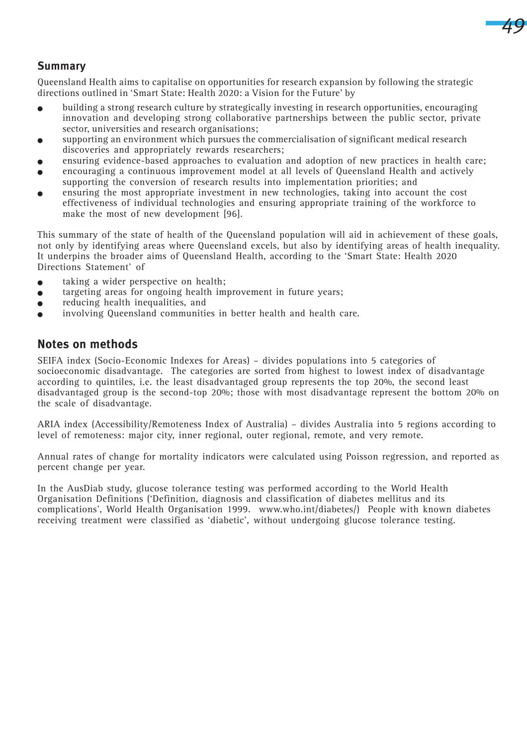## Summary

Queensland Health aims to capitalise on opportunities for research expansion by following the strategic directions outlined in 'Smart State: Health 2020: a Vision for the Future' by

- building a strong research culture by strategically investing in research opportunities, encouraging innovation and developing strong collaborative partnerships between the public sector, private sector, universities and research organisations;
- supporting an environment which pursues the commercialisation of significant medical research discoveries and appropriately rewards researchers;
- ensuring evidence-based approaches to evaluation and adoption of new practices in health care;
- encouraging a continuous improvement model at all levels of Queensland Health and actively supporting the conversion of research results into implementation priorities; and
- ensuring the most appropriate investment in new technologies, taking into account the cost effectiveness of individual technologies and ensuring appropriate training of the workforce to make the most of new development [96].

This summary of the state of health of the Queensland population will aid in achievement of these goals, not only by identifying areas where Queensland excels, but also by identifying areas of health inequality. It underpins the broader aims of Queensland Health, according to the 'Smart State: Health 2020 Directions Statement' of

- taking a wider perspective on health;
- targeting areas for ongoing health improvement in future years;
- reducing health inequalities, and
- involving Queensland communities in better health and health care.

## Notes on methods

SEIFA index (Socio-Economic Indexes for Areas) – divides populations into 5 categories of socioeconomic disadvantage. The categories are sorted from highest to lowest index of disadvantage according to quintiles, i.e. the least disadvantaged group represents the top 20%, the second least disadvantaged group is the second-top 20%; those with most disadvantage represent the bottom 20% on the scale of disadvantage.

ARIA index (Accessibility/Remoteness Index of Australia) – divides Australia into 5 regions according to level of remoteness: major city, inner regional, outer regional, remote, and very remote.

Annual rates of change for mortality indicators were calculated using Poisson regression, and reported as percent change per year.

In the AusDiab study, glucose tolerance testing was performed according to the World Health Organisation Definitions ('Definition, diagnosis and classification of diabetes mellitus and its complications', World Health Organisation 1999. www.who.int/diabetes/) People with known diabetes receiving treatment were classified as 'diabetic', without undergoing glucose tolerance testing.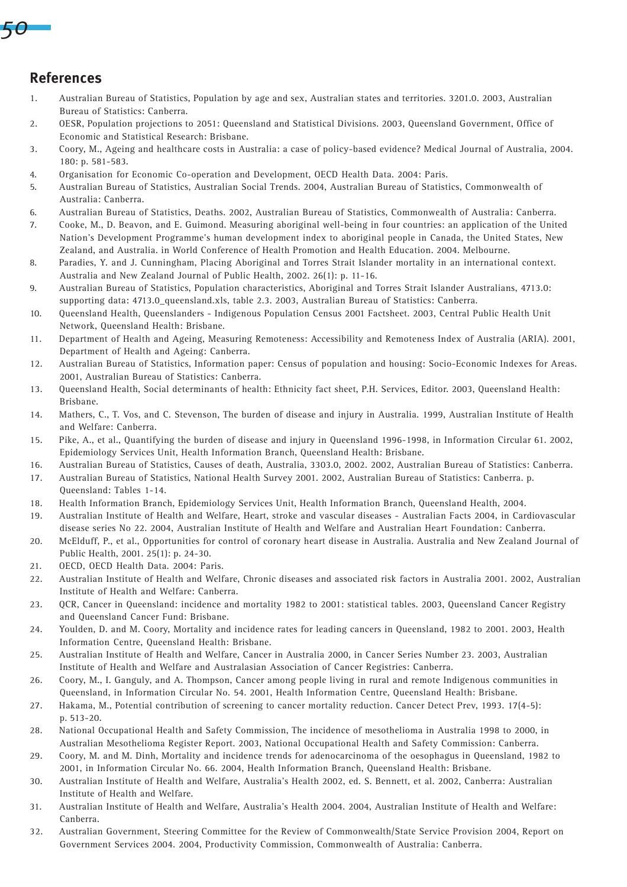## References

1. Australian Bureau of Statistics, Population by age and sex, Australian states and territories. 3201.0. 2003, Australian Bureau of Statistics: Canberra.
2. OESR, Population projections to 2051: Queensland and Statistical Divisions. 2003, Queensland Government, Office of Economic and Statistical Research: Brisbane.
3. Coory, M., Ageing and healthcare costs in Australia: a case of policy-based evidence? Medical Journal of Australia, 2004. 180: p. 581-583.
4. Organisation for Economic Co-operation and Development, OECD Health Data. 2004: Paris.
5. Australian Bureau of Statistics, Australian Social Trends. 2004, Australian Bureau of Statistics, Commonwealth of Australia: Canberra.
6. Australian Bureau of Statistics, Deaths. 2002, Australian Bureau of Statistics, Commonwealth of Australia: Canberra.
7. Cooke, M., D. Beavon, and E. Guimond. Measuring aboriginal well-being in four countries: an application of the United Nation's Development Programme's human development index to aboriginal people in Canada, the United States, New Zealand, and Australia. in World Conference of Health Promotion and Health Education. 2004. Melbourne.
8. Paradies, Y. and J. Cunningham, Placing Aboriginal and Torres Strait Islander mortality in an international context. Australia and New Zealand Journal of Public Health, 2002. 26(1): p. 11-16.
9. Australian Bureau of Statistics, Population characteristics, Aboriginal and Torres Strait Islander Australians, 4713.0: supporting data: 4713.0_queensland.xls, table 2.3. 2003, Australian Bureau of Statistics: Canberra.
10. Queensland Health, Queenslanders - Indigenous Population Census 2001 Factsheet. 2003, Central Public Health Unit Network, Queensland Health: Brisbane.
11. Department of Health and Ageing, Measuring Remoteness: Accessibility and Remoteness Index of Australia (ARIA). 2001, Department of Health and Ageing: Canberra.
12. Australian Bureau of Statistics, Information paper: Census of population and housing: Socio-Economic Indexes for Areas. 2001, Australian Bureau of Statistics: Canberra.
13. Queensland Health, Social determinants of health: Ethnicity fact sheet, P.H. Services, Editor. 2003, Queensland Health: Brisbane.
14. Mathers, C., T. Vos, and C. Stevenson, The burden of disease and injury in Australia. 1999, Australian Institute of Health and Welfare: Canberra.
15. Pike, A., et al., Quantifying the burden of disease and injury in Queensland 1996-1998, in Information Circular 61. 2002, Epidemiology Services Unit, Health Information Branch, Queensland Health: Brisbane.
16. Australian Bureau of Statistics, Causes of death, Australia, 3303.0, 2002. 2002, Australian Bureau of Statistics: Canberra.
17. Australian Bureau of Statistics, National Health Survey 2001. 2002, Australian Bureau of Statistics: Canberra. p. Queensland: Tables 1-14.
18. Health Information Branch, Epidemiology Services Unit, Health Information Branch, Queensland Health, 2004.
19. Australian Institute of Health and Welfare, Heart, stroke and vascular diseases - Australian Facts 2004, in Cardiovascular disease series No 22. 2004, Australian Institute of Health and Welfare and Australian Heart Foundation: Canberra.
20. McElduff, P., et al., Opportunities for control of coronary heart disease in Australia. Australia and New Zealand Journal of Public Health, 2001. 25(1): p. 24-30.
21. OECD, OECD Health Data. 2004: Paris.
22. Australian Institute of Health and Welfare, Chronic diseases and associated risk factors in Australia 2001. 2002, Australian Institute of Health and Welfare: Canberra.
23. QCR, Cancer in Queensland: incidence and mortality 1982 to 2001: statistical tables. 2003, Queensland Cancer Registry and Queensland Cancer Fund: Brisbane.
24. Youlden, D. and M. Coory, Mortality and incidence rates for leading cancers in Queensland, 1982 to 2001. 2003, Health Information Centre, Queensland Health: Brisbane.
25. Australian Institute of Health and Welfare, Cancer in Australia 2000, in Cancer Series Number 23. 2003, Australian Institute of Health and Welfare and Australasian Association of Cancer Registries: Canberra.
26. Coory, M., I. Ganguly, and A. Thompson, Cancer among people living in rural and remote Indigenous communities in Queensland, in Information Circular No. 54. 2001, Health Information Centre, Queensland Health: Brisbane.
27. Hakama, M., Potential contribution of screening to cancer mortality reduction. Cancer Detect Prev, 1993. 17(4-5): p. 513-20.
28. National Occupational Health and Safety Commission, The incidence of mesothelioma in Australia 1998 to 2000, in Australian Mesothelioma Register Report. 2003, National Occupational Health and Safety Commission: Canberra.
29. Coory, M. and M. Dinh, Mortality and incidence trends for adenocarcinoma of the oesophagus in Queensland, 1982 to 2001, in Information Circular No. 66. 2004, Health Information Branch, Queensland Health: Brisbane.
30. Australian Institute of Health and Welfare, Australia's Health 2002, ed. S. Bennett, et al. 2002, Canberra: Australian Institute of Health and Welfare.
31. Australian Institute of Health and Welfare, Australia's Health 2004. 2004, Australian Institute of Health and Welfare: Canberra.
32. Australian Government, Steering Committee for the Review of Commonwealth/State Service Provision 2004, Report on Government Services 2004. 2004, Productivity Commission, Commonwealth of Australia: Canberra.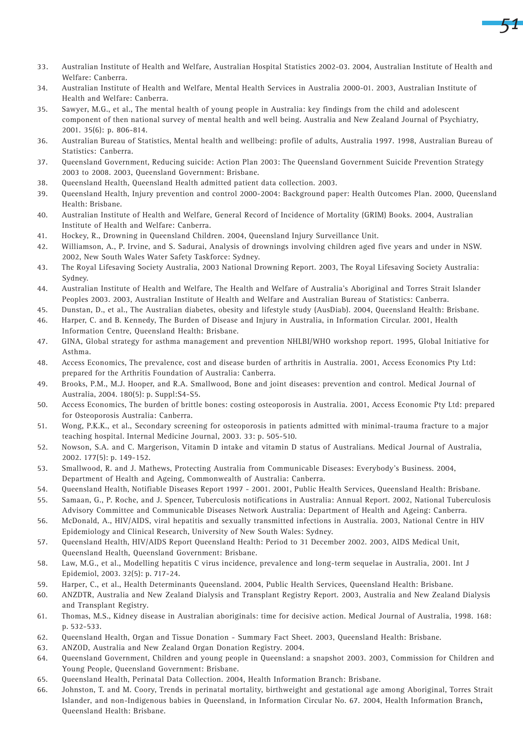33. Australian Institute of Health and Welfare, Australian Hospital Statistics 2002-03. 2004, Australian Institute of Health and Welfare: Canberra.
34. Australian Institute of Health and Welfare, Mental Health Services in Australia 2000-01. 2003, Australian Institute of Health and Welfare: Canberra.
35. Sawyer, M.G., et al., The mental health of young people in Australia: key findings from the child and adolescent component of then national survey of mental health and well being. Australia and New Zealand Journal of Psychiatry, 2001. 35(6): p. 806-814.
36. Australian Bureau of Statistics, Mental health and wellbeing: profile of adults, Australia 1997. 1998, Australian Bureau of Statistics: Canberra.
37. Queensland Government, Reducing suicide: Action Plan 2003: The Queensland Government Suicide Prevention Strategy 2003 to 2008. 2003, Queensland Government: Brisbane.
38. Queensland Health, Queensland Health admitted patient data collection. 2003.
39. Queensland Health, Injury prevention and control 2000-2004: Background paper: Health Outcomes Plan. 2000, Queensland Health: Brisbane.
40. Australian Institute of Health and Welfare, General Record of Incidence of Mortality (GRIM) Books. 2004, Australian Institute of Health and Welfare: Canberra.
41. Hockey, R., Drowning in Queensland Children. 2004, Queensland Injury Surveillance Unit.
42. Williamson, A., P. Irvine, and S. Sadurai, Analysis of drownings involving children aged five years and under in NSW. 2002, New South Wales Water Safety Taskforce: Sydney.
43. The Royal Lifesaving Society Australia, 2003 National Drowning Report. 2003, The Royal Lifesaving Society Australia: Sydney.
44. Australian Institute of Health and Welfare, The Health and Welfare of Australia's Aboriginal and Torres Strait Islander Peoples 2003. 2003, Australian Institute of Health and Welfare and Australian Bureau of Statistics: Canberra.
45. Dunstan, D., et al., The Australian diabetes, obesity and lifestyle study (AusDiab). 2004, Queensland Health: Brisbane.
46. Harper, C. and B. Kennedy, The Burden of Disease and Injury in Australia, in Information Circular. 2001, Health Information Centre, Queensland Health: Brisbane.
47. GINA, Global strategy for asthma management and prevention NHLBI/WHO workshop report. 1995, Global Initiative for Asthma.
48. Access Economics, The prevalence, cost and disease burden of arthritis in Australia. 2001, Access Economics Pty Ltd: prepared for the Arthritis Foundation of Australia: Canberra.
49. Brooks, P.M., M.J. Hooper, and R.A. Smallwood, Bone and joint diseases: prevention and control. Medical Journal of Australia, 2004. 180(5): p. Suppl:S4-S5.
50. Access Economics, The burden of brittle bones: costing osteoporosis in Australia. 2001, Access Economic Pty Ltd: prepared for Osteoporosis Australia: Canberra.
51. Wong, P.K.K., et al., Secondary screening for osteoporosis in patients admitted with minimal-trauma fracture to a major teaching hospital. Internal Medicine Journal, 2003. 33: p. 505-510.
52. Nowson, S.A. and C. Margerison, Vitamin D intake and vitamin D status of Australians. Medical Journal of Australia, 2002. 177(5): p. 149-152.
53. Smallwood, R. and J. Mathews, Protecting Australia from Communicable Diseases: Everybody's Business. 2004, Department of Health and Ageing, Commonwealth of Australia: Canberra.
54. Queensland Health, Notifiable Diseases Report 1997 - 2001. 2001, Public Health Services, Queensland Health: Brisbane.
55. Samaan, G., P. Roche, and J. Spencer, Tuberculosis notifications in Australia: Annual Report. 2002, National Tuberculosis Advisory Committee and Communicable Diseases Network Australia: Department of Health and Ageing: Canberra.
56. McDonald, A., HIV/AIDS, viral hepatitis and sexually transmitted infections in Australia. 2003, National Centre in HIV Epidemiology and Clinical Research, University of New South Wales: Sydney.
57. Queensland Health, HIV/AIDS Report Queensland Health: Period to 31 December 2002. 2003, AIDS Medical Unit, Queensland Health, Queensland Government: Brisbane.
58. Law, M.G., et al., Modelling hepatitis C virus incidence, prevalence and long-term sequelae in Australia, 2001. Int J Epidemiol, 2003. 32(5): p. 717-24.
59. Harper, C., et al., Health Determinants Queensland. 2004, Public Health Services, Queensland Health: Brisbane.
60. ANZDTR, Australia and New Zealand Dialysis and Transplant Registry Report. 2003, Australia and New Zealand Dialysis and Transplant Registry.
61. Thomas, M.S., Kidney disease in Australian aboriginals: time for decisive action. Medical Journal of Australia, 1998. 168: p. 532-533.
62. Queensland Health, Organ and Tissue Donation - Summary Fact Sheet. 2003, Queensland Health: Brisbane.
63. ANZOD, Australia and New Zealand Organ Donation Registry. 2004.
64. Queensland Government, Children and young people in Queensland: a snapshot 2003. 2003, Commission for Children and Young People, Queensland Government: Brisbane.
65. Queensland Health, Perinatal Data Collection. 2004, Health Information Branch: Brisbane.
66. Johnston, T. and M. Coory, Trends in perinatal mortality, birthweight and gestational age among Aboriginal, Torres Strait Islander, and non-Indigenous babies in Queensland, in Information Circular No. 67. 2004, Health Information Branch, Queensland Health: Brisbane.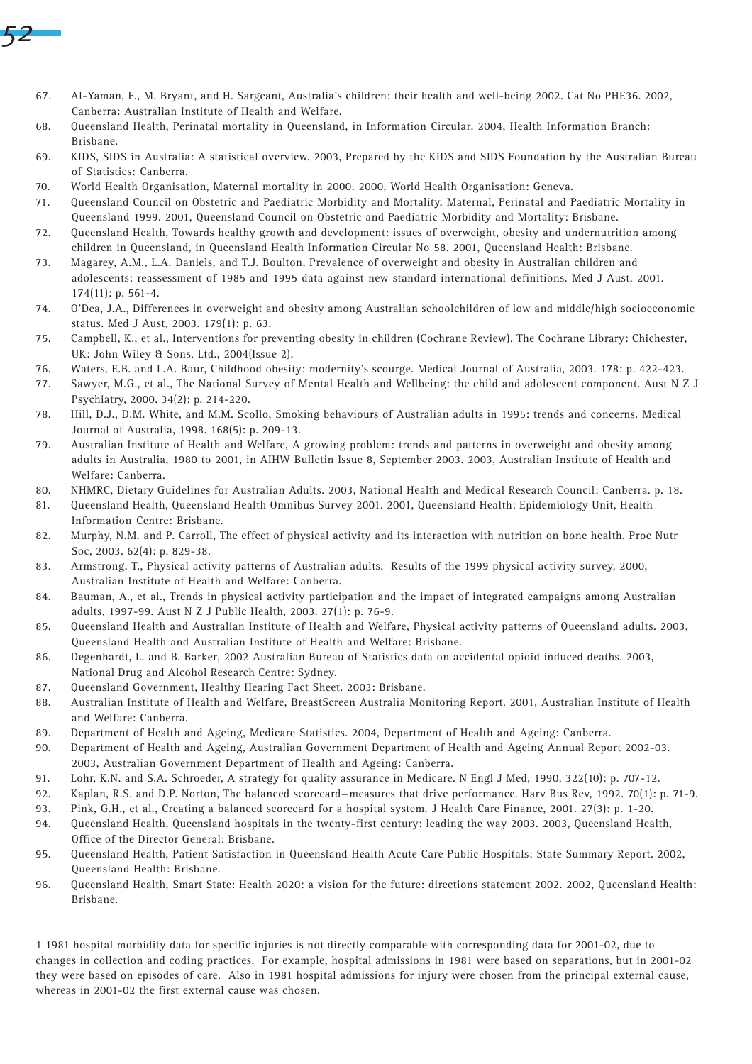67. Al-Yaman, F., M. Bryant, and H. Sargeant, Australia's children: their health and well-being 2002. Cat No PHE36. 2002, Canberra: Australian Institute of Health and Welfare.
68. Queensland Health, Perinatal mortality in Queensland, in Information Circular. 2004, Health Information Branch: Brisbane.
69. KIDS, SIDS in Australia: A statistical overview. 2003, Prepared by the KIDS and SIDS Foundation by the Australian Bureau of Statistics: Canberra.
70. World Health Organisation, Maternal mortality in 2000. 2000, World Health Organisation: Geneva.
71. Queensland Council on Obstetric and Paediatric Morbidity and Mortality, Maternal, Perinatal and Paediatric Mortality in Queensland 1999. 2001, Queensland Council on Obstetric and Paediatric Morbidity and Mortality: Brisbane.
72. Queensland Health, Towards healthy growth and development: issues of overweight, obesity and undernutrition among children in Queensland, in Queensland Health Information Circular No 58. 2001, Queensland Health: Brisbane.
73. Magarey, A.M., L.A. Daniels, and T.J. Boulton, Prevalence of overweight and obesity in Australian children and adolescents: reassessment of 1985 and 1995 data against new standard international definitions. Med J Aust, 2001. 174(11): p. 561-4.
74. O'Dea, J.A., Differences in overweight and obesity among Australian schoolchildren of low and middle/high socioeconomic status. Med J Aust, 2003. 179(1): p. 63.
75. Campbell, K., et al., Interventions for preventing obesity in children (Cochrane Review). The Cochrane Library: Chichester, UK: John Wiley & Sons, Ltd., 2004(Issue 2).
76. Waters, E.B. and L.A. Baur, Childhood obesity: modernity's scourge. Medical Journal of Australia, 2003. 178: p. 422-423.
77. Sawyer, M.G., et al., The National Survey of Mental Health and Wellbeing: the child and adolescent component. Aust N Z J Psychiatry, 2000. 34(2): p. 214-220.
78. Hill, D.J., D.M. White, and M.M. Scollo, Smoking behaviours of Australian adults in 1995: trends and concerns. Medical Journal of Australia, 1998. 168(5): p. 209-13.
79. Australian Institute of Health and Welfare, A growing problem: trends and patterns in overweight and obesity among adults in Australia, 1980 to 2001, in AIHW Bulletin Issue 8, September 2003. 2003, Australian Institute of Health and Welfare: Canberra.
80. NHMRC, Dietary Guidelines for Australian Adults. 2003, National Health and Medical Research Council: Canberra. p. 18.
81. Queensland Health, Queensland Health Omnibus Survey 2001. 2001, Queensland Health: Epidemiology Unit, Health Information Centre: Brisbane.
82. Murphy, N.M. and P. Carroll, The effect of physical activity and its interaction with nutrition on bone health. Proc Nutr Soc, 2003. 62(4): p. 829-38.
83. Armstrong, T., Physical activity patterns of Australian adults. Results of the 1999 physical activity survey. 2000, Australian Institute of Health and Welfare: Canberra.
84. Bauman, A., et al., Trends in physical activity participation and the impact of integrated campaigns among Australian adults, 1997-99. Aust N Z J Public Health, 2003. 27(1): p. 76-9.
85. Queensland Health and Australian Institute of Health and Welfare, Physical activity patterns of Queensland adults. 2003, Queensland Health and Australian Institute of Health and Welfare: Brisbane.
86. Degenhardt, L. and B. Barker, 2002 Australian Bureau of Statistics data on accidental opioid induced deaths. 2003, National Drug and Alcohol Research Centre: Sydney.
87. Queensland Government, Healthy Hearing Fact Sheet. 2003: Brisbane.
88. Australian Institute of Health and Welfare, BreastScreen Australia Monitoring Report. 2001, Australian Institute of Health and Welfare: Canberra.
89. Department of Health and Ageing, Medicare Statistics. 2004, Department of Health and Ageing: Canberra.
90. Department of Health and Ageing, Australian Government Department of Health and Ageing Annual Report 2002-03. 2003, Australian Government Department of Health and Ageing: Canberra.
91. Lohr, K.N. and S.A. Schroeder, A strategy for quality assurance in Medicare. N Engl J Med, 1990. 322(10): p. 707-12.
92. Kaplan, R.S. and D.P. Norton, The balanced scorecard—measures that drive performance. Harv Bus Rev, 1992. 70(1): p. 71-9.
93. Pink, G.H., et al., Creating a balanced scorecard for a hospital system. J Health Care Finance, 2001. 27(3): p. 1-20.
94. Queensland Health, Queensland hospitals in the twenty-first century: leading the way 2003. 2003, Queensland Health, Office of the Director General: Brisbane.
95. Queensland Health, Patient Satisfaction in Queensland Health Acute Care Public Hospitals: State Summary Report. 2002, Queensland Health: Brisbane.
96. Queensland Health, Smart State: Health 2020: a vision for the future: directions statement 2002. 2002, Queensland Health: Brisbane.

1 1981 hospital morbidity data for specific injuries is not directly comparable with corresponding data for 2001-02, due to changes in collection and coding practices. For example, hospital admissions in 1981 were based on separations, but in 2001-02 they were based on episodes of care. Also in 1981 hospital admissions for injury were chosen from the principal external cause, whereas in 2001-02 the first external cause was chosen.